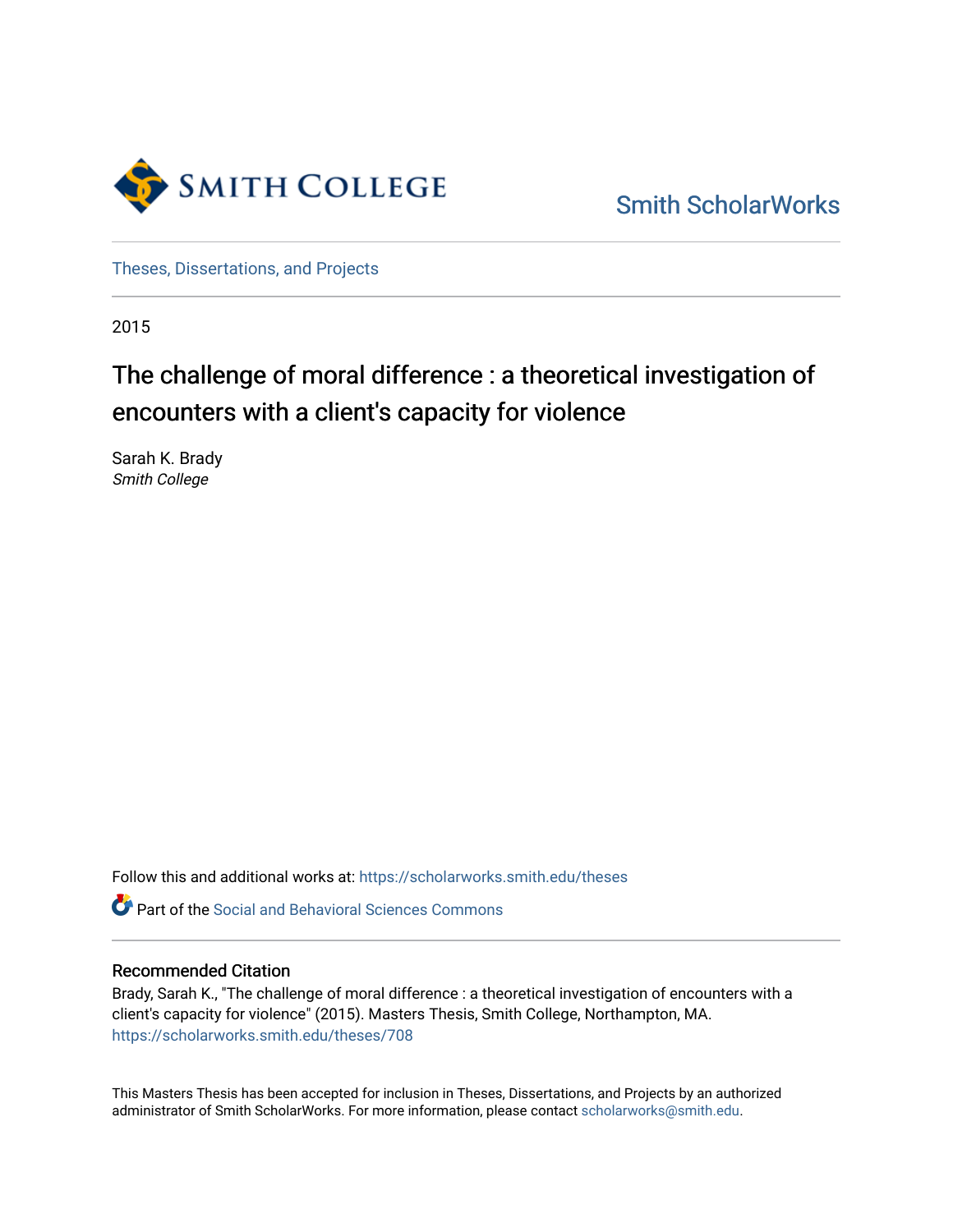Smith College

Smith ScholarWorks

Theses, Dissertations, and Projects

2015

# The challenge of moral difference : a theoretical investigation of encounters with a client's capacity for violence

Sarah K. Brady
*Smith College*

Follow this and additional works at: https://scholarworks.smith.edu/theses

Part of the Social and Behavioral Sciences Commons

## Recommended Citation

Brady, Sarah K., "The challenge of moral difference : a theoretical investigation of encounters with a client's capacity for violence" (2015). Masters Thesis, Smith College, Northampton, MA.
https://scholarworks.smith.edu/theses/708

This Masters Thesis has been accepted for inclusion in Theses, Dissertations, and Projects by an authorized administrator of Smith ScholarWorks. For more information, please contact scholarworks@smith.edu.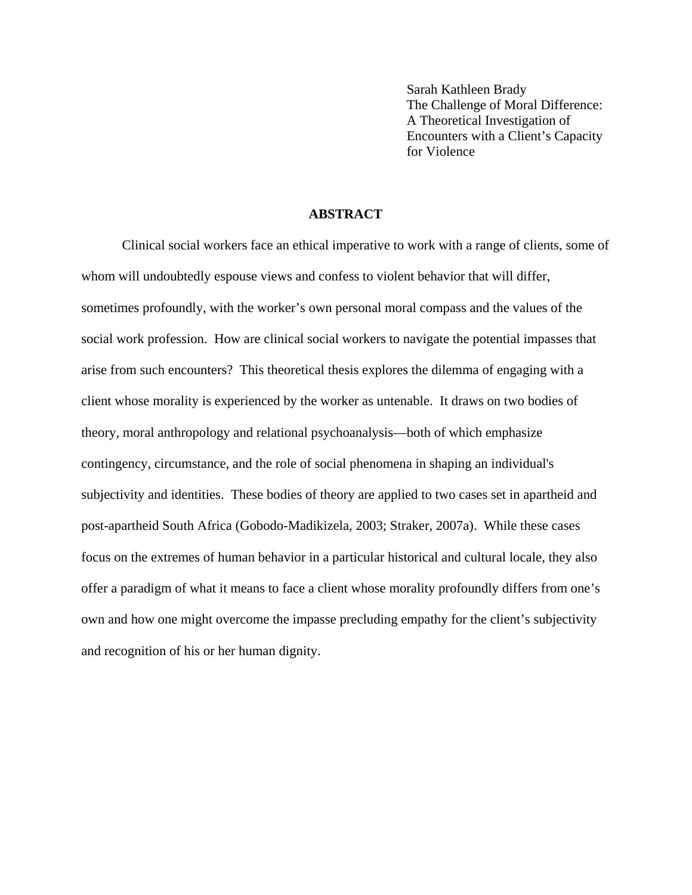Sarah Kathleen Brady
The Challenge of Moral Difference: A Theoretical Investigation of Encounters with a Client's Capacity for Violence

## ABSTRACT

Clinical social workers face an ethical imperative to work with a range of clients, some of whom will undoubtedly espouse views and confess to violent behavior that will differ, sometimes profoundly, with the worker's own personal moral compass and the values of the social work profession. How are clinical social workers to navigate the potential impasses that arise from such encounters? This theoretical thesis explores the dilemma of engaging with a client whose morality is experienced by the worker as untenable. It draws on two bodies of theory, moral anthropology and relational psychoanalysis—both of which emphasize contingency, circumstance, and the role of social phenomena in shaping an individual's subjectivity and identities. These bodies of theory are applied to two cases set in apartheid and post-apartheid South Africa (Gobodo-Madikizela, 2003; Straker, 2007a). While these cases focus on the extremes of human behavior in a particular historical and cultural locale, they also offer a paradigm of what it means to face a client whose morality profoundly differs from one's own and how one might overcome the impasse precluding empathy for the client's subjectivity and recognition of his or her human dignity.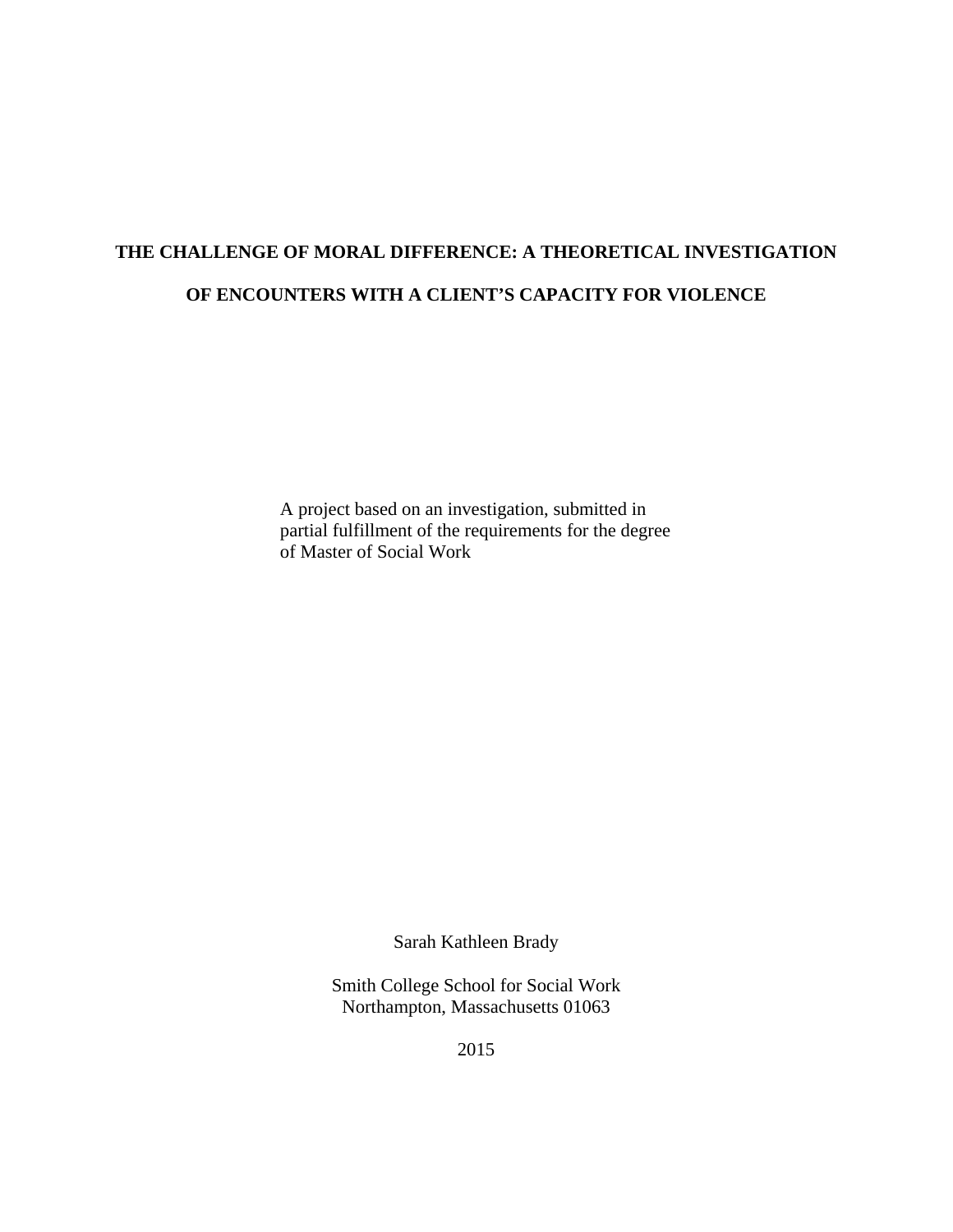**THE CHALLENGE OF MORAL DIFFERENCE: A THEORETICAL INVESTIGATION**

**OF ENCOUNTERS WITH A CLIENT'S CAPACITY FOR VIOLENCE**

A project based on an investigation, submitted in partial fulfillment of the requirements for the degree of Master of Social Work

Sarah Kathleen Brady

Smith College School for Social Work
Northampton, Massachusetts 01063

2015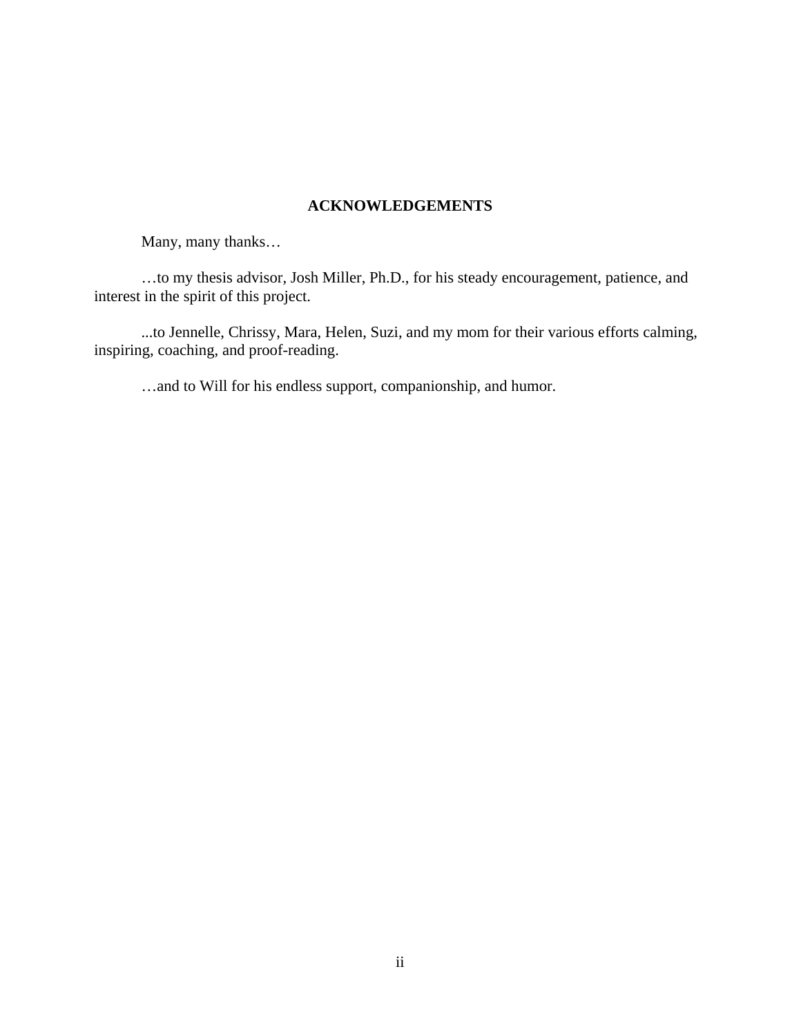## ACKNOWLEDGEMENTS

Many, many thanks…

…to my thesis advisor, Josh Miller, Ph.D., for his steady encouragement, patience, and interest in the spirit of this project.

...to Jennelle, Chrissy, Mara, Helen, Suzi, and my mom for their various efforts calming, inspiring, coaching, and proof-reading.

…and to Will for his endless support, companionship, and humor.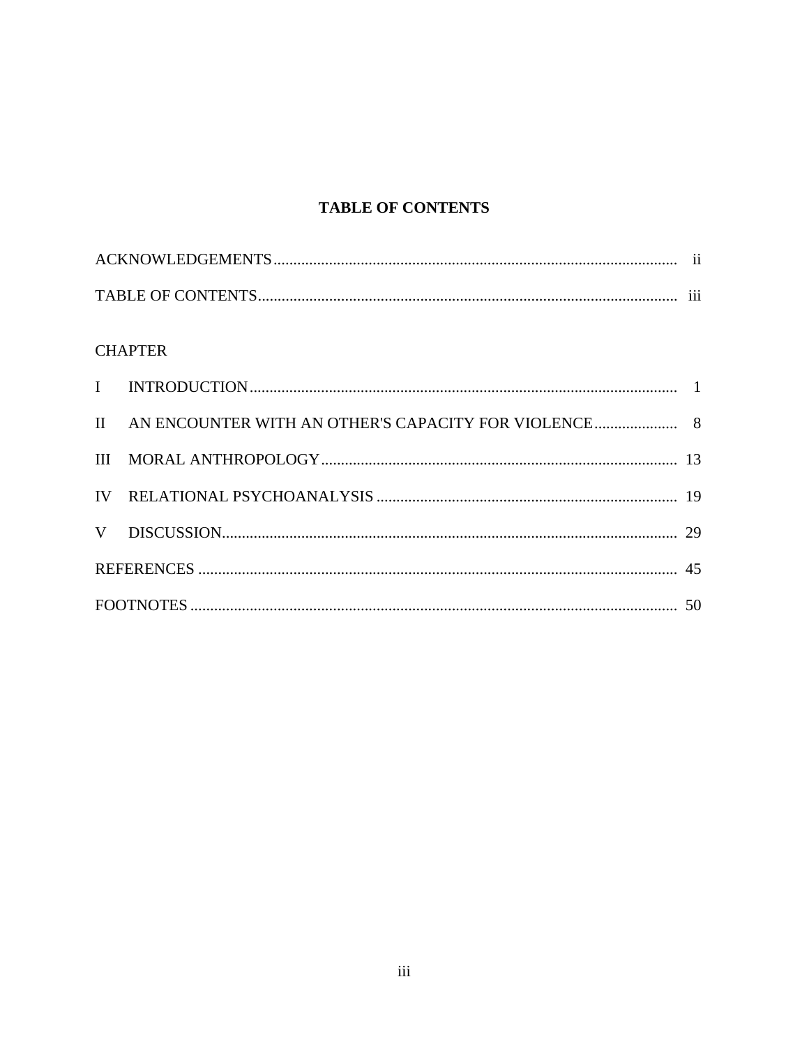# TABLE OF CONTENTS

| | | |
|---|---|---|
| ACKNOWLEDGEMENTS | | ii |
| TABLE OF CONTENTS | | iii |
| CHAPTER | | |
| I | INTRODUCTION | 1 |
| II | AN ENCOUNTER WITH AN OTHER'S CAPACITY FOR VIOLENCE | 8 |
| III | MORAL ANTHROPOLOGY | 13 |
| IV | RELATIONAL PSYCHOANALYSIS | 19 |
| V | DISCUSSION | 29 |
| REFERENCES | | 45 |
| FOOTNOTES | | 50 |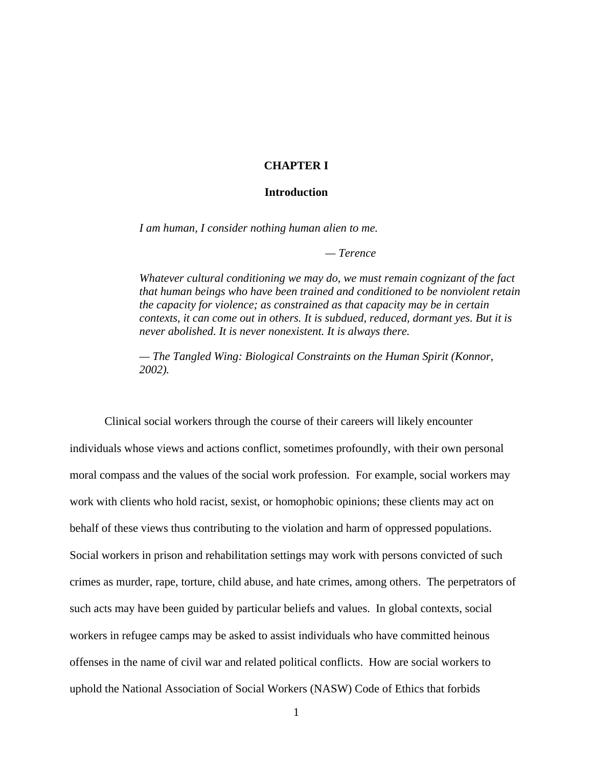# CHAPTER I

## Introduction

> *I am human, I consider nothing human alien to me.*
>
> *— Terence*
>
> *Whatever cultural conditioning we may do, we must remain cognizant of the fact that human beings who have been trained and conditioned to be nonviolent retain the capacity for violence; as constrained as that capacity may be in certain contexts, it can come out in others. It is subdued, reduced, dormant yes. But it is never abolished. It is never nonexistent. It is always there.*
>
> *— The Tangled Wing: Biological Constraints on the Human Spirit (Konnor, 2002).*

Clinical social workers through the course of their careers will likely encounter individuals whose views and actions conflict, sometimes profoundly, with their own personal moral compass and the values of the social work profession. For example, social workers may work with clients who hold racist, sexist, or homophobic opinions; these clients may act on behalf of these views thus contributing to the violation and harm of oppressed populations. Social workers in prison and rehabilitation settings may work with persons convicted of such crimes as murder, rape, torture, child abuse, and hate crimes, among others. The perpetrators of such acts may have been guided by particular beliefs and values. In global contexts, social workers in refugee camps may be asked to assist individuals who have committed heinous offenses in the name of civil war and related political conflicts. How are social workers to uphold the National Association of Social Workers (NASW) Code of Ethics that forbids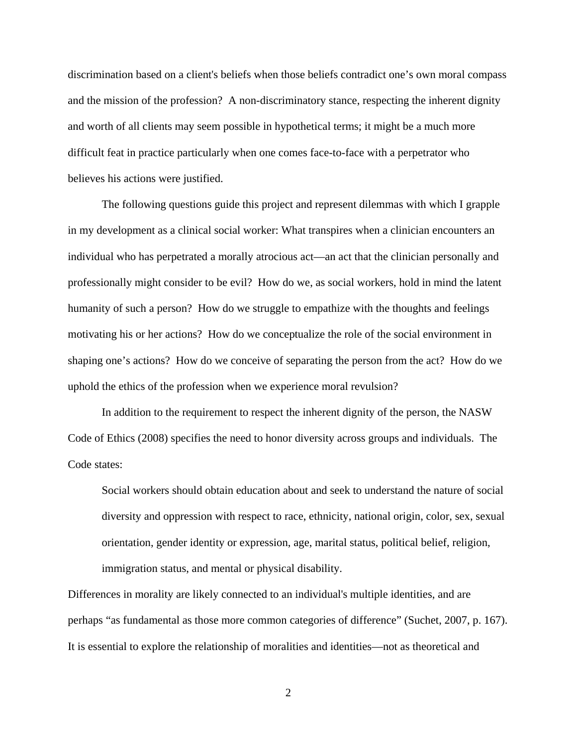discrimination based on a client's beliefs when those beliefs contradict one's own moral compass and the mission of the profession? A non-discriminatory stance, respecting the inherent dignity and worth of all clients may seem possible in hypothetical terms; it might be a much more difficult feat in practice particularly when one comes face-to-face with a perpetrator who believes his actions were justified.

The following questions guide this project and represent dilemmas with which I grapple in my development as a clinical social worker: What transpires when a clinician encounters an individual who has perpetrated a morally atrocious act—an act that the clinician personally and professionally might consider to be evil? How do we, as social workers, hold in mind the latent humanity of such a person? How do we struggle to empathize with the thoughts and feelings motivating his or her actions? How do we conceptualize the role of the social environment in shaping one's actions? How do we conceive of separating the person from the act? How do we uphold the ethics of the profession when we experience moral revulsion?

In addition to the requirement to respect the inherent dignity of the person, the NASW Code of Ethics (2008) specifies the need to honor diversity across groups and individuals. The Code states:

> Social workers should obtain education about and seek to understand the nature of social diversity and oppression with respect to race, ethnicity, national origin, color, sex, sexual orientation, gender identity or expression, age, marital status, political belief, religion, immigration status, and mental or physical disability.

Differences in morality are likely connected to an individual's multiple identities, and are perhaps "as fundamental as those more common categories of difference" (Suchet, 2007, p. 167). It is essential to explore the relationship of moralities and identities—not as theoretical and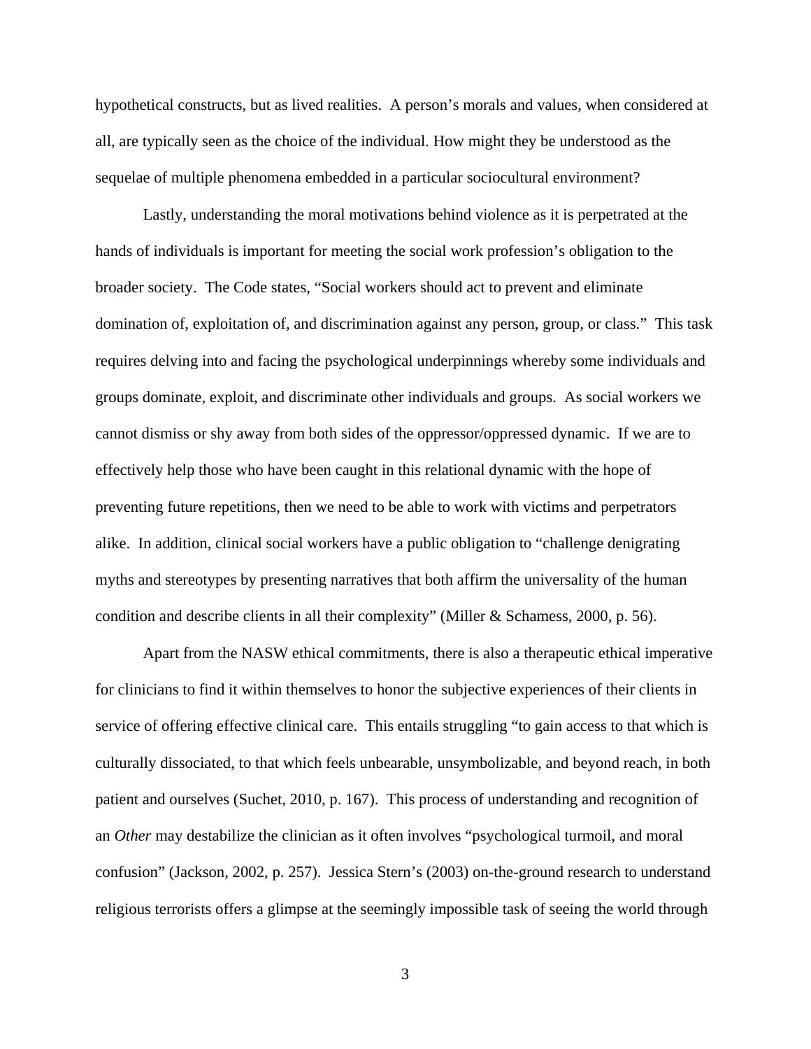hypothetical constructs, but as lived realities. A person's morals and values, when considered at all, are typically seen as the choice of the individual. How might they be understood as the sequelae of multiple phenomena embedded in a particular sociocultural environment?

Lastly, understanding the moral motivations behind violence as it is perpetrated at the hands of individuals is important for meeting the social work profession's obligation to the broader society. The Code states, "Social workers should act to prevent and eliminate domination of, exploitation of, and discrimination against any person, group, or class." This task requires delving into and facing the psychological underpinnings whereby some individuals and groups dominate, exploit, and discriminate other individuals and groups. As social workers we cannot dismiss or shy away from both sides of the oppressor/oppressed dynamic. If we are to effectively help those who have been caught in this relational dynamic with the hope of preventing future repetitions, then we need to be able to work with victims and perpetrators alike. In addition, clinical social workers have a public obligation to "challenge denigrating myths and stereotypes by presenting narratives that both affirm the universality of the human condition and describe clients in all their complexity" (Miller & Schamess, 2000, p. 56).

Apart from the NASW ethical commitments, there is also a therapeutic ethical imperative for clinicians to find it within themselves to honor the subjective experiences of their clients in service of offering effective clinical care. This entails struggling "to gain access to that which is culturally dissociated, to that which feels unbearable, unsymbolizable, and beyond reach, in both patient and ourselves (Suchet, 2010, p. 167). This process of understanding and recognition of an *Other* may destabilize the clinician as it often involves "psychological turmoil, and moral confusion" (Jackson, 2002, p. 257). Jessica Stern's (2003) on-the-ground research to understand religious terrorists offers a glimpse at the seemingly impossible task of seeing the world through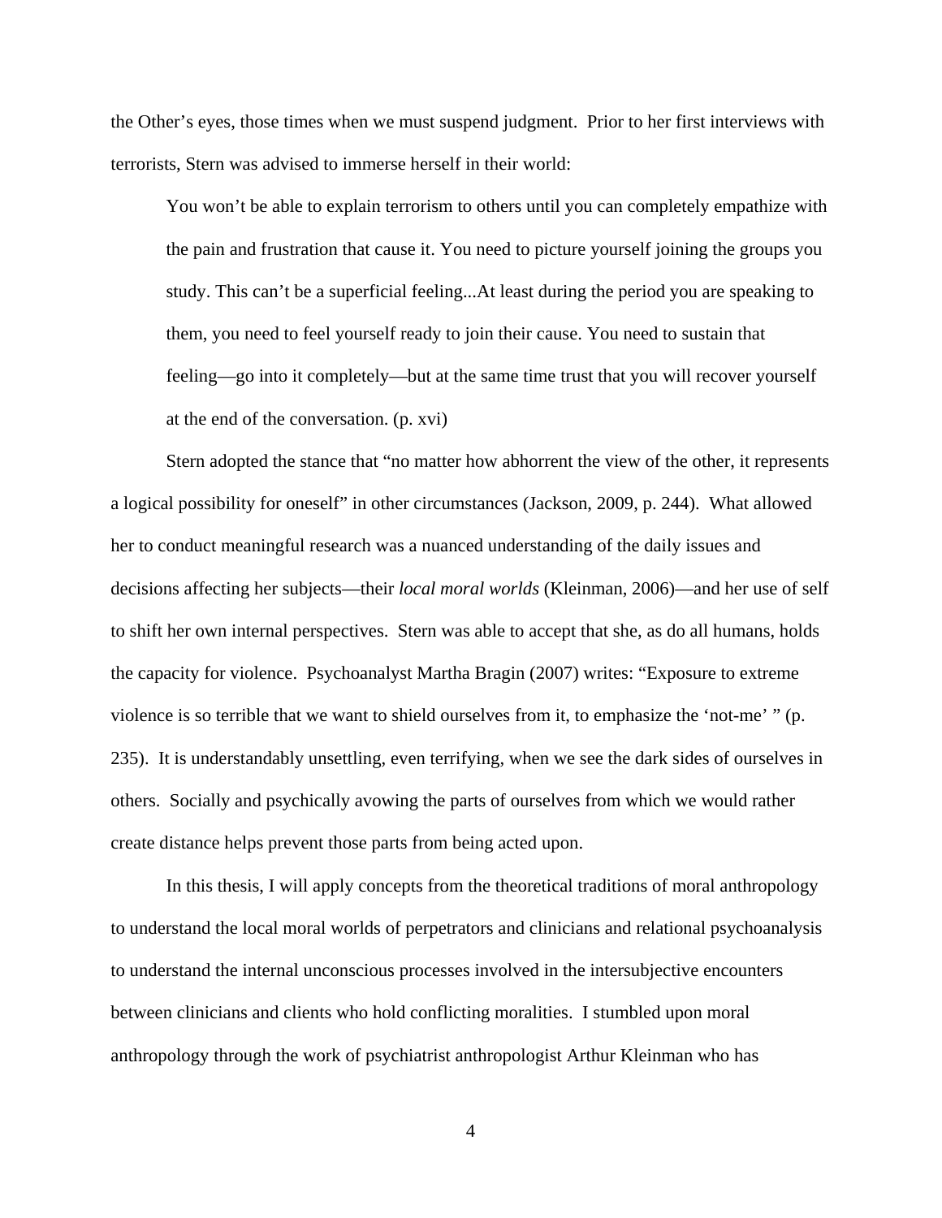the Other's eyes, those times when we must suspend judgment. Prior to her first interviews with terrorists, Stern was advised to immerse herself in their world:

> You won't be able to explain terrorism to others until you can completely empathize with the pain and frustration that cause it. You need to picture yourself joining the groups you study. This can't be a superficial feeling...At least during the period you are speaking to them, you need to feel yourself ready to join their cause. You need to sustain that feeling—go into it completely—but at the same time trust that you will recover yourself at the end of the conversation. (p. xvi)

Stern adopted the stance that "no matter how abhorrent the view of the other, it represents a logical possibility for oneself" in other circumstances (Jackson, 2009, p. 244). What allowed her to conduct meaningful research was a nuanced understanding of the daily issues and decisions affecting her subjects—their *local moral worlds* (Kleinman, 2006)—and her use of self to shift her own internal perspectives. Stern was able to accept that she, as do all humans, holds the capacity for violence. Psychoanalyst Martha Bragin (2007) writes: "Exposure to extreme violence is so terrible that we want to shield ourselves from it, to emphasize the 'not-me' " (p. 235). It is understandably unsettling, even terrifying, when we see the dark sides of ourselves in others. Socially and psychically avowing the parts of ourselves from which we would rather create distance helps prevent those parts from being acted upon.

In this thesis, I will apply concepts from the theoretical traditions of moral anthropology to understand the local moral worlds of perpetrators and clinicians and relational psychoanalysis to understand the internal unconscious processes involved in the intersubjective encounters between clinicians and clients who hold conflicting moralities. I stumbled upon moral anthropology through the work of psychiatrist anthropologist Arthur Kleinman who has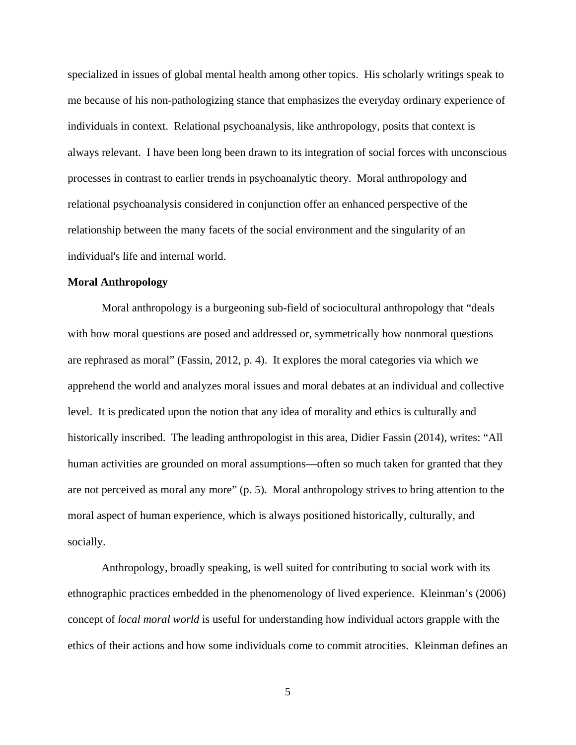specialized in issues of global mental health among other topics. His scholarly writings speak to me because of his non-pathologizing stance that emphasizes the everyday ordinary experience of individuals in context. Relational psychoanalysis, like anthropology, posits that context is always relevant. I have been long been drawn to its integration of social forces with unconscious processes in contrast to earlier trends in psychoanalytic theory. Moral anthropology and relational psychoanalysis considered in conjunction offer an enhanced perspective of the relationship between the many facets of the social environment and the singularity of an individual's life and internal world.

**Moral Anthropology**

Moral anthropology is a burgeoning sub-field of sociocultural anthropology that "deals with how moral questions are posed and addressed or, symmetrically how nonmoral questions are rephrased as moral" (Fassin, 2012, p. 4). It explores the moral categories via which we apprehend the world and analyzes moral issues and moral debates at an individual and collective level. It is predicated upon the notion that any idea of morality and ethics is culturally and historically inscribed. The leading anthropologist in this area, Didier Fassin (2014), writes: "All human activities are grounded on moral assumptions—often so much taken for granted that they are not perceived as moral any more" (p. 5). Moral anthropology strives to bring attention to the moral aspect of human experience, which is always positioned historically, culturally, and socially.

Anthropology, broadly speaking, is well suited for contributing to social work with its ethnographic practices embedded in the phenomenology of lived experience. Kleinman's (2006) concept of *local moral world* is useful for understanding how individual actors grapple with the ethics of their actions and how some individuals come to commit atrocities. Kleinman defines an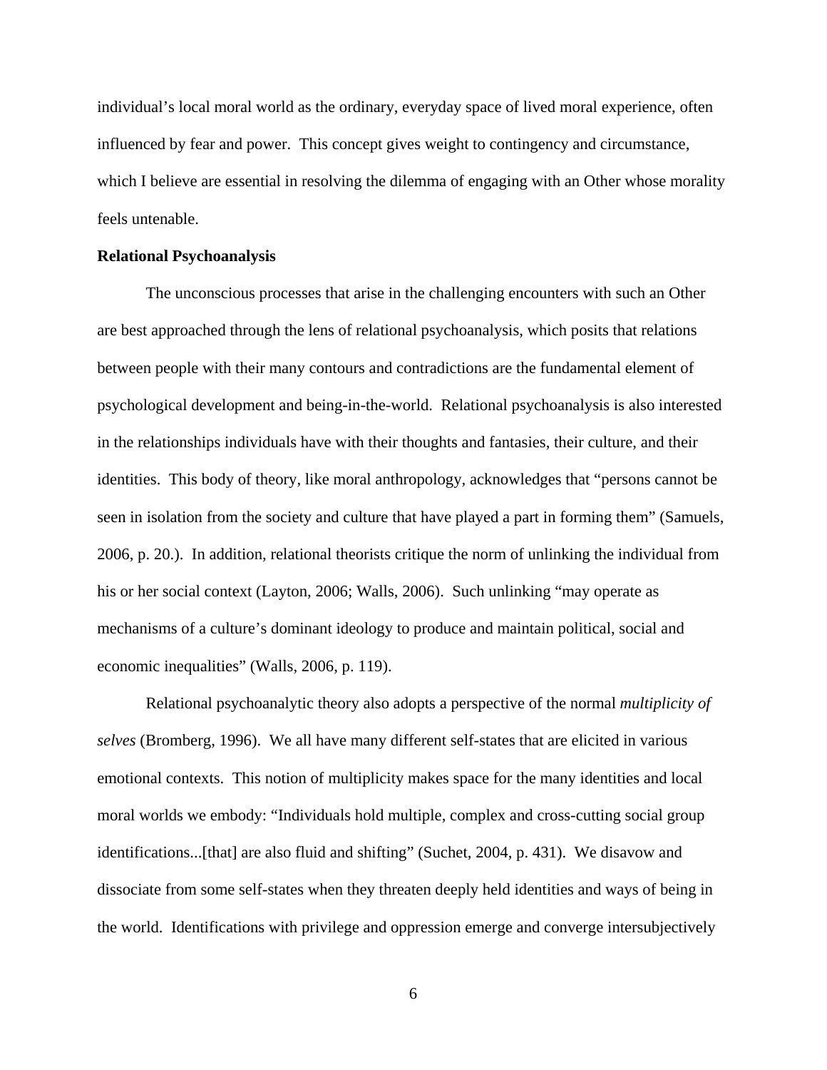individual's local moral world as the ordinary, everyday space of lived moral experience, often influenced by fear and power. This concept gives weight to contingency and circumstance, which I believe are essential in resolving the dilemma of engaging with an Other whose morality feels untenable.

**Relational Psychoanalysis**

The unconscious processes that arise in the challenging encounters with such an Other are best approached through the lens of relational psychoanalysis, which posits that relations between people with their many contours and contradictions are the fundamental element of psychological development and being-in-the-world. Relational psychoanalysis is also interested in the relationships individuals have with their thoughts and fantasies, their culture, and their identities. This body of theory, like moral anthropology, acknowledges that "persons cannot be seen in isolation from the society and culture that have played a part in forming them" (Samuels, 2006, p. 20.). In addition, relational theorists critique the norm of unlinking the individual from his or her social context (Layton, 2006; Walls, 2006). Such unlinking "may operate as mechanisms of a culture's dominant ideology to produce and maintain political, social and economic inequalities" (Walls, 2006, p. 119).

Relational psychoanalytic theory also adopts a perspective of the normal *multiplicity of selves* (Bromberg, 1996). We all have many different self-states that are elicited in various emotional contexts. This notion of multiplicity makes space for the many identities and local moral worlds we embody: "Individuals hold multiple, complex and cross-cutting social group identifications...[that] are also fluid and shifting" (Suchet, 2004, p. 431). We disavow and dissociate from some self-states when they threaten deeply held identities and ways of being in the world. Identifications with privilege and oppression emerge and converge intersubjectively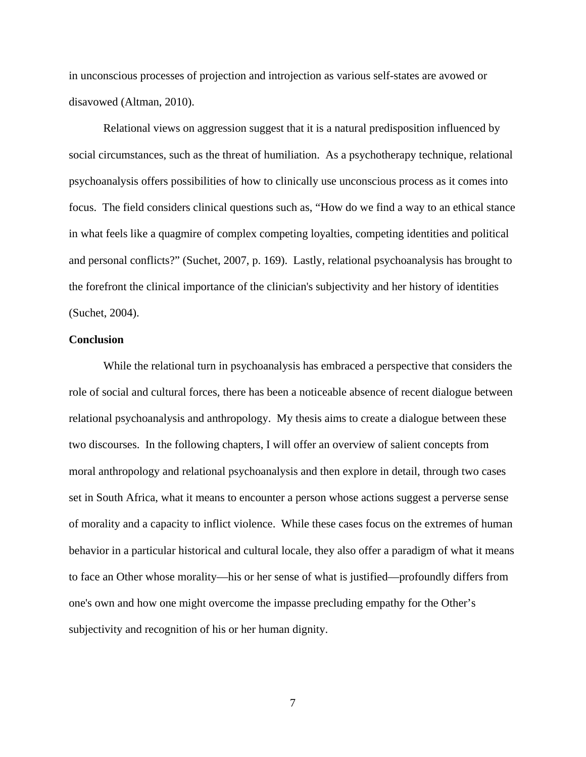in unconscious processes of projection and introjection as various self-states are avowed or disavowed (Altman, 2010).

Relational views on aggression suggest that it is a natural predisposition influenced by social circumstances, such as the threat of humiliation. As a psychotherapy technique, relational psychoanalysis offers possibilities of how to clinically use unconscious process as it comes into focus. The field considers clinical questions such as, "How do we find a way to an ethical stance in what feels like a quagmire of complex competing loyalties, competing identities and political and personal conflicts?" (Suchet, 2007, p. 169). Lastly, relational psychoanalysis has brought to the forefront the clinical importance of the clinician's subjectivity and her history of identities (Suchet, 2004).

**Conclusion**

While the relational turn in psychoanalysis has embraced a perspective that considers the role of social and cultural forces, there has been a noticeable absence of recent dialogue between relational psychoanalysis and anthropology. My thesis aims to create a dialogue between these two discourses. In the following chapters, I will offer an overview of salient concepts from moral anthropology and relational psychoanalysis and then explore in detail, through two cases set in South Africa, what it means to encounter a person whose actions suggest a perverse sense of morality and a capacity to inflict violence. While these cases focus on the extremes of human behavior in a particular historical and cultural locale, they also offer a paradigm of what it means to face an Other whose morality—his or her sense of what is justified—profoundly differs from one's own and how one might overcome the impasse precluding empathy for the Other's subjectivity and recognition of his or her human dignity.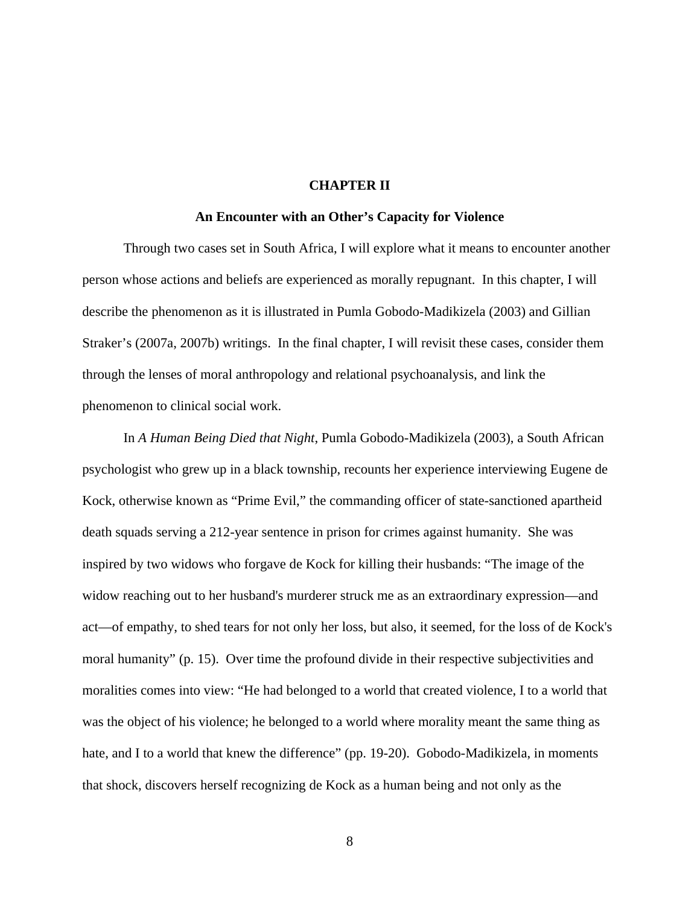# CHAPTER II

## An Encounter with an Other's Capacity for Violence

Through two cases set in South Africa, I will explore what it means to encounter another person whose actions and beliefs are experienced as morally repugnant. In this chapter, I will describe the phenomenon as it is illustrated in Pumla Gobodo-Madikizela (2003) and Gillian Straker's (2007a, 2007b) writings. In the final chapter, I will revisit these cases, consider them through the lenses of moral anthropology and relational psychoanalysis, and link the phenomenon to clinical social work.

In *A Human Being Died that Night*, Pumla Gobodo-Madikizela (2003), a South African psychologist who grew up in a black township, recounts her experience interviewing Eugene de Kock, otherwise known as "Prime Evil," the commanding officer of state-sanctioned apartheid death squads serving a 212-year sentence in prison for crimes against humanity. She was inspired by two widows who forgave de Kock for killing their husbands: "The image of the widow reaching out to her husband's murderer struck me as an extraordinary expression—and act—of empathy, to shed tears for not only her loss, but also, it seemed, for the loss of de Kock's moral humanity" (p. 15). Over time the profound divide in their respective subjectivities and moralities comes into view: "He had belonged to a world that created violence, I to a world that was the object of his violence; he belonged to a world where morality meant the same thing as hate, and I to a world that knew the difference" (pp. 19-20). Gobodo-Madikizela, in moments that shock, discovers herself recognizing de Kock as a human being and not only as the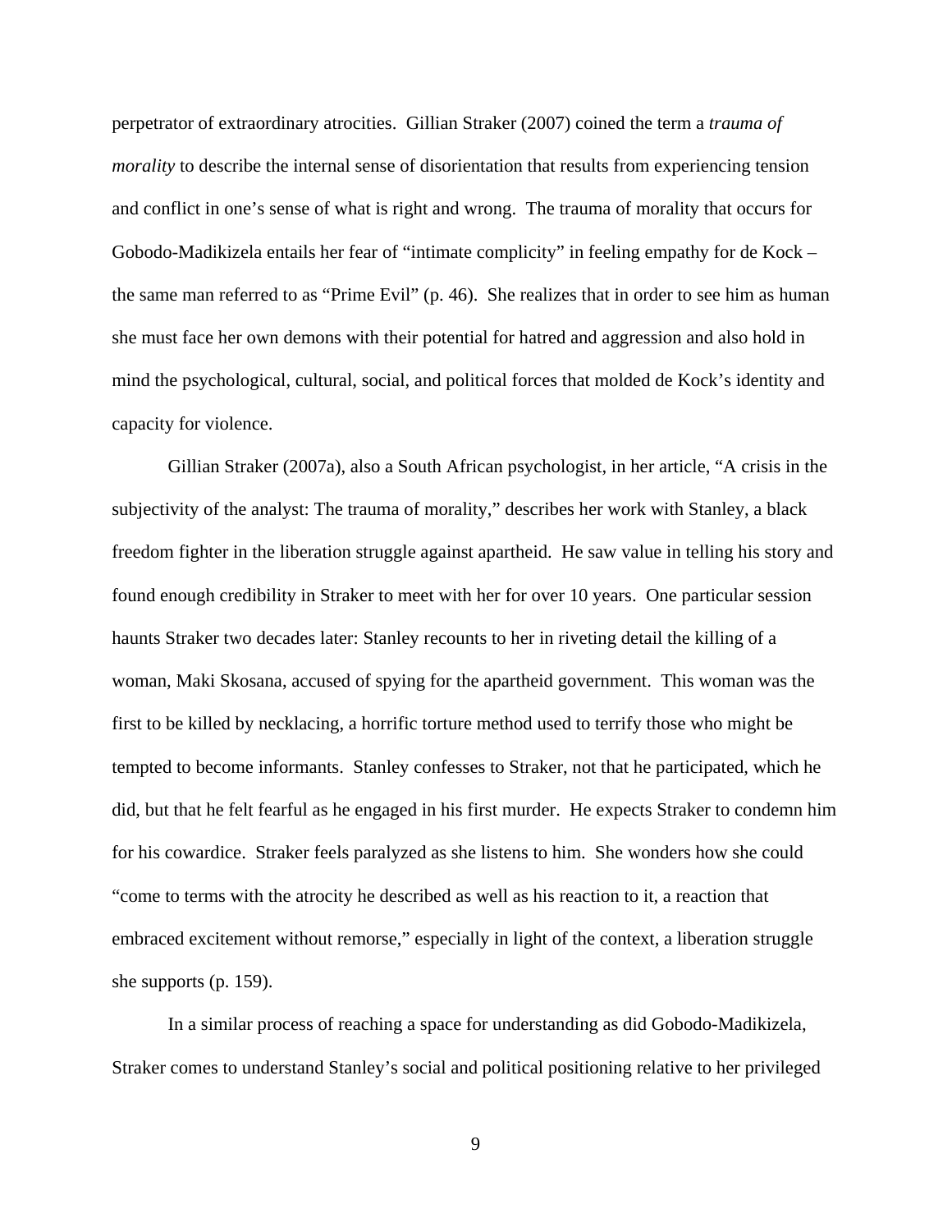perpetrator of extraordinary atrocities. Gillian Straker (2007) coined the term a *trauma of morality* to describe the internal sense of disorientation that results from experiencing tension and conflict in one's sense of what is right and wrong. The trauma of morality that occurs for Gobodo-Madikizela entails her fear of "intimate complicity" in feeling empathy for de Kock – the same man referred to as "Prime Evil" (p. 46). She realizes that in order to see him as human she must face her own demons with their potential for hatred and aggression and also hold in mind the psychological, cultural, social, and political forces that molded de Kock's identity and capacity for violence.

Gillian Straker (2007a), also a South African psychologist, in her article, "A crisis in the subjectivity of the analyst: The trauma of morality," describes her work with Stanley, a black freedom fighter in the liberation struggle against apartheid. He saw value in telling his story and found enough credibility in Straker to meet with her for over 10 years. One particular session haunts Straker two decades later: Stanley recounts to her in riveting detail the killing of a woman, Maki Skosana, accused of spying for the apartheid government. This woman was the first to be killed by necklacing, a horrific torture method used to terrify those who might be tempted to become informants. Stanley confesses to Straker, not that he participated, which he did, but that he felt fearful as he engaged in his first murder. He expects Straker to condemn him for his cowardice. Straker feels paralyzed as she listens to him. She wonders how she could "come to terms with the atrocity he described as well as his reaction to it, a reaction that embraced excitement without remorse," especially in light of the context, a liberation struggle she supports (p. 159).

In a similar process of reaching a space for understanding as did Gobodo-Madikizela, Straker comes to understand Stanley's social and political positioning relative to her privileged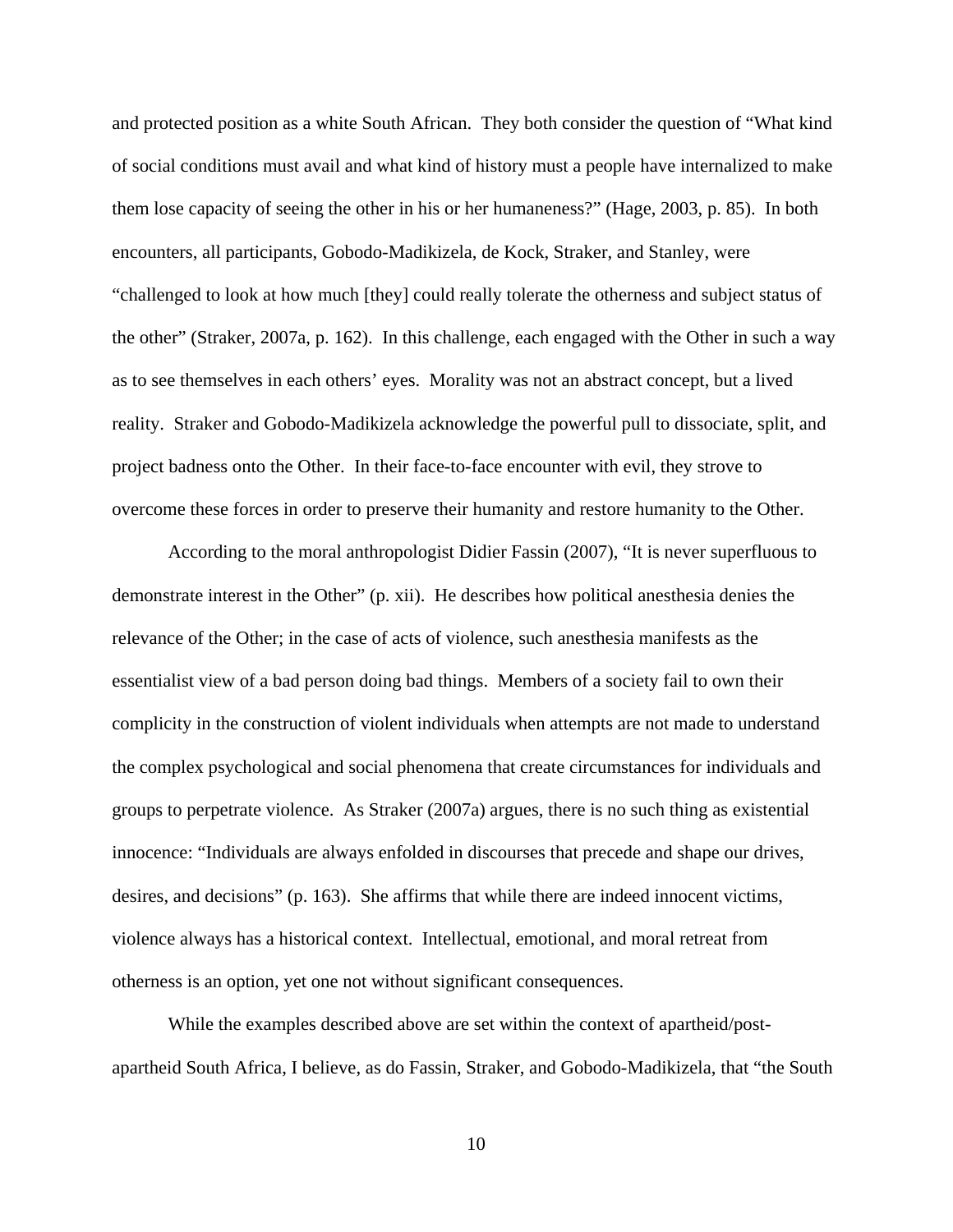and protected position as a white South African. They both consider the question of "What kind of social conditions must avail and what kind of history must a people have internalized to make them lose capacity of seeing the other in his or her humaneness?" (Hage, 2003, p. 85). In both encounters, all participants, Gobodo-Madikizela, de Kock, Straker, and Stanley, were "challenged to look at how much [they] could really tolerate the otherness and subject status of the other" (Straker, 2007a, p. 162). In this challenge, each engaged with the Other in such a way as to see themselves in each others' eyes. Morality was not an abstract concept, but a lived reality. Straker and Gobodo-Madikizela acknowledge the powerful pull to dissociate, split, and project badness onto the Other. In their face-to-face encounter with evil, they strove to overcome these forces in order to preserve their humanity and restore humanity to the Other.

According to the moral anthropologist Didier Fassin (2007), "It is never superfluous to demonstrate interest in the Other" (p. xii). He describes how political anesthesia denies the relevance of the Other; in the case of acts of violence, such anesthesia manifests as the essentialist view of a bad person doing bad things. Members of a society fail to own their complicity in the construction of violent individuals when attempts are not made to understand the complex psychological and social phenomena that create circumstances for individuals and groups to perpetrate violence. As Straker (2007a) argues, there is no such thing as existential innocence: "Individuals are always enfolded in discourses that precede and shape our drives, desires, and decisions" (p. 163). She affirms that while there are indeed innocent victims, violence always has a historical context. Intellectual, emotional, and moral retreat from otherness is an option, yet one not without significant consequences.

While the examples described above are set within the context of apartheid/post-apartheid South Africa, I believe, as do Fassin, Straker, and Gobodo-Madikizela, that "the South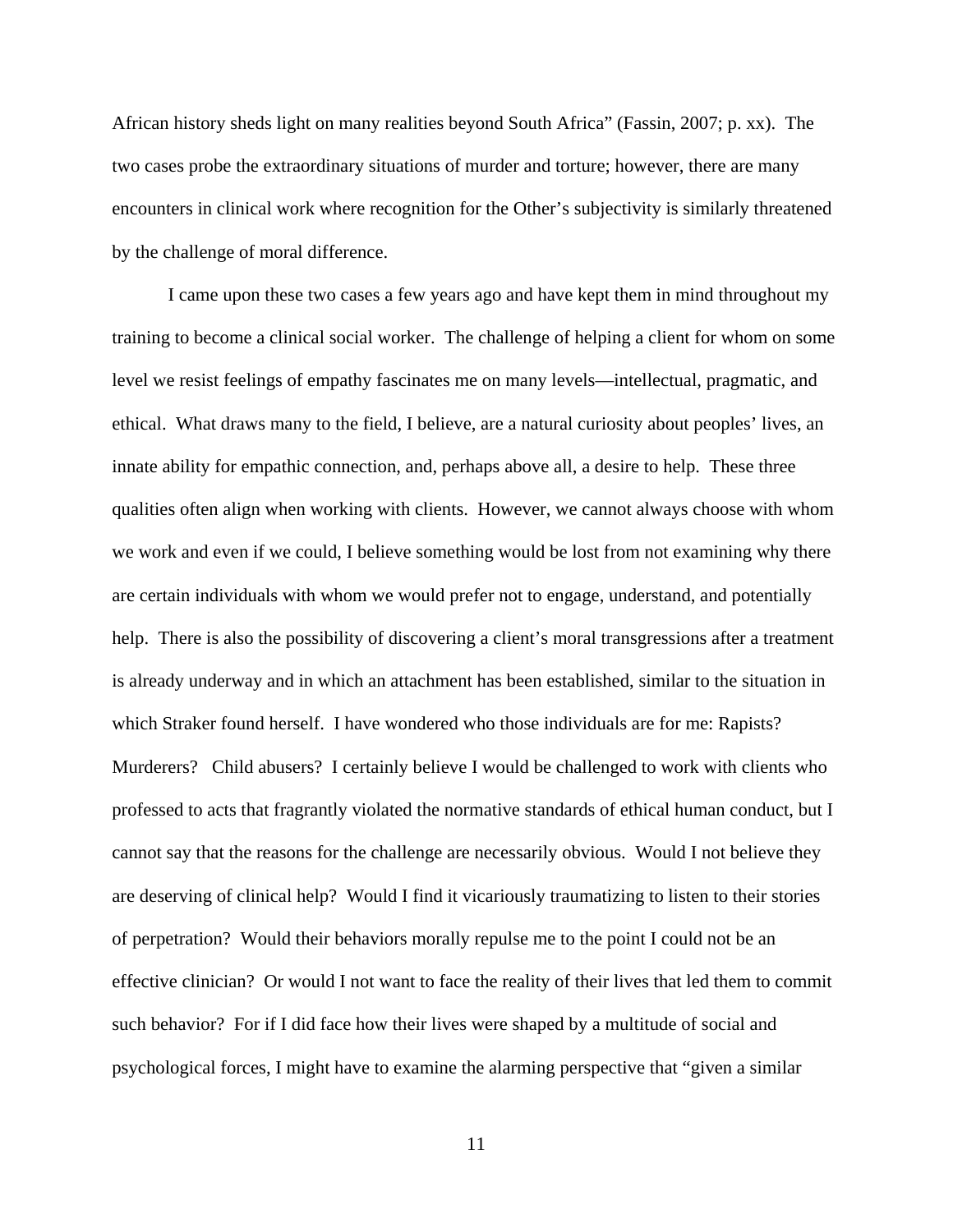African history sheds light on many realities beyond South Africa" (Fassin, 2007; p. xx). The two cases probe the extraordinary situations of murder and torture; however, there are many encounters in clinical work where recognition for the Other's subjectivity is similarly threatened by the challenge of moral difference.

I came upon these two cases a few years ago and have kept them in mind throughout my training to become a clinical social worker. The challenge of helping a client for whom on some level we resist feelings of empathy fascinates me on many levels—intellectual, pragmatic, and ethical. What draws many to the field, I believe, are a natural curiosity about peoples' lives, an innate ability for empathic connection, and, perhaps above all, a desire to help. These three qualities often align when working with clients. However, we cannot always choose with whom we work and even if we could, I believe something would be lost from not examining why there are certain individuals with whom we would prefer not to engage, understand, and potentially help. There is also the possibility of discovering a client's moral transgressions after a treatment is already underway and in which an attachment has been established, similar to the situation in which Straker found herself. I have wondered who those individuals are for me: Rapists? Murderers? Child abusers? I certainly believe I would be challenged to work with clients who professed to acts that fragrantly violated the normative standards of ethical human conduct, but I cannot say that the reasons for the challenge are necessarily obvious. Would I not believe they are deserving of clinical help? Would I find it vicariously traumatizing to listen to their stories of perpetration? Would their behaviors morally repulse me to the point I could not be an effective clinician? Or would I not want to face the reality of their lives that led them to commit such behavior? For if I did face how their lives were shaped by a multitude of social and psychological forces, I might have to examine the alarming perspective that "given a similar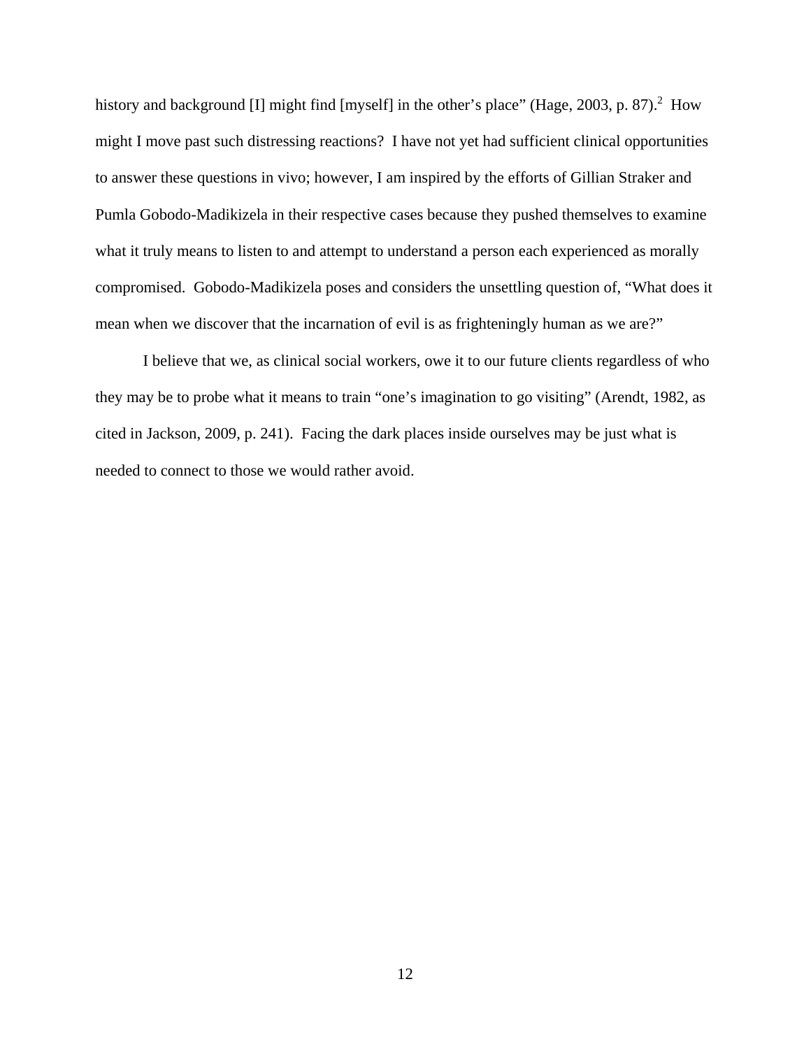history and background [I] might find [myself] in the other's place" (Hage, 2003, p. 87).[2] How might I move past such distressing reactions? I have not yet had sufficient clinical opportunities to answer these questions in vivo; however, I am inspired by the efforts of Gillian Straker and Pumla Gobodo-Madikizela in their respective cases because they pushed themselves to examine what it truly means to listen to and attempt to understand a person each experienced as morally compromised. Gobodo-Madikizela poses and considers the unsettling question of, "What does it mean when we discover that the incarnation of evil is as frighteningly human as we are?"

I believe that we, as clinical social workers, owe it to our future clients regardless of who they may be to probe what it means to train "one's imagination to go visiting" (Arendt, 1982, as cited in Jackson, 2009, p. 241). Facing the dark places inside ourselves may be just what is needed to connect to those we would rather avoid.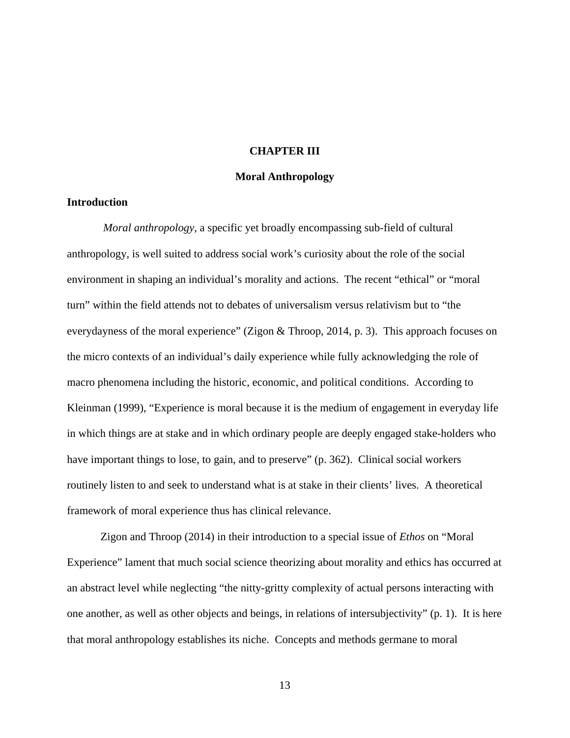# CHAPTER III

# Moral Anthropology

## Introduction

*Moral anthropology*, a specific yet broadly encompassing sub-field of cultural anthropology, is well suited to address social work's curiosity about the role of the social environment in shaping an individual's morality and actions. The recent "ethical" or "moral turn" within the field attends not to debates of universalism versus relativism but to "the everydayness of the moral experience" (Zigon & Throop, 2014, p. 3). This approach focuses on the micro contexts of an individual's daily experience while fully acknowledging the role of macro phenomena including the historic, economic, and political conditions. According to Kleinman (1999), "Experience is moral because it is the medium of engagement in everyday life in which things are at stake and in which ordinary people are deeply engaged stake-holders who have important things to lose, to gain, and to preserve" (p. 362). Clinical social workers routinely listen to and seek to understand what is at stake in their clients' lives. A theoretical framework of moral experience thus has clinical relevance.

Zigon and Throop (2014) in their introduction to a special issue of *Ethos* on "Moral Experience" lament that much social science theorizing about morality and ethics has occurred at an abstract level while neglecting "the nitty-gritty complexity of actual persons interacting with one another, as well as other objects and beings, in relations of intersubjectivity" (p. 1). It is here that moral anthropology establishes its niche. Concepts and methods germane to moral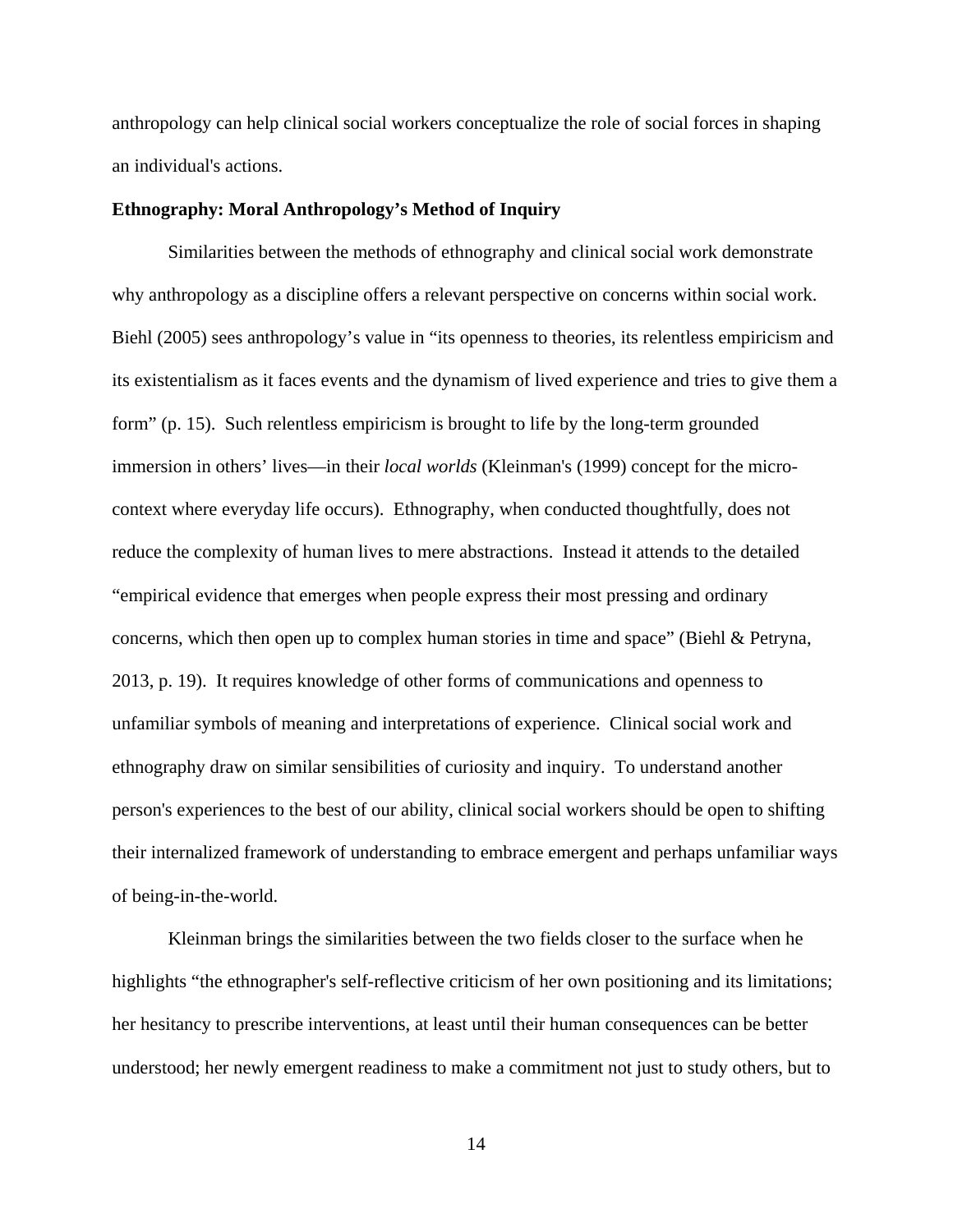anthropology can help clinical social workers conceptualize the role of social forces in shaping an individual's actions.

**Ethnography: Moral Anthropology's Method of Inquiry**

Similarities between the methods of ethnography and clinical social work demonstrate why anthropology as a discipline offers a relevant perspective on concerns within social work. Biehl (2005) sees anthropology's value in "its openness to theories, its relentless empiricism and its existentialism as it faces events and the dynamism of lived experience and tries to give them a form" (p. 15). Such relentless empiricism is brought to life by the long-term grounded immersion in others' lives—in their *local worlds* (Kleinman's (1999) concept for the micro-context where everyday life occurs). Ethnography, when conducted thoughtfully, does not reduce the complexity of human lives to mere abstractions. Instead it attends to the detailed "empirical evidence that emerges when people express their most pressing and ordinary concerns, which then open up to complex human stories in time and space" (Biehl & Petryna, 2013, p. 19). It requires knowledge of other forms of communications and openness to unfamiliar symbols of meaning and interpretations of experience. Clinical social work and ethnography draw on similar sensibilities of curiosity and inquiry. To understand another person's experiences to the best of our ability, clinical social workers should be open to shifting their internalized framework of understanding to embrace emergent and perhaps unfamiliar ways of being-in-the-world.

Kleinman brings the similarities between the two fields closer to the surface when he highlights "the ethnographer's self-reflective criticism of her own positioning and its limitations; her hesitancy to prescribe interventions, at least until their human consequences can be better understood; her newly emergent readiness to make a commitment not just to study others, but to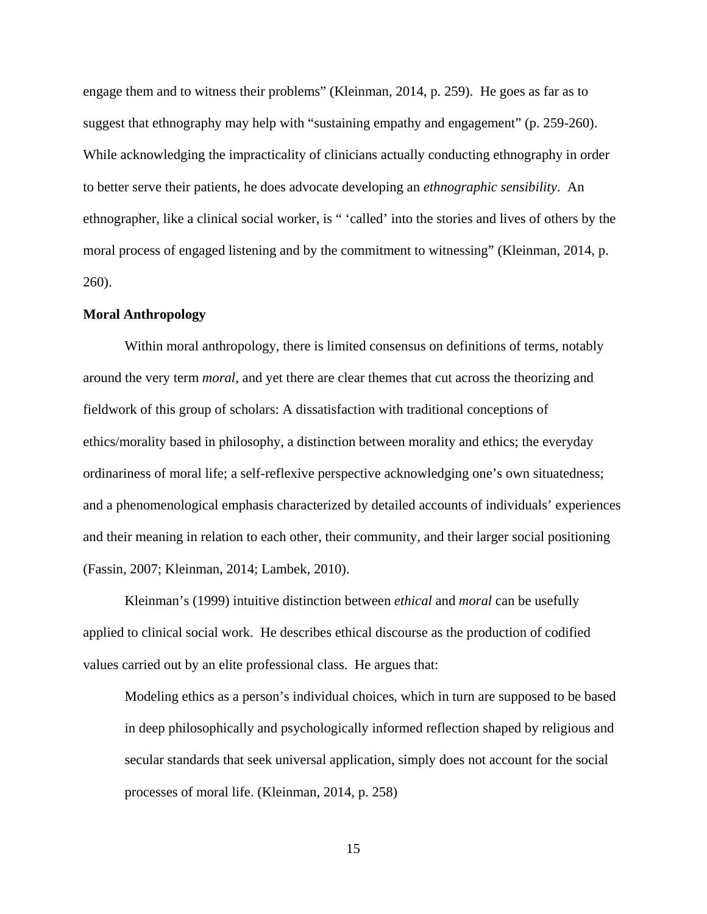engage them and to witness their problems" (Kleinman, 2014, p. 259). He goes as far as to suggest that ethnography may help with "sustaining empathy and engagement" (p. 259-260). While acknowledging the impracticality of clinicians actually conducting ethnography in order to better serve their patients, he does advocate developing an *ethnographic sensibility*. An ethnographer, like a clinical social worker, is " 'called' into the stories and lives of others by the moral process of engaged listening and by the commitment to witnessing" (Kleinman, 2014, p. 260).

**Moral Anthropology**

Within moral anthropology, there is limited consensus on definitions of terms, notably around the very term *moral*, and yet there are clear themes that cut across the theorizing and fieldwork of this group of scholars: A dissatisfaction with traditional conceptions of ethics/morality based in philosophy, a distinction between morality and ethics; the everyday ordinariness of moral life; a self-reflexive perspective acknowledging one's own situatedness; and a phenomenological emphasis characterized by detailed accounts of individuals' experiences and their meaning in relation to each other, their community, and their larger social positioning (Fassin, 2007; Kleinman, 2014; Lambek, 2010).

Kleinman's (1999) intuitive distinction between *ethical* and *moral* can be usefully applied to clinical social work. He describes ethical discourse as the production of codified values carried out by an elite professional class. He argues that:

> Modeling ethics as a person's individual choices, which in turn are supposed to be based in deep philosophically and psychologically informed reflection shaped by religious and secular standards that seek universal application, simply does not account for the social processes of moral life. (Kleinman, 2014, p. 258)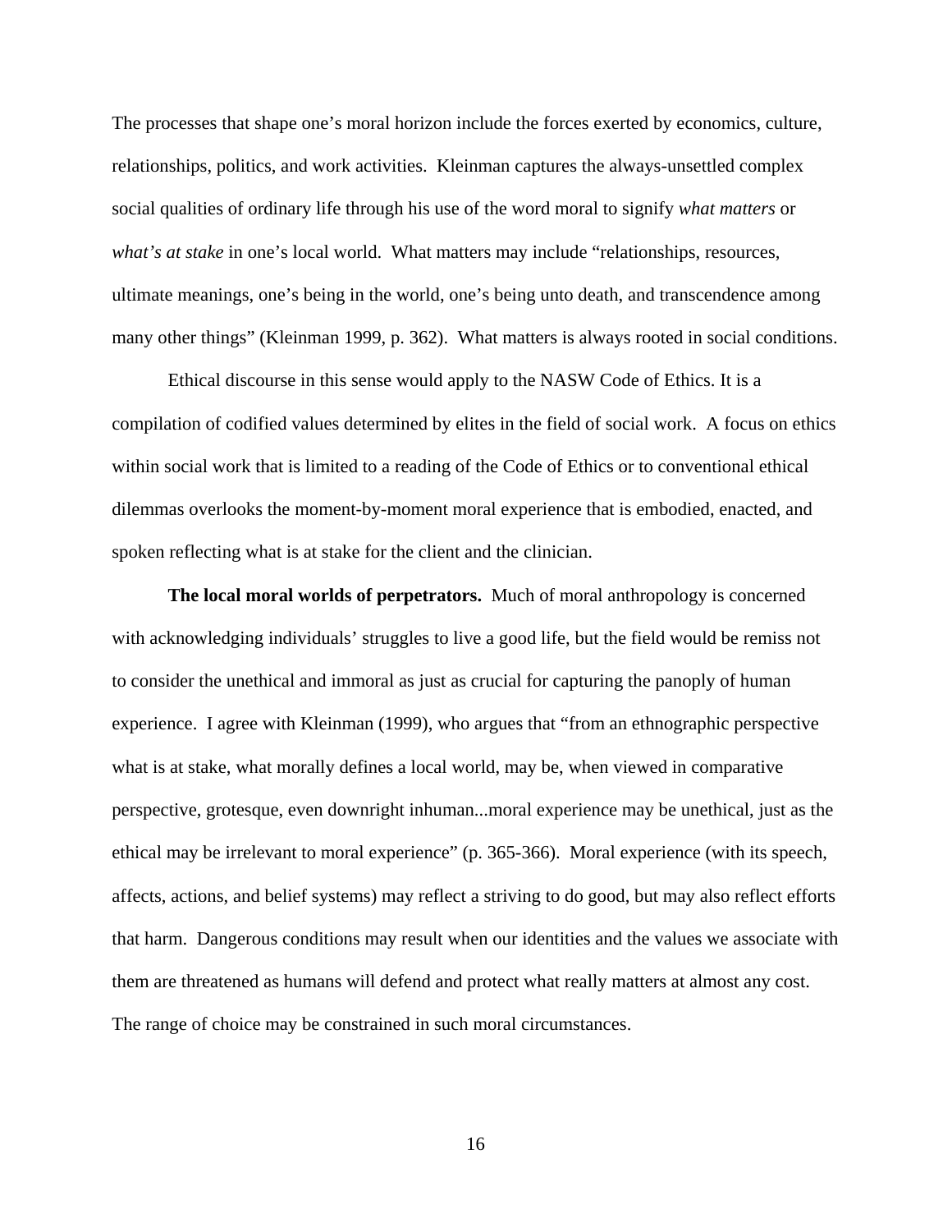The processes that shape one's moral horizon include the forces exerted by economics, culture, relationships, politics, and work activities. Kleinman captures the always-unsettled complex social qualities of ordinary life through his use of the word moral to signify *what matters* or *what's at stake* in one's local world. What matters may include "relationships, resources, ultimate meanings, one's being in the world, one's being unto death, and transcendence among many other things" (Kleinman 1999, p. 362). What matters is always rooted in social conditions.

Ethical discourse in this sense would apply to the NASW Code of Ethics. It is a compilation of codified values determined by elites in the field of social work. A focus on ethics within social work that is limited to a reading of the Code of Ethics or to conventional ethical dilemmas overlooks the moment-by-moment moral experience that is embodied, enacted, and spoken reflecting what is at stake for the client and the clinician.

**The local moral worlds of perpetrators.** Much of moral anthropology is concerned with acknowledging individuals' struggles to live a good life, but the field would be remiss not to consider the unethical and immoral as just as crucial for capturing the panoply of human experience. I agree with Kleinman (1999), who argues that "from an ethnographic perspective what is at stake, what morally defines a local world, may be, when viewed in comparative perspective, grotesque, even downright inhuman...moral experience may be unethical, just as the ethical may be irrelevant to moral experience" (p. 365-366). Moral experience (with its speech, affects, actions, and belief systems) may reflect a striving to do good, but may also reflect efforts that harm. Dangerous conditions may result when our identities and the values we associate with them are threatened as humans will defend and protect what really matters at almost any cost. The range of choice may be constrained in such moral circumstances.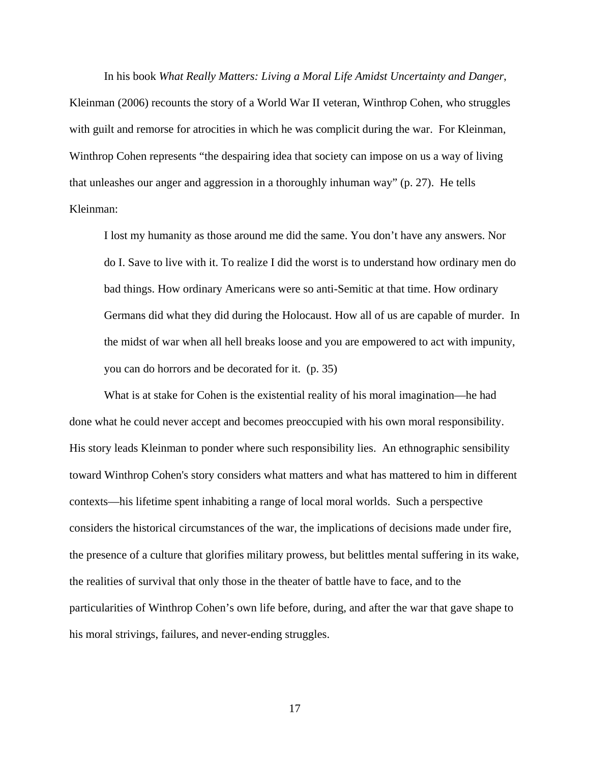In his book *What Really Matters: Living a Moral Life Amidst Uncertainty and Danger*, Kleinman (2006) recounts the story of a World War II veteran, Winthrop Cohen, who struggles with guilt and remorse for atrocities in which he was complicit during the war. For Kleinman, Winthrop Cohen represents "the despairing idea that society can impose on us a way of living that unleashes our anger and aggression in a thoroughly inhuman way" (p. 27). He tells Kleinman:

> I lost my humanity as those around me did the same. You don't have any answers. Nor do I. Save to live with it. To realize I did the worst is to understand how ordinary men do bad things. How ordinary Americans were so anti-Semitic at that time. How ordinary Germans did what they did during the Holocaust. How all of us are capable of murder. In the midst of war when all hell breaks loose and you are empowered to act with impunity, you can do horrors and be decorated for it. (p. 35)

What is at stake for Cohen is the existential reality of his moral imagination—he had done what he could never accept and becomes preoccupied with his own moral responsibility. His story leads Kleinman to ponder where such responsibility lies. An ethnographic sensibility toward Winthrop Cohen's story considers what matters and what has mattered to him in different contexts—his lifetime spent inhabiting a range of local moral worlds. Such a perspective considers the historical circumstances of the war, the implications of decisions made under fire, the presence of a culture that glorifies military prowess, but belittles mental suffering in its wake, the realities of survival that only those in the theater of battle have to face, and to the particularities of Winthrop Cohen's own life before, during, and after the war that gave shape to his moral strivings, failures, and never-ending struggles.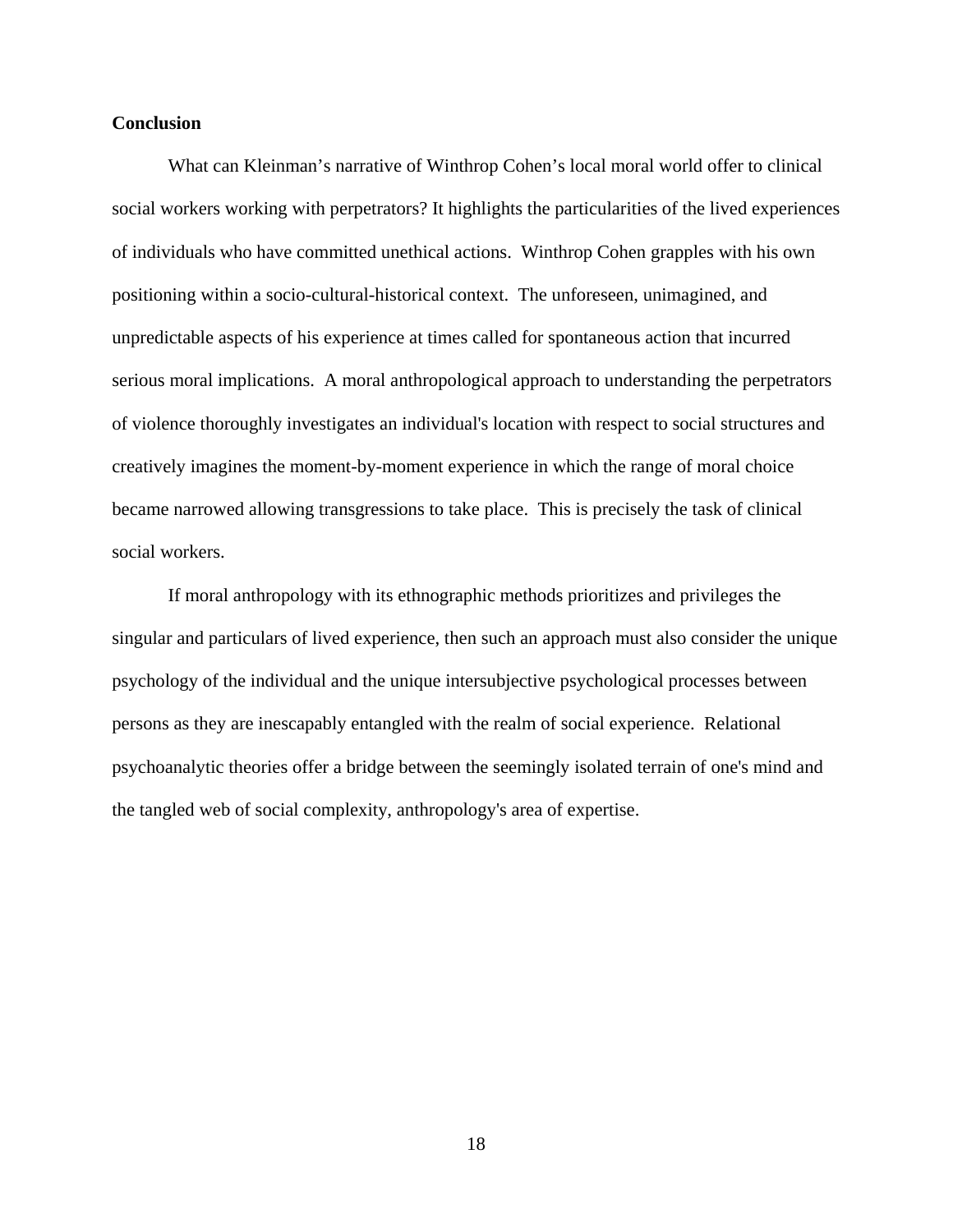**Conclusion**

What can Kleinman's narrative of Winthrop Cohen's local moral world offer to clinical social workers working with perpetrators? It highlights the particularities of the lived experiences of individuals who have committed unethical actions. Winthrop Cohen grapples with his own positioning within a socio-cultural-historical context. The unforeseen, unimagined, and unpredictable aspects of his experience at times called for spontaneous action that incurred serious moral implications. A moral anthropological approach to understanding the perpetrators of violence thoroughly investigates an individual's location with respect to social structures and creatively imagines the moment-by-moment experience in which the range of moral choice became narrowed allowing transgressions to take place. This is precisely the task of clinical social workers.

If moral anthropology with its ethnographic methods prioritizes and privileges the singular and particulars of lived experience, then such an approach must also consider the unique psychology of the individual and the unique intersubjective psychological processes between persons as they are inescapably entangled with the realm of social experience. Relational psychoanalytic theories offer a bridge between the seemingly isolated terrain of one's mind and the tangled web of social complexity, anthropology's area of expertise.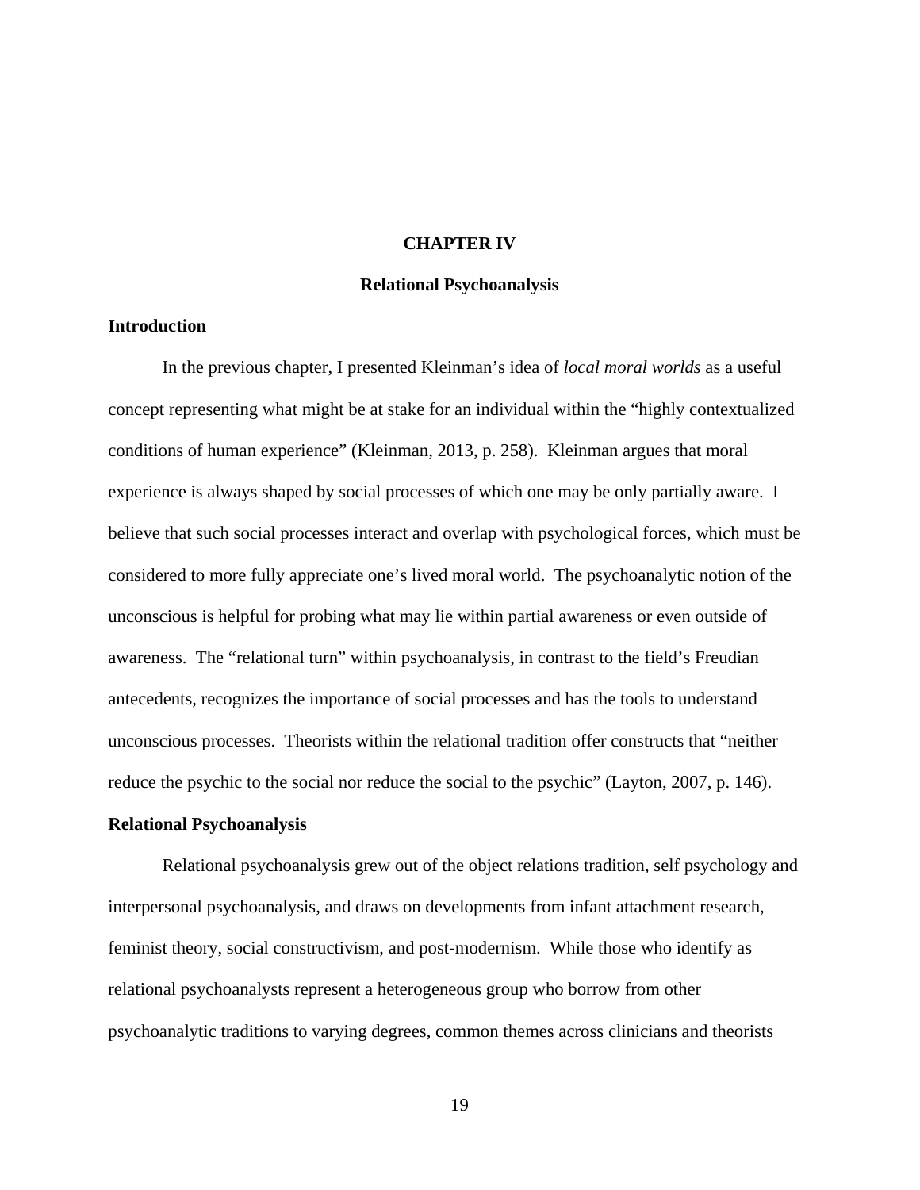# CHAPTER IV

# Relational Psychoanalysis

## Introduction

In the previous chapter, I presented Kleinman's idea of *local moral worlds* as a useful concept representing what might be at stake for an individual within the "highly contextualized conditions of human experience" (Kleinman, 2013, p. 258). Kleinman argues that moral experience is always shaped by social processes of which one may be only partially aware. I believe that such social processes interact and overlap with psychological forces, which must be considered to more fully appreciate one's lived moral world. The psychoanalytic notion of the unconscious is helpful for probing what may lie within partial awareness or even outside of awareness. The "relational turn" within psychoanalysis, in contrast to the field's Freudian antecedents, recognizes the importance of social processes and has the tools to understand unconscious processes. Theorists within the relational tradition offer constructs that "neither reduce the psychic to the social nor reduce the social to the psychic" (Layton, 2007, p. 146).

## Relational Psychoanalysis

Relational psychoanalysis grew out of the object relations tradition, self psychology and interpersonal psychoanalysis, and draws on developments from infant attachment research, feminist theory, social constructivism, and post-modernism. While those who identify as relational psychoanalysts represent a heterogeneous group who borrow from other psychoanalytic traditions to varying degrees, common themes across clinicians and theorists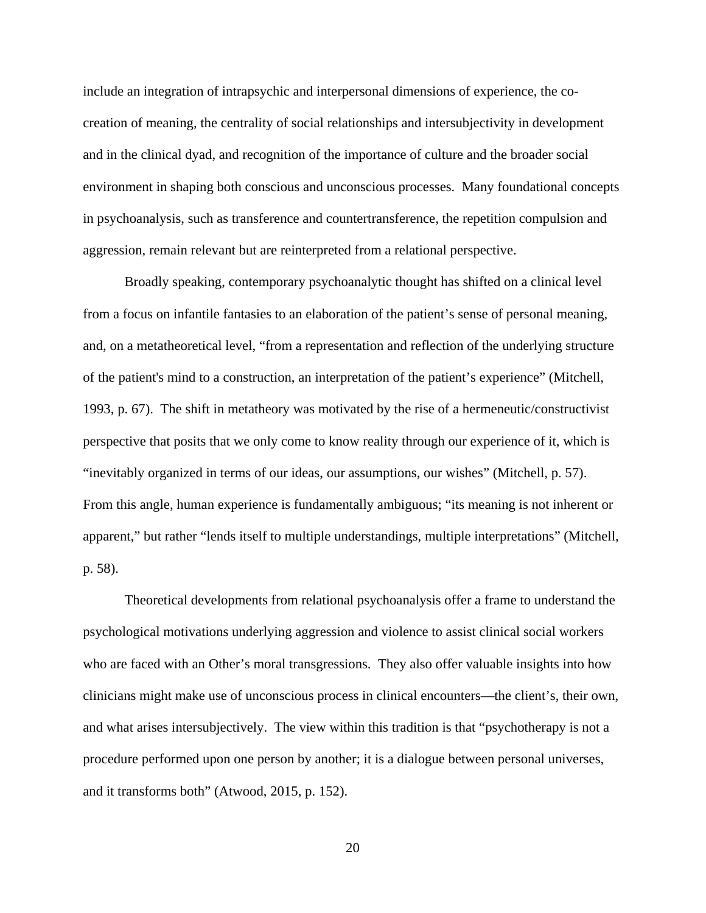include an integration of intrapsychic and interpersonal dimensions of experience, the co-creation of meaning, the centrality of social relationships and intersubjectivity in development and in the clinical dyad, and recognition of the importance of culture and the broader social environment in shaping both conscious and unconscious processes. Many foundational concepts in psychoanalysis, such as transference and countertransference, the repetition compulsion and aggression, remain relevant but are reinterpreted from a relational perspective.

Broadly speaking, contemporary psychoanalytic thought has shifted on a clinical level from a focus on infantile fantasies to an elaboration of the patient's sense of personal meaning, and, on a metatheoretical level, "from a representation and reflection of the underlying structure of the patient's mind to a construction, an interpretation of the patient's experience" (Mitchell, 1993, p. 67). The shift in metatheory was motivated by the rise of a hermeneutic/constructivist perspective that posits that we only come to know reality through our experience of it, which is "inevitably organized in terms of our ideas, our assumptions, our wishes" (Mitchell, p. 57). From this angle, human experience is fundamentally ambiguous; "its meaning is not inherent or apparent," but rather "lends itself to multiple understandings, multiple interpretations" (Mitchell, p. 58).

Theoretical developments from relational psychoanalysis offer a frame to understand the psychological motivations underlying aggression and violence to assist clinical social workers who are faced with an Other's moral transgressions. They also offer valuable insights into how clinicians might make use of unconscious process in clinical encounters—the client's, their own, and what arises intersubjectively. The view within this tradition is that "psychotherapy is not a procedure performed upon one person by another; it is a dialogue between personal universes, and it transforms both" (Atwood, 2015, p. 152).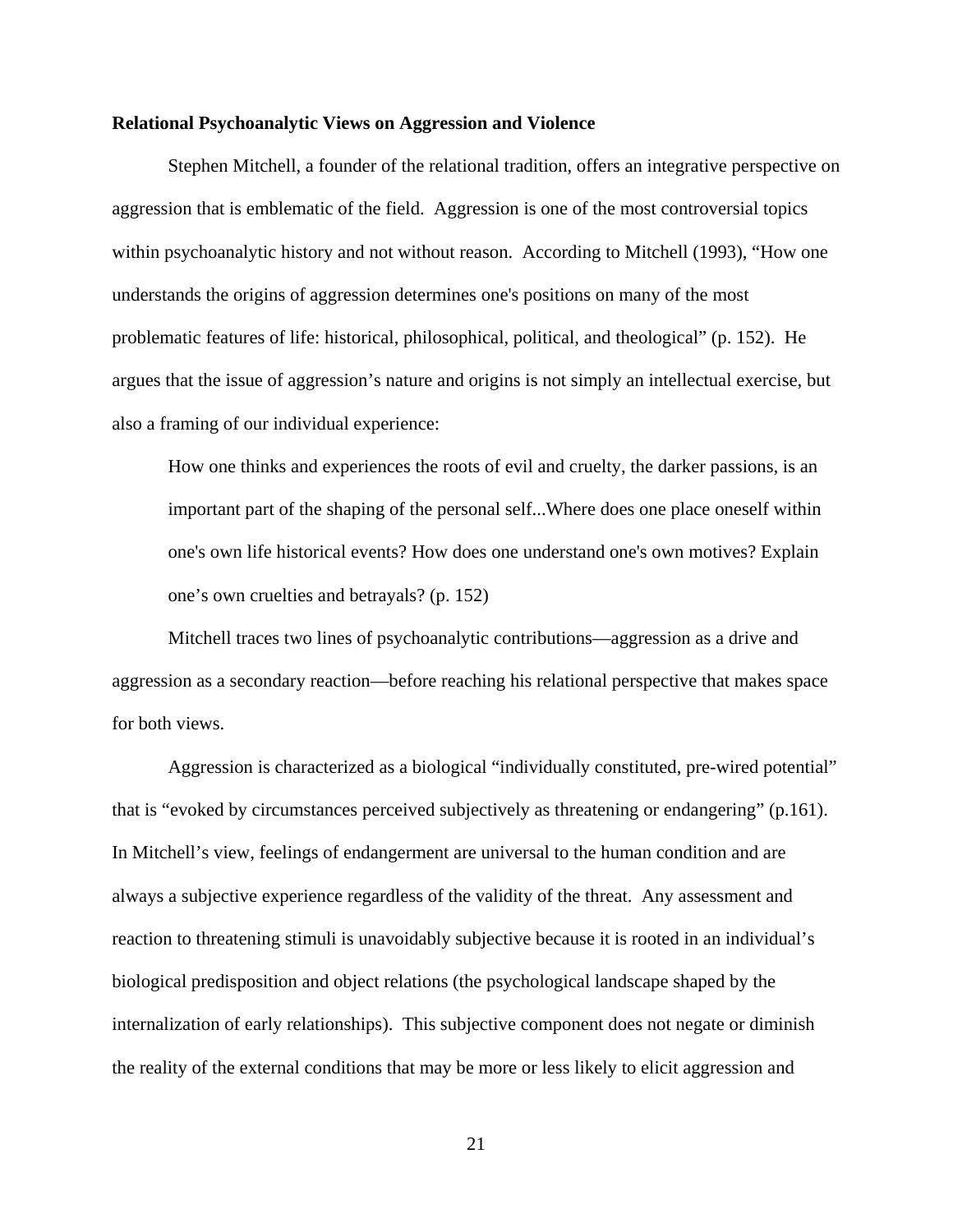**Relational Psychoanalytic Views on Aggression and Violence**

Stephen Mitchell, a founder of the relational tradition, offers an integrative perspective on aggression that is emblematic of the field. Aggression is one of the most controversial topics within psychoanalytic history and not without reason. According to Mitchell (1993), "How one understands the origins of aggression determines one's positions on many of the most problematic features of life: historical, philosophical, political, and theological" (p. 152). He argues that the issue of aggression's nature and origins is not simply an intellectual exercise, but also a framing of our individual experience:

> How one thinks and experiences the roots of evil and cruelty, the darker passions, is an important part of the shaping of the personal self...Where does one place oneself within one's own life historical events? How does one understand one's own motives? Explain one's own cruelties and betrayals? (p. 152)

Mitchell traces two lines of psychoanalytic contributions—aggression as a drive and aggression as a secondary reaction—before reaching his relational perspective that makes space for both views.

Aggression is characterized as a biological "individually constituted, pre-wired potential" that is "evoked by circumstances perceived subjectively as threatening or endangering" (p.161). In Mitchell's view, feelings of endangerment are universal to the human condition and are always a subjective experience regardless of the validity of the threat. Any assessment and reaction to threatening stimuli is unavoidably subjective because it is rooted in an individual's biological predisposition and object relations (the psychological landscape shaped by the internalization of early relationships). This subjective component does not negate or diminish the reality of the external conditions that may be more or less likely to elicit aggression and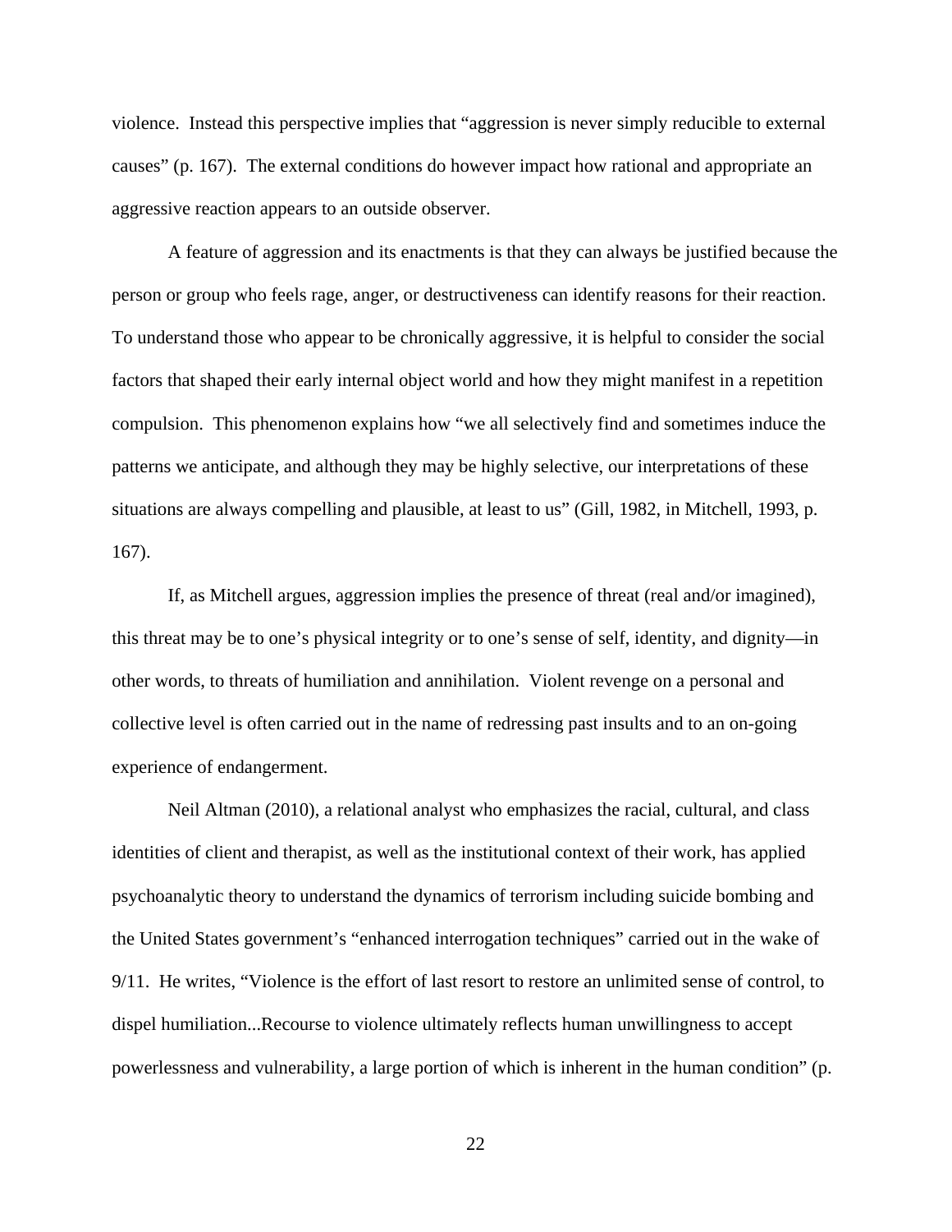violence. Instead this perspective implies that "aggression is never simply reducible to external causes" (p. 167). The external conditions do however impact how rational and appropriate an aggressive reaction appears to an outside observer.

A feature of aggression and its enactments is that they can always be justified because the person or group who feels rage, anger, or destructiveness can identify reasons for their reaction. To understand those who appear to be chronically aggressive, it is helpful to consider the social factors that shaped their early internal object world and how they might manifest in a repetition compulsion. This phenomenon explains how "we all selectively find and sometimes induce the patterns we anticipate, and although they may be highly selective, our interpretations of these situations are always compelling and plausible, at least to us" (Gill, 1982, in Mitchell, 1993, p. 167).

If, as Mitchell argues, aggression implies the presence of threat (real and/or imagined), this threat may be to one's physical integrity or to one's sense of self, identity, and dignity—in other words, to threats of humiliation and annihilation. Violent revenge on a personal and collective level is often carried out in the name of redressing past insults and to an on-going experience of endangerment.

Neil Altman (2010), a relational analyst who emphasizes the racial, cultural, and class identities of client and therapist, as well as the institutional context of their work, has applied psychoanalytic theory to understand the dynamics of terrorism including suicide bombing and the United States government's "enhanced interrogation techniques" carried out in the wake of 9/11. He writes, "Violence is the effort of last resort to restore an unlimited sense of control, to dispel humiliation...Recourse to violence ultimately reflects human unwillingness to accept powerlessness and vulnerability, a large portion of which is inherent in the human condition" (p.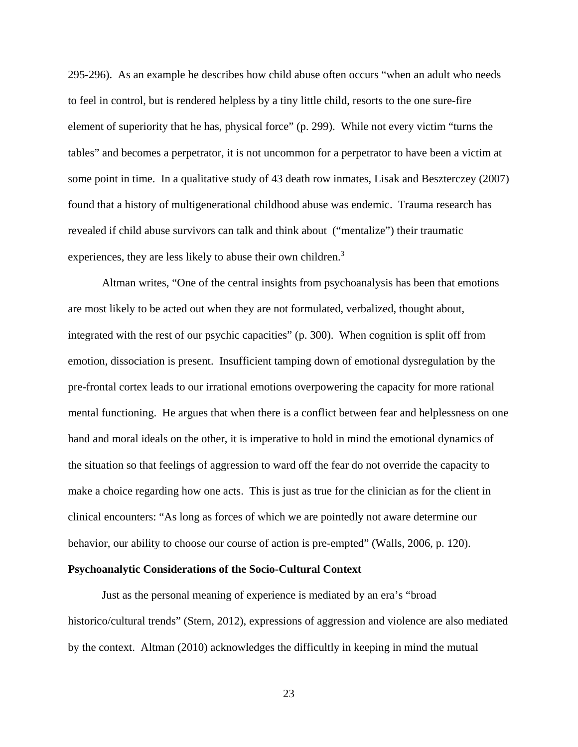295-296). As an example he describes how child abuse often occurs "when an adult who needs to feel in control, but is rendered helpless by a tiny little child, resorts to the one sure-fire element of superiority that he has, physical force" (p. 299). While not every victim "turns the tables" and becomes a perpetrator, it is not uncommon for a perpetrator to have been a victim at some point in time. In a qualitative study of 43 death row inmates, Lisak and Beszterczey (2007) found that a history of multigenerational childhood abuse was endemic. Trauma research has revealed if child abuse survivors can talk and think about ("mentalize") their traumatic experiences, they are less likely to abuse their own children.[3]

Altman writes, "One of the central insights from psychoanalysis has been that emotions are most likely to be acted out when they are not formulated, verbalized, thought about, integrated with the rest of our psychic capacities" (p. 300). When cognition is split off from emotion, dissociation is present. Insufficient tamping down of emotional dysregulation by the pre-frontal cortex leads to our irrational emotions overpowering the capacity for more rational mental functioning. He argues that when there is a conflict between fear and helplessness on one hand and moral ideals on the other, it is imperative to hold in mind the emotional dynamics of the situation so that feelings of aggression to ward off the fear do not override the capacity to make a choice regarding how one acts. This is just as true for the clinician as for the client in clinical encounters: "As long as forces of which we are pointedly not aware determine our behavior, our ability to choose our course of action is pre-empted" (Walls, 2006, p. 120).

**Psychoanalytic Considerations of the Socio-Cultural Context**

Just as the personal meaning of experience is mediated by an era's "broad historico/cultural trends" (Stern, 2012), expressions of aggression and violence are also mediated by the context. Altman (2010) acknowledges the difficultly in keeping in mind the mutual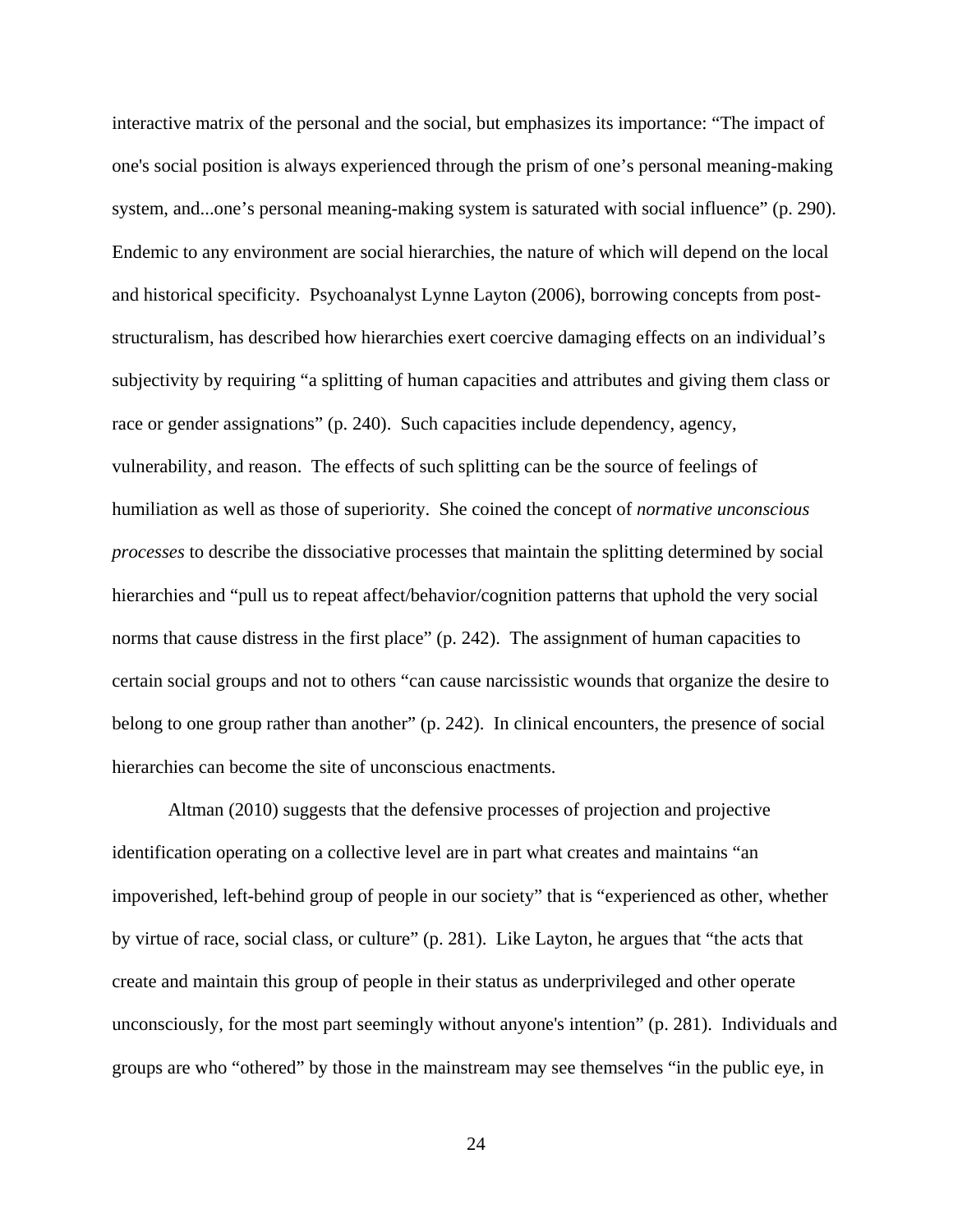interactive matrix of the personal and the social, but emphasizes its importance: "The impact of one's social position is always experienced through the prism of one's personal meaning-making system, and...one's personal meaning-making system is saturated with social influence" (p. 290). Endemic to any environment are social hierarchies, the nature of which will depend on the local and historical specificity. Psychoanalyst Lynne Layton (2006), borrowing concepts from post-structuralism, has described how hierarchies exert coercive damaging effects on an individual's subjectivity by requiring "a splitting of human capacities and attributes and giving them class or race or gender assignations" (p. 240). Such capacities include dependency, agency, vulnerability, and reason. The effects of such splitting can be the source of feelings of humiliation as well as those of superiority. She coined the concept of *normative unconscious processes* to describe the dissociative processes that maintain the splitting determined by social hierarchies and "pull us to repeat affect/behavior/cognition patterns that uphold the very social norms that cause distress in the first place" (p. 242). The assignment of human capacities to certain social groups and not to others "can cause narcissistic wounds that organize the desire to belong to one group rather than another" (p. 242). In clinical encounters, the presence of social hierarchies can become the site of unconscious enactments.

Altman (2010) suggests that the defensive processes of projection and projective identification operating on a collective level are in part what creates and maintains "an impoverished, left-behind group of people in our society" that is "experienced as other, whether by virtue of race, social class, or culture" (p. 281). Like Layton, he argues that "the acts that create and maintain this group of people in their status as underprivileged and other operate unconsciously, for the most part seemingly without anyone's intention" (p. 281). Individuals and groups are who "othered" by those in the mainstream may see themselves "in the public eye, in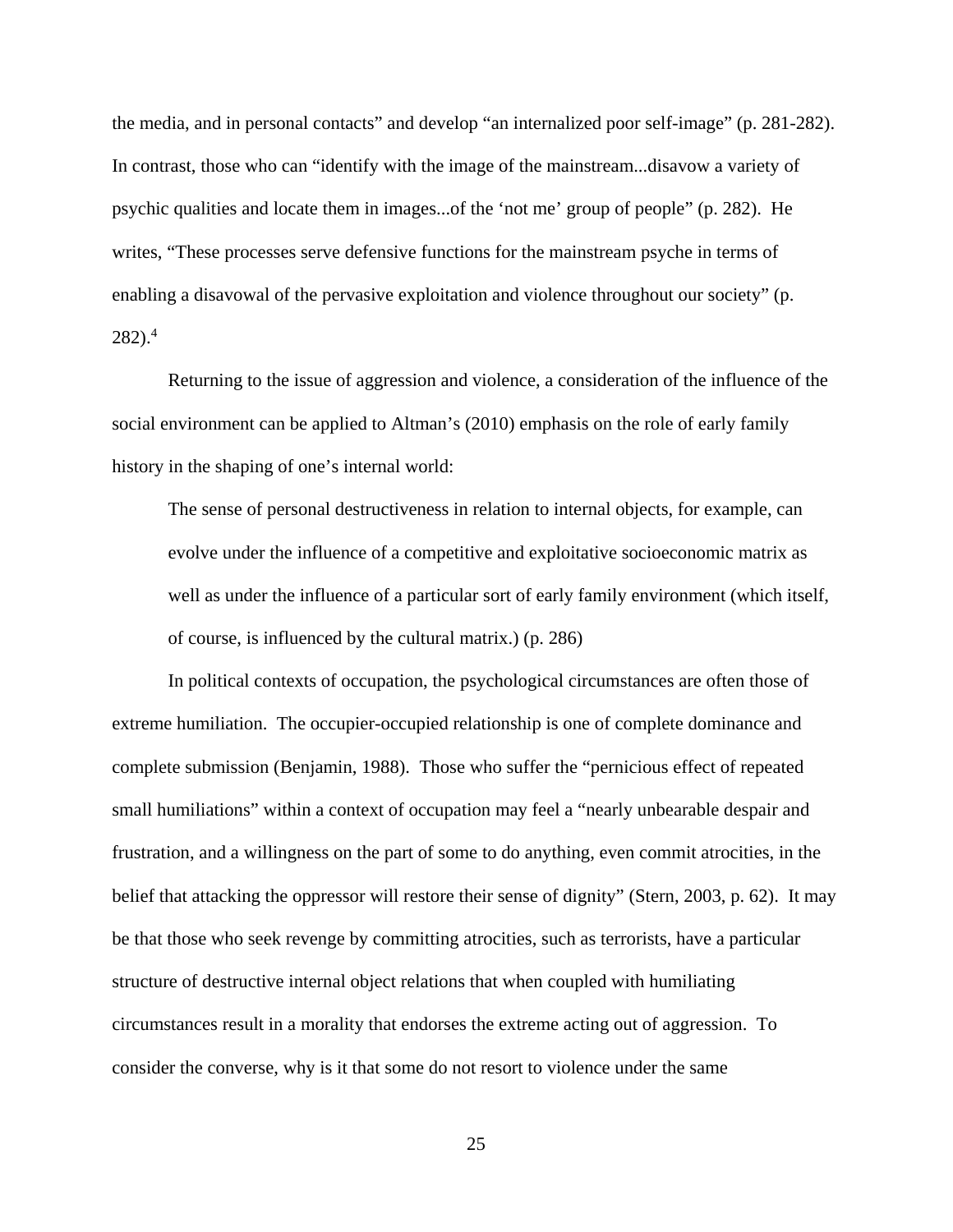the media, and in personal contacts" and develop "an internalized poor self-image" (p. 281-282). In contrast, those who can "identify with the image of the mainstream...disavow a variety of psychic qualities and locate them in images...of the 'not me' group of people" (p. 282). He writes, "These processes serve defensive functions for the mainstream psyche in terms of enabling a disavowal of the pervasive exploitation and violence throughout our society" (p. 282).[4]

Returning to the issue of aggression and violence, a consideration of the influence of the social environment can be applied to Altman's (2010) emphasis on the role of early family history in the shaping of one's internal world:

> The sense of personal destructiveness in relation to internal objects, for example, can evolve under the influence of a competitive and exploitative socioeconomic matrix as well as under the influence of a particular sort of early family environment (which itself, of course, is influenced by the cultural matrix.) (p. 286)

In political contexts of occupation, the psychological circumstances are often those of extreme humiliation. The occupier-occupied relationship is one of complete dominance and complete submission (Benjamin, 1988). Those who suffer the "pernicious effect of repeated small humiliations" within a context of occupation may feel a "nearly unbearable despair and frustration, and a willingness on the part of some to do anything, even commit atrocities, in the belief that attacking the oppressor will restore their sense of dignity" (Stern, 2003, p. 62). It may be that those who seek revenge by committing atrocities, such as terrorists, have a particular structure of destructive internal object relations that when coupled with humiliating circumstances result in a morality that endorses the extreme acting out of aggression. To consider the converse, why is it that some do not resort to violence under the same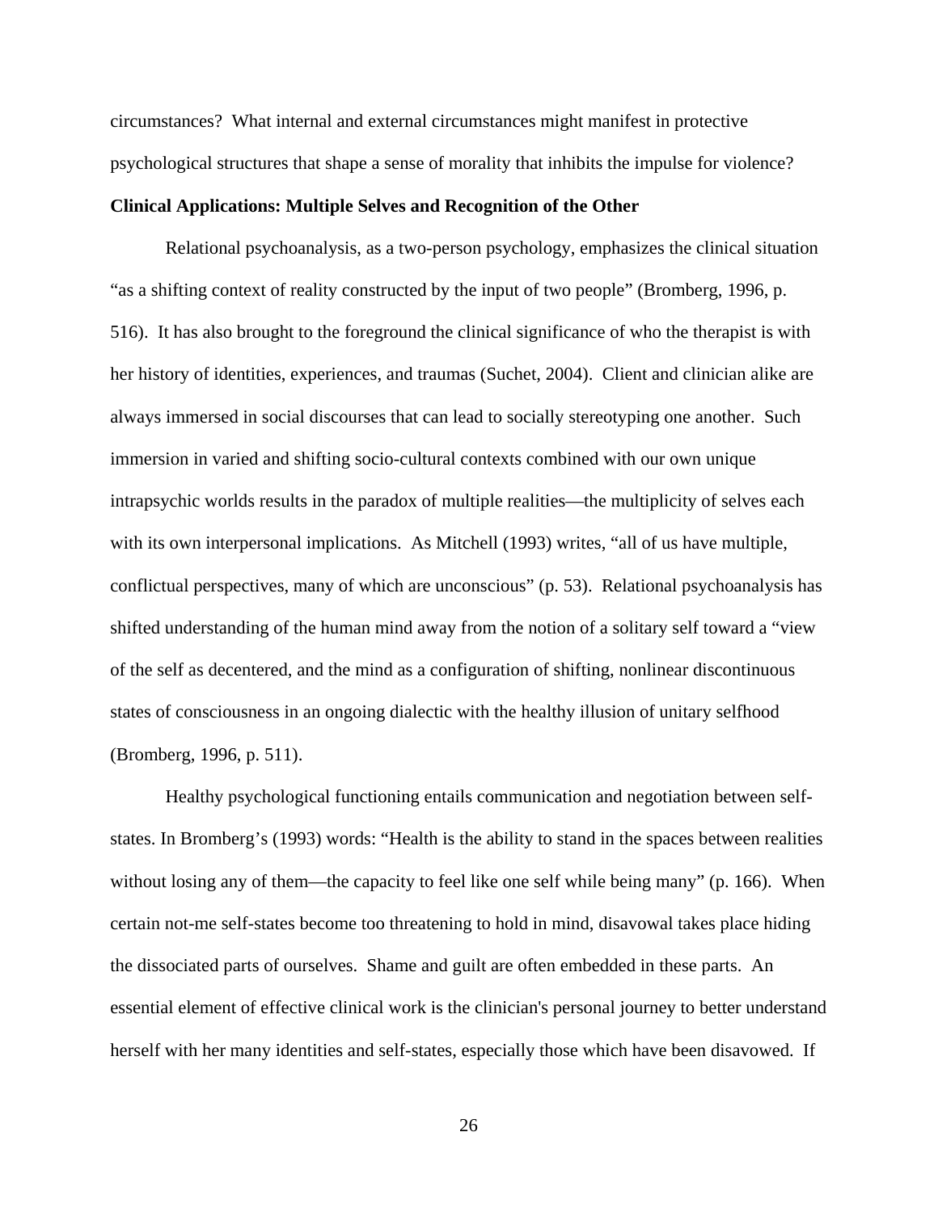circumstances? What internal and external circumstances might manifest in protective psychological structures that shape a sense of morality that inhibits the impulse for violence?

**Clinical Applications: Multiple Selves and Recognition of the Other**

Relational psychoanalysis, as a two-person psychology, emphasizes the clinical situation "as a shifting context of reality constructed by the input of two people" (Bromberg, 1996, p. 516). It has also brought to the foreground the clinical significance of who the therapist is with her history of identities, experiences, and traumas (Suchet, 2004). Client and clinician alike are always immersed in social discourses that can lead to socially stereotyping one another. Such immersion in varied and shifting socio-cultural contexts combined with our own unique intrapsychic worlds results in the paradox of multiple realities—the multiplicity of selves each with its own interpersonal implications. As Mitchell (1993) writes, "all of us have multiple, conflictual perspectives, many of which are unconscious" (p. 53). Relational psychoanalysis has shifted understanding of the human mind away from the notion of a solitary self toward a "view of the self as decentered, and the mind as a configuration of shifting, nonlinear discontinuous states of consciousness in an ongoing dialectic with the healthy illusion of unitary selfhood (Bromberg, 1996, p. 511).

Healthy psychological functioning entails communication and negotiation between self-states. In Bromberg's (1993) words: "Health is the ability to stand in the spaces between realities without losing any of them—the capacity to feel like one self while being many" (p. 166). When certain not-me self-states become too threatening to hold in mind, disavowal takes place hiding the dissociated parts of ourselves. Shame and guilt are often embedded in these parts. An essential element of effective clinical work is the clinician's personal journey to better understand herself with her many identities and self-states, especially those which have been disavowed. If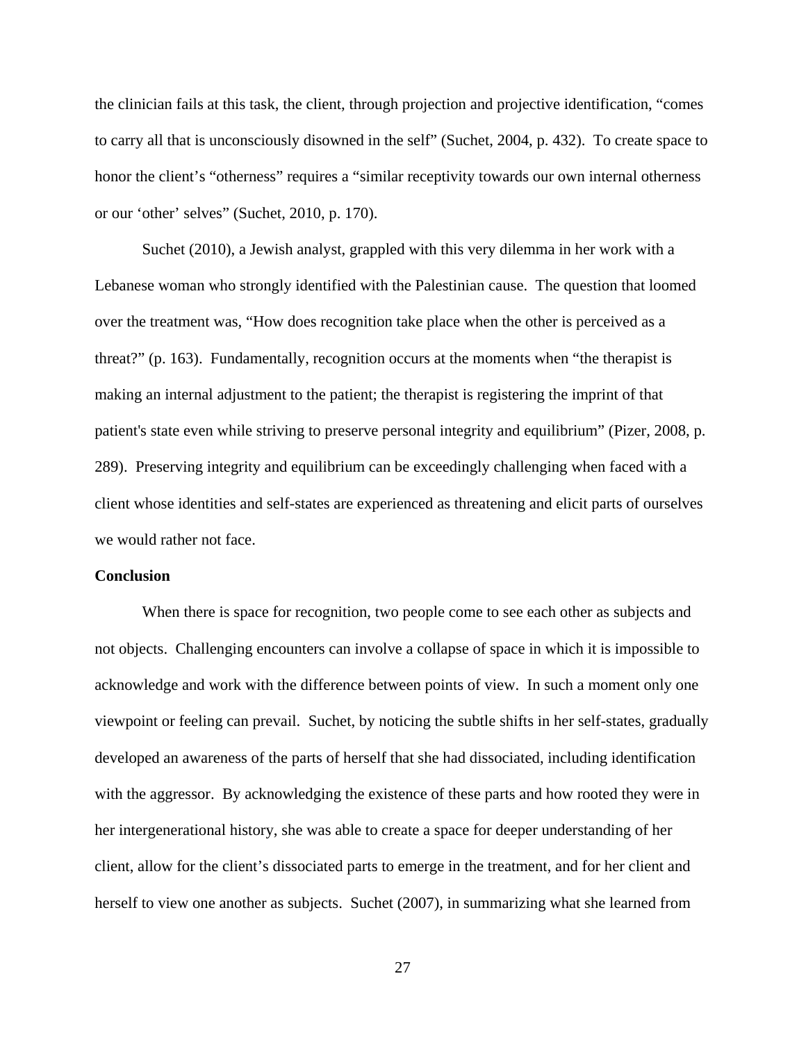the clinician fails at this task, the client, through projection and projective identification, "comes to carry all that is unconsciously disowned in the self" (Suchet, 2004, p. 432). To create space to honor the client's "otherness" requires a "similar receptivity towards our own internal otherness or our 'other' selves" (Suchet, 2010, p. 170).

Suchet (2010), a Jewish analyst, grappled with this very dilemma in her work with a Lebanese woman who strongly identified with the Palestinian cause. The question that loomed over the treatment was, "How does recognition take place when the other is perceived as a threat?" (p. 163). Fundamentally, recognition occurs at the moments when "the therapist is making an internal adjustment to the patient; the therapist is registering the imprint of that patient's state even while striving to preserve personal integrity and equilibrium" (Pizer, 2008, p. 289). Preserving integrity and equilibrium can be exceedingly challenging when faced with a client whose identities and self-states are experienced as threatening and elicit parts of ourselves we would rather not face.

**Conclusion**

When there is space for recognition, two people come to see each other as subjects and not objects. Challenging encounters can involve a collapse of space in which it is impossible to acknowledge and work with the difference between points of view. In such a moment only one viewpoint or feeling can prevail. Suchet, by noticing the subtle shifts in her self-states, gradually developed an awareness of the parts of herself that she had dissociated, including identification with the aggressor. By acknowledging the existence of these parts and how rooted they were in her intergenerational history, she was able to create a space for deeper understanding of her client, allow for the client's dissociated parts to emerge in the treatment, and for her client and herself to view one another as subjects. Suchet (2007), in summarizing what she learned from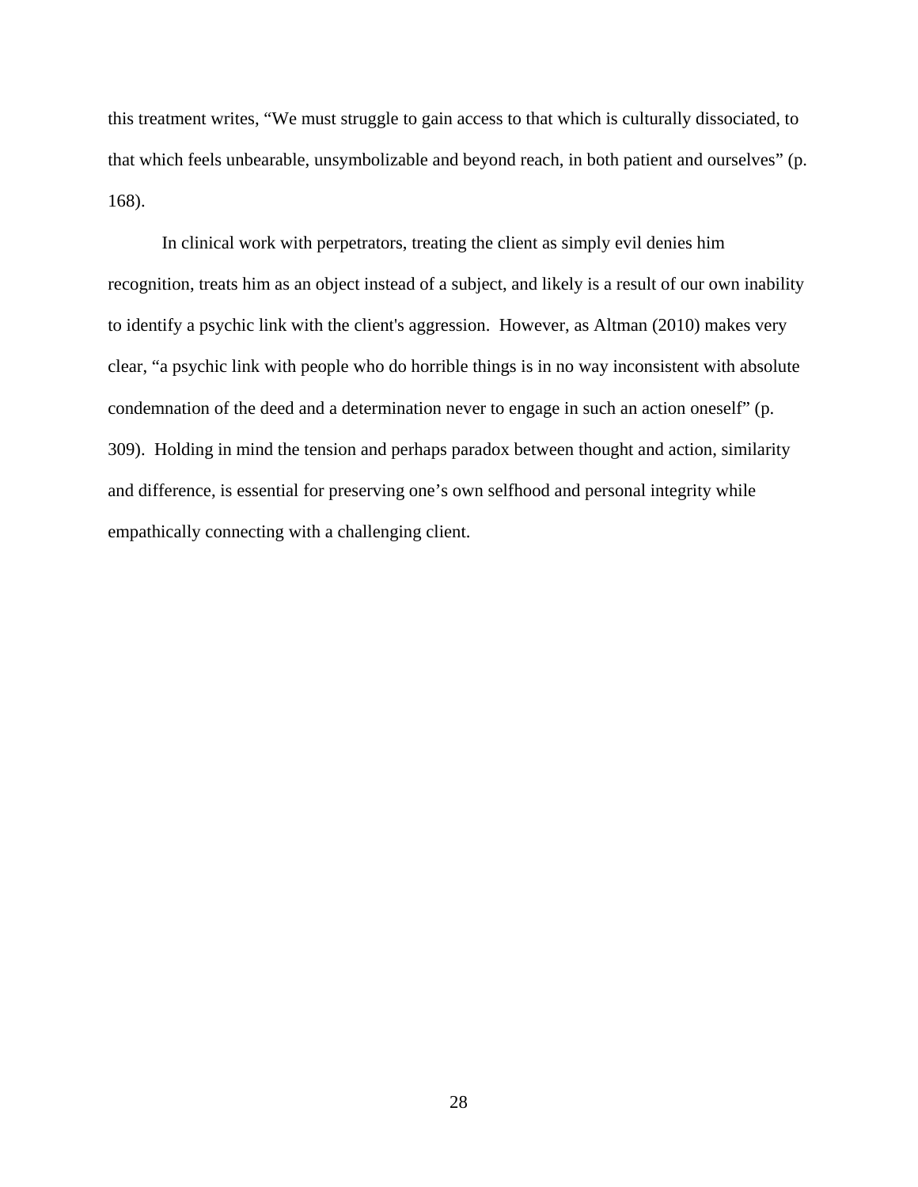this treatment writes, “We must struggle to gain access to that which is culturally dissociated, to that which feels unbearable, unsymbolizable and beyond reach, in both patient and ourselves” (p. 168).

In clinical work with perpetrators, treating the client as simply evil denies him recognition, treats him as an object instead of a subject, and likely is a result of our own inability to identify a psychic link with the client's aggression. However, as Altman (2010) makes very clear, “a psychic link with people who do horrible things is in no way inconsistent with absolute condemnation of the deed and a determination never to engage in such an action oneself” (p. 309). Holding in mind the tension and perhaps paradox between thought and action, similarity and difference, is essential for preserving one’s own selfhood and personal integrity while empathically connecting with a challenging client.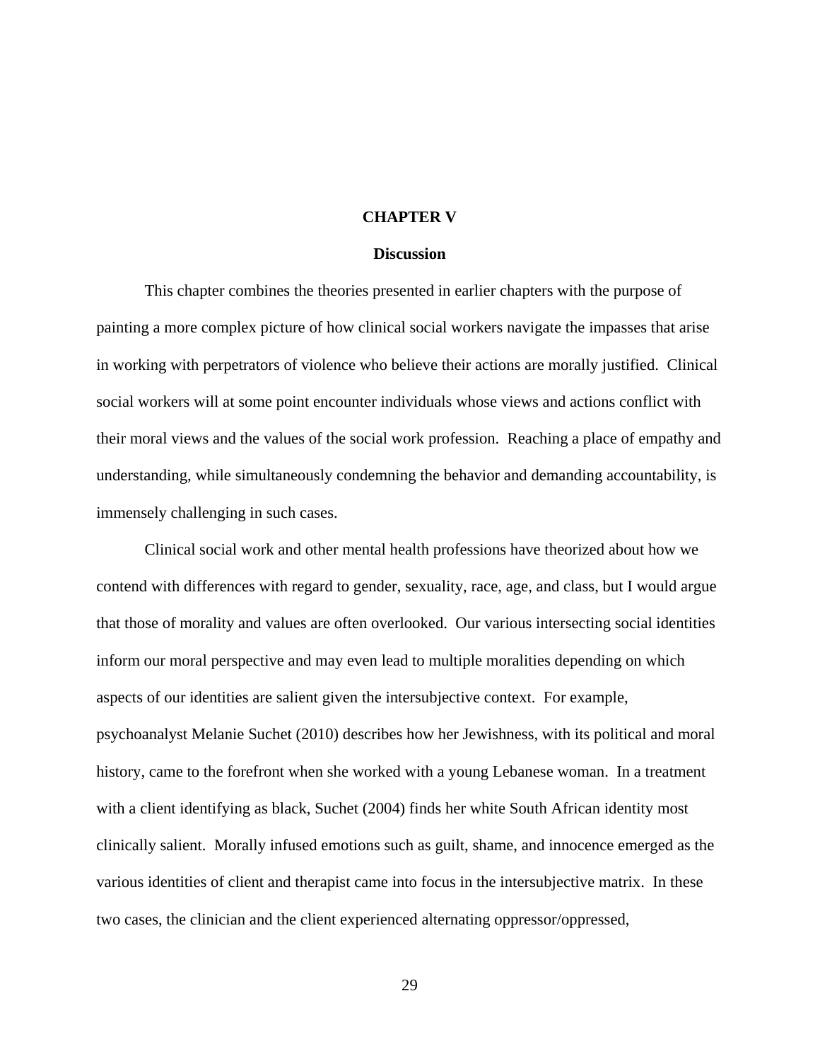# CHAPTER V

## Discussion

This chapter combines the theories presented in earlier chapters with the purpose of painting a more complex picture of how clinical social workers navigate the impasses that arise in working with perpetrators of violence who believe their actions are morally justified. Clinical social workers will at some point encounter individuals whose views and actions conflict with their moral views and the values of the social work profession. Reaching a place of empathy and understanding, while simultaneously condemning the behavior and demanding accountability, is immensely challenging in such cases.

Clinical social work and other mental health professions have theorized about how we contend with differences with regard to gender, sexuality, race, age, and class, but I would argue that those of morality and values are often overlooked. Our various intersecting social identities inform our moral perspective and may even lead to multiple moralities depending on which aspects of our identities are salient given the intersubjective context. For example, psychoanalyst Melanie Suchet (2010) describes how her Jewishness, with its political and moral history, came to the forefront when she worked with a young Lebanese woman. In a treatment with a client identifying as black, Suchet (2004) finds her white South African identity most clinically salient. Morally infused emotions such as guilt, shame, and innocence emerged as the various identities of client and therapist came into focus in the intersubjective matrix. In these two cases, the clinician and the client experienced alternating oppressor/oppressed,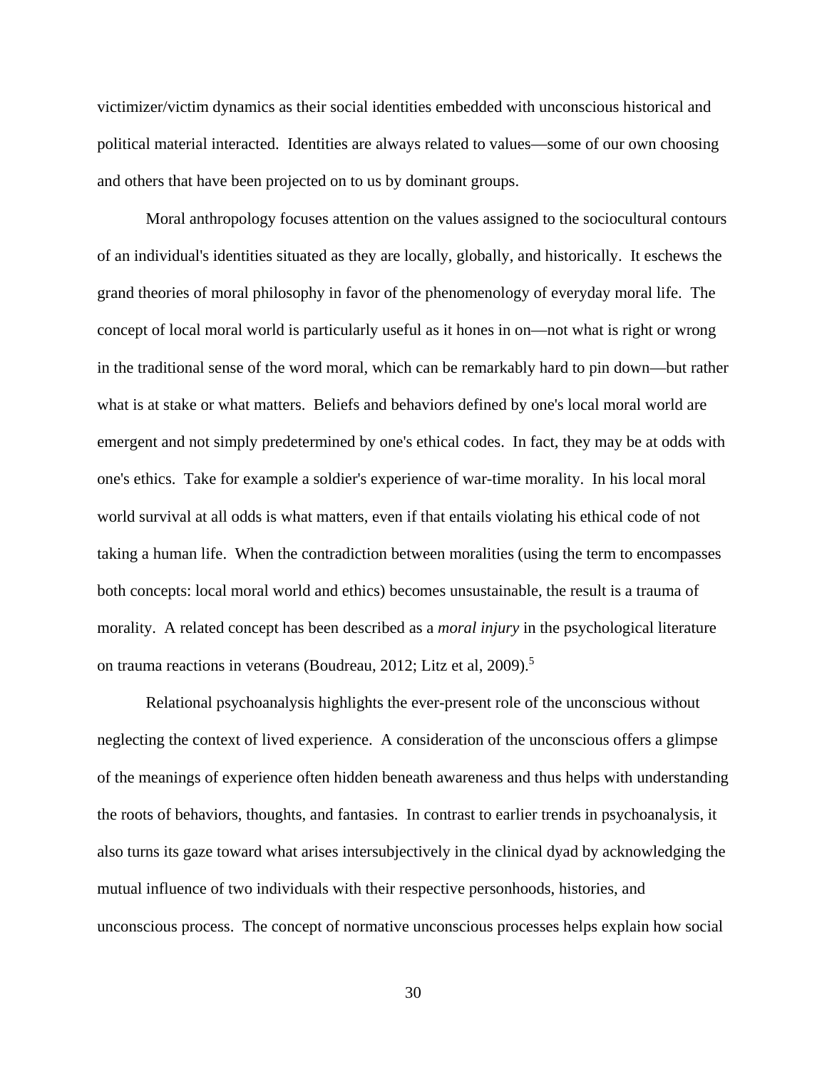victimizer/victim dynamics as their social identities embedded with unconscious historical and political material interacted. Identities are always related to values—some of our own choosing and others that have been projected on to us by dominant groups.

Moral anthropology focuses attention on the values assigned to the sociocultural contours of an individual's identities situated as they are locally, globally, and historically. It eschews the grand theories of moral philosophy in favor of the phenomenology of everyday moral life. The concept of local moral world is particularly useful as it hones in on—not what is right or wrong in the traditional sense of the word moral, which can be remarkably hard to pin down—but rather what is at stake or what matters. Beliefs and behaviors defined by one's local moral world are emergent and not simply predetermined by one's ethical codes. In fact, they may be at odds with one's ethics. Take for example a soldier's experience of war-time morality. In his local moral world survival at all odds is what matters, even if that entails violating his ethical code of not taking a human life. When the contradiction between moralities (using the term to encompasses both concepts: local moral world and ethics) becomes unsustainable, the result is a trauma of morality. A related concept has been described as a *moral injury* in the psychological literature on trauma reactions in veterans (Boudreau, 2012; Litz et al, 2009).[5]

Relational psychoanalysis highlights the ever-present role of the unconscious without neglecting the context of lived experience. A consideration of the unconscious offers a glimpse of the meanings of experience often hidden beneath awareness and thus helps with understanding the roots of behaviors, thoughts, and fantasies. In contrast to earlier trends in psychoanalysis, it also turns its gaze toward what arises intersubjectively in the clinical dyad by acknowledging the mutual influence of two individuals with their respective personhoods, histories, and unconscious process. The concept of normative unconscious processes helps explain how social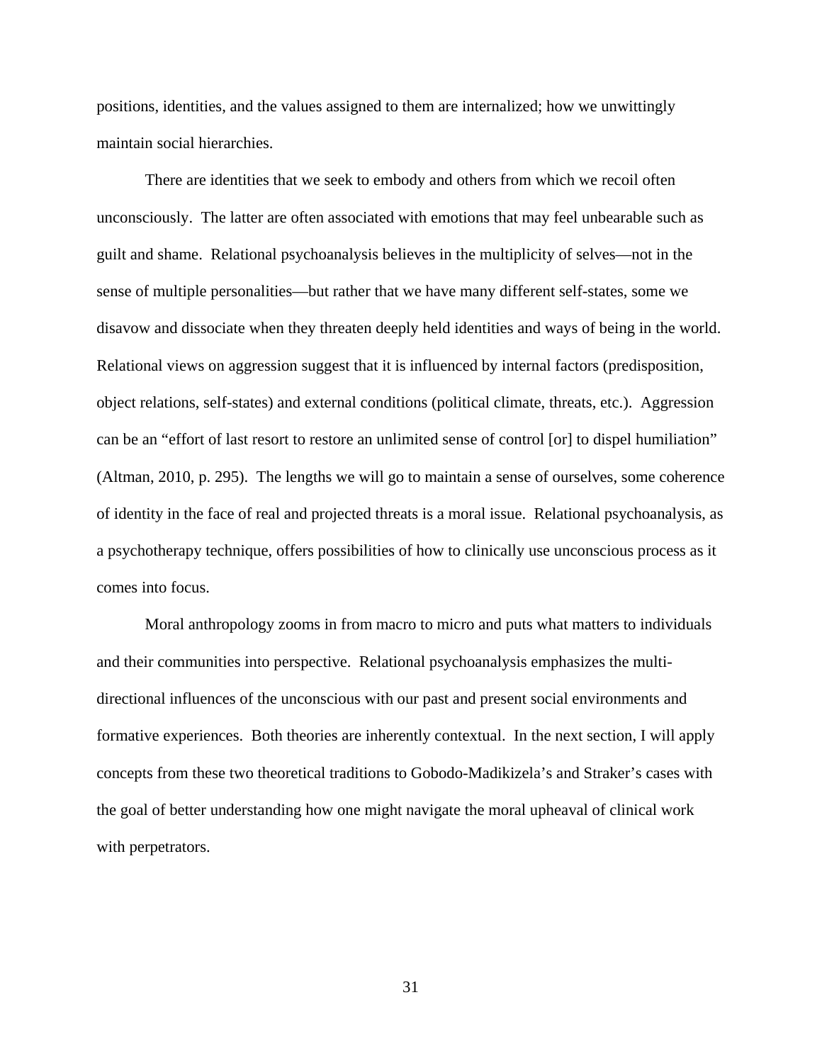positions, identities, and the values assigned to them are internalized; how we unwittingly maintain social hierarchies.

There are identities that we seek to embody and others from which we recoil often unconsciously. The latter are often associated with emotions that may feel unbearable such as guilt and shame. Relational psychoanalysis believes in the multiplicity of selves—not in the sense of multiple personalities—but rather that we have many different self-states, some we disavow and dissociate when they threaten deeply held identities and ways of being in the world. Relational views on aggression suggest that it is influenced by internal factors (predisposition, object relations, self-states) and external conditions (political climate, threats, etc.). Aggression can be an "effort of last resort to restore an unlimited sense of control [or] to dispel humiliation" (Altman, 2010, p. 295). The lengths we will go to maintain a sense of ourselves, some coherence of identity in the face of real and projected threats is a moral issue. Relational psychoanalysis, as a psychotherapy technique, offers possibilities of how to clinically use unconscious process as it comes into focus.

Moral anthropology zooms in from macro to micro and puts what matters to individuals and their communities into perspective. Relational psychoanalysis emphasizes the multi-directional influences of the unconscious with our past and present social environments and formative experiences. Both theories are inherently contextual. In the next section, I will apply concepts from these two theoretical traditions to Gobodo-Madikizela's and Straker's cases with the goal of better understanding how one might navigate the moral upheaval of clinical work with perpetrators.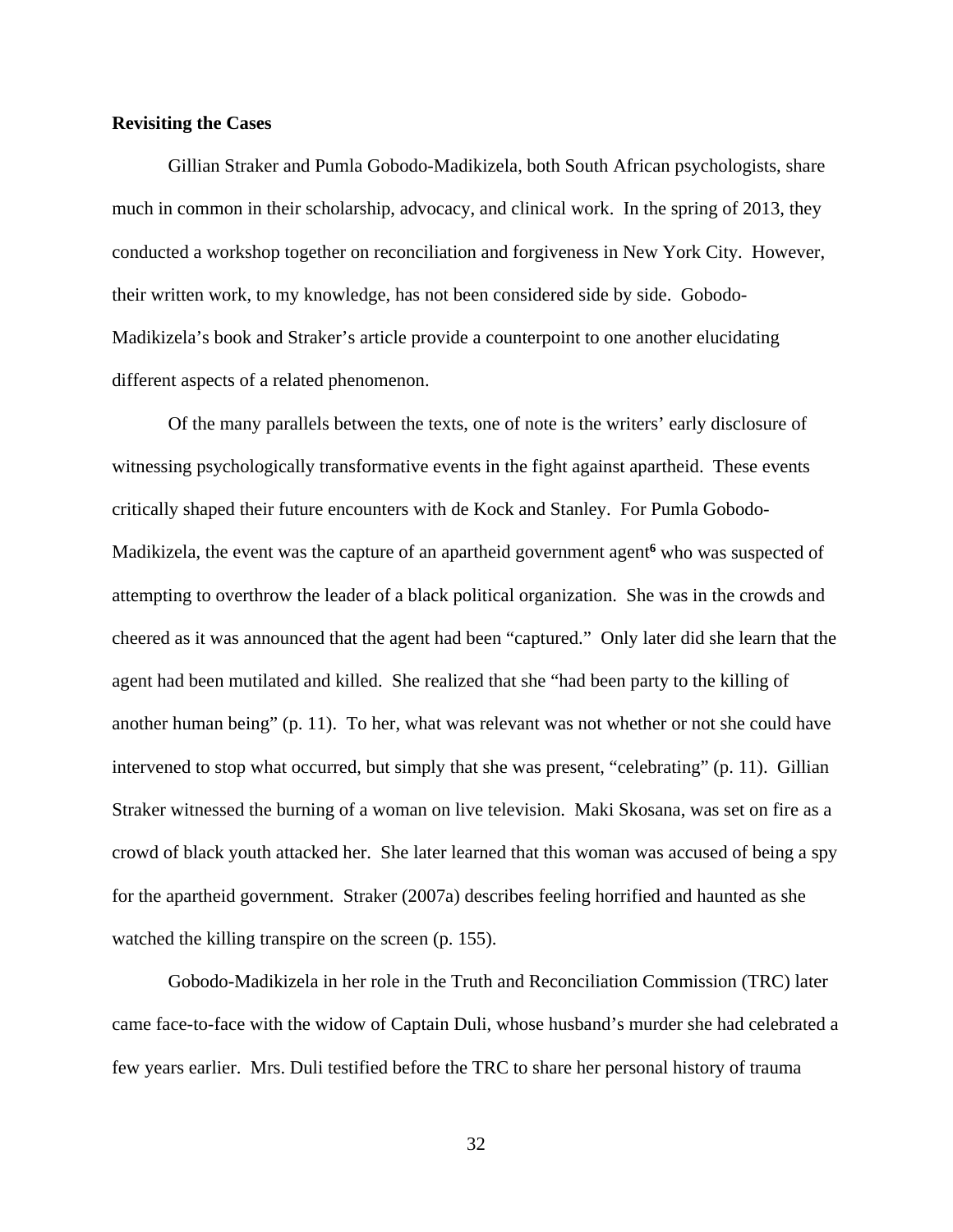**Revisiting the Cases**

Gillian Straker and Pumla Gobodo-Madikizela, both South African psychologists, share much in common in their scholarship, advocacy, and clinical work. In the spring of 2013, they conducted a workshop together on reconciliation and forgiveness in New York City. However, their written work, to my knowledge, has not been considered side by side. Gobodo-Madikizela's book and Straker's article provide a counterpoint to one another elucidating different aspects of a related phenomenon.

Of the many parallels between the texts, one of note is the writers' early disclosure of witnessing psychologically transformative events in the fight against apartheid. These events critically shaped their future encounters with de Kock and Stanley. For Pumla Gobodo-Madikizela, the event was the capture of an apartheid government agent[6] who was suspected of attempting to overthrow the leader of a black political organization. She was in the crowds and cheered as it was announced that the agent had been "captured." Only later did she learn that the agent had been mutilated and killed. She realized that she "had been party to the killing of another human being" (p. 11). To her, what was relevant was not whether or not she could have intervened to stop what occurred, but simply that she was present, "celebrating" (p. 11). Gillian Straker witnessed the burning of a woman on live television. Maki Skosana, was set on fire as a crowd of black youth attacked her. She later learned that this woman was accused of being a spy for the apartheid government. Straker (2007a) describes feeling horrified and haunted as she watched the killing transpire on the screen (p. 155).

Gobodo-Madikizela in her role in the Truth and Reconciliation Commission (TRC) later came face-to-face with the widow of Captain Duli, whose husband's murder she had celebrated a few years earlier. Mrs. Duli testified before the TRC to share her personal history of trauma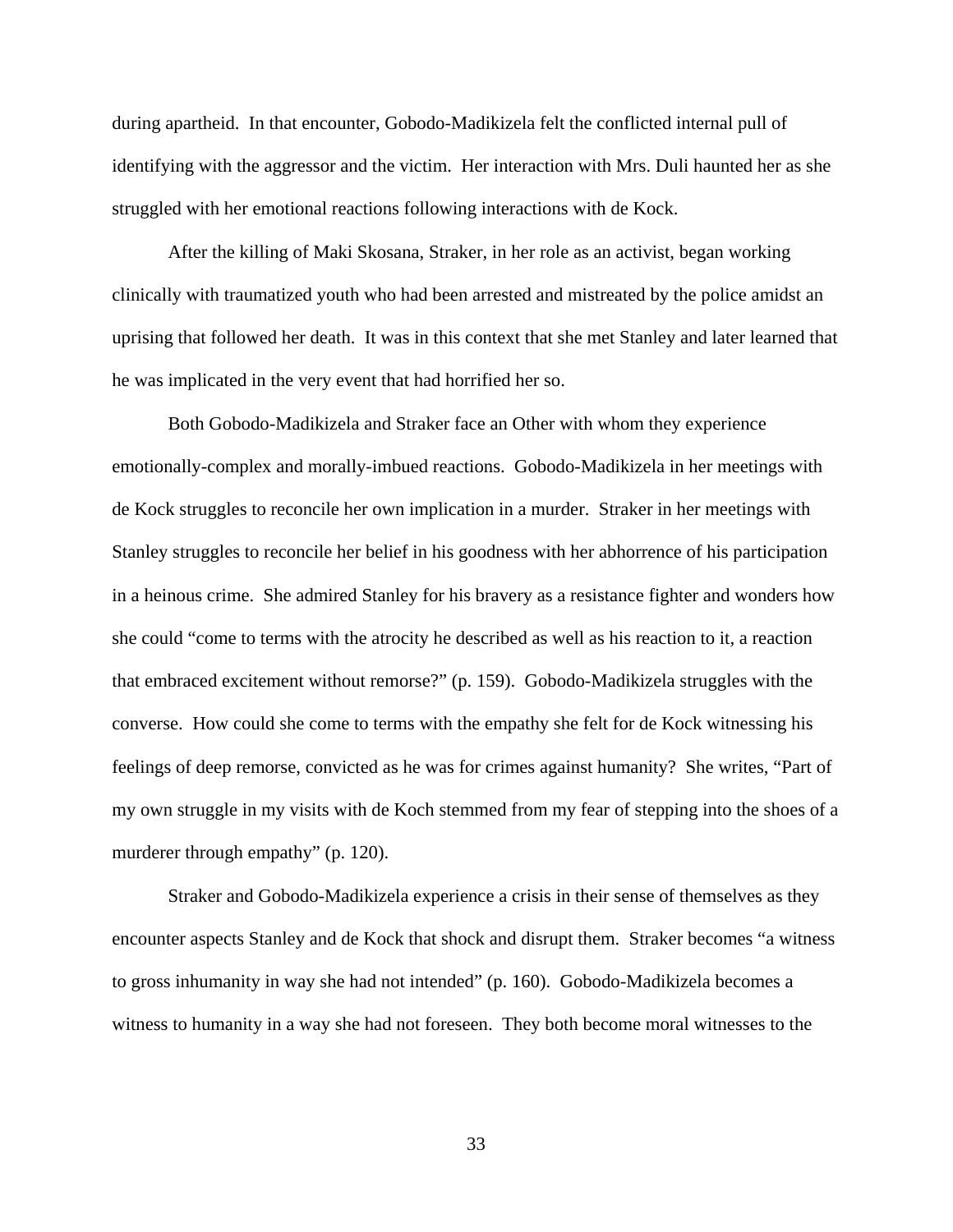during apartheid. In that encounter, Gobodo-Madikizela felt the conflicted internal pull of identifying with the aggressor and the victim. Her interaction with Mrs. Duli haunted her as she struggled with her emotional reactions following interactions with de Kock.

After the killing of Maki Skosana, Straker, in her role as an activist, began working clinically with traumatized youth who had been arrested and mistreated by the police amidst an uprising that followed her death. It was in this context that she met Stanley and later learned that he was implicated in the very event that had horrified her so.

Both Gobodo-Madikizela and Straker face an Other with whom they experience emotionally-complex and morally-imbued reactions. Gobodo-Madikizela in her meetings with de Kock struggles to reconcile her own implication in a murder. Straker in her meetings with Stanley struggles to reconcile her belief in his goodness with her abhorrence of his participation in a heinous crime. She admired Stanley for his bravery as a resistance fighter and wonders how she could "come to terms with the atrocity he described as well as his reaction to it, a reaction that embraced excitement without remorse?" (p. 159). Gobodo-Madikizela struggles with the converse. How could she come to terms with the empathy she felt for de Kock witnessing his feelings of deep remorse, convicted as he was for crimes against humanity? She writes, "Part of my own struggle in my visits with de Koch stemmed from my fear of stepping into the shoes of a murderer through empathy" (p. 120).

Straker and Gobodo-Madikizela experience a crisis in their sense of themselves as they encounter aspects Stanley and de Kock that shock and disrupt them. Straker becomes "a witness to gross inhumanity in way she had not intended" (p. 160). Gobodo-Madikizela becomes a witness to humanity in a way she had not foreseen. They both become moral witnesses to the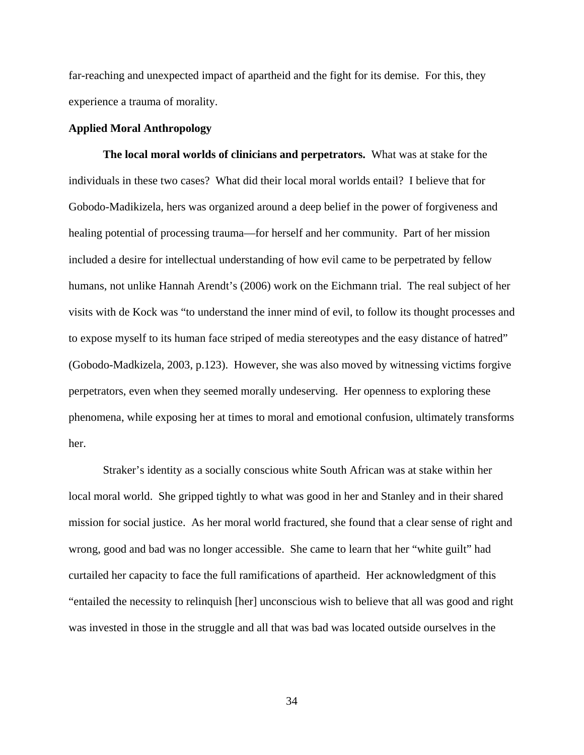far-reaching and unexpected impact of apartheid and the fight for its demise. For this, they experience a trauma of morality.

## Applied Moral Anthropology

**The local moral worlds of clinicians and perpetrators.** What was at stake for the individuals in these two cases? What did their local moral worlds entail? I believe that for Gobodo-Madikizela, hers was organized around a deep belief in the power of forgiveness and healing potential of processing trauma—for herself and her community. Part of her mission included a desire for intellectual understanding of how evil came to be perpetrated by fellow humans, not unlike Hannah Arendt's (2006) work on the Eichmann trial. The real subject of her visits with de Kock was "to understand the inner mind of evil, to follow its thought processes and to expose myself to its human face striped of media stereotypes and the easy distance of hatred" (Gobodo-Madkizela, 2003, p.123). However, she was also moved by witnessing victims forgive perpetrators, even when they seemed morally undeserving. Her openness to exploring these phenomena, while exposing her at times to moral and emotional confusion, ultimately transforms her.

Straker's identity as a socially conscious white South African was at stake within her local moral world. She gripped tightly to what was good in her and Stanley and in their shared mission for social justice. As her moral world fractured, she found that a clear sense of right and wrong, good and bad was no longer accessible. She came to learn that her "white guilt" had curtailed her capacity to face the full ramifications of apartheid. Her acknowledgment of this "entailed the necessity to relinquish [her] unconscious wish to believe that all was good and right was invested in those in the struggle and all that was bad was located outside ourselves in the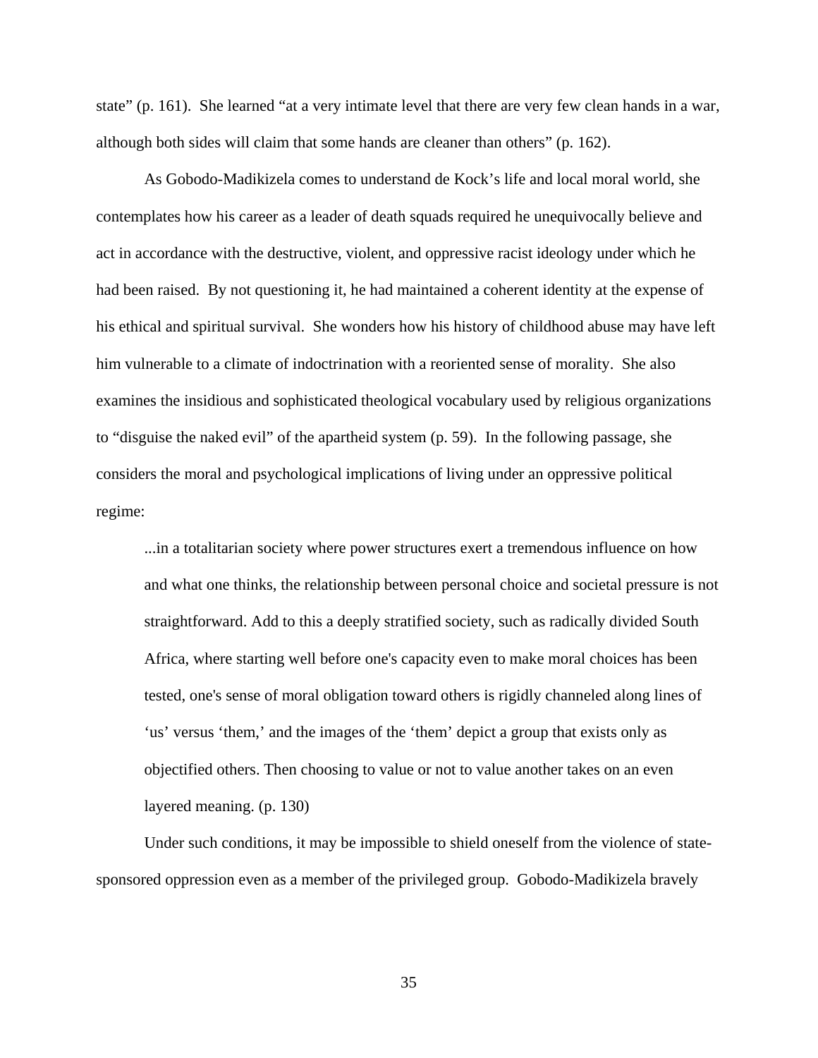state" (p. 161). She learned "at a very intimate level that there are very few clean hands in a war, although both sides will claim that some hands are cleaner than others" (p. 162).

As Gobodo-Madikizela comes to understand de Kock's life and local moral world, she contemplates how his career as a leader of death squads required he unequivocally believe and act in accordance with the destructive, violent, and oppressive racist ideology under which he had been raised. By not questioning it, he had maintained a coherent identity at the expense of his ethical and spiritual survival. She wonders how his history of childhood abuse may have left him vulnerable to a climate of indoctrination with a reoriented sense of morality. She also examines the insidious and sophisticated theological vocabulary used by religious organizations to "disguise the naked evil" of the apartheid system (p. 59). In the following passage, she considers the moral and psychological implications of living under an oppressive political regime:

> ...in a totalitarian society where power structures exert a tremendous influence on how and what one thinks, the relationship between personal choice and societal pressure is not straightforward. Add to this a deeply stratified society, such as radically divided South Africa, where starting well before one's capacity even to make moral choices has been tested, one's sense of moral obligation toward others is rigidly channeled along lines of 'us' versus 'them,' and the images of the 'them' depict a group that exists only as objectified others. Then choosing to value or not to value another takes on an even layered meaning. (p. 130)

Under such conditions, it may be impossible to shield oneself from the violence of state-sponsored oppression even as a member of the privileged group. Gobodo-Madikizela bravely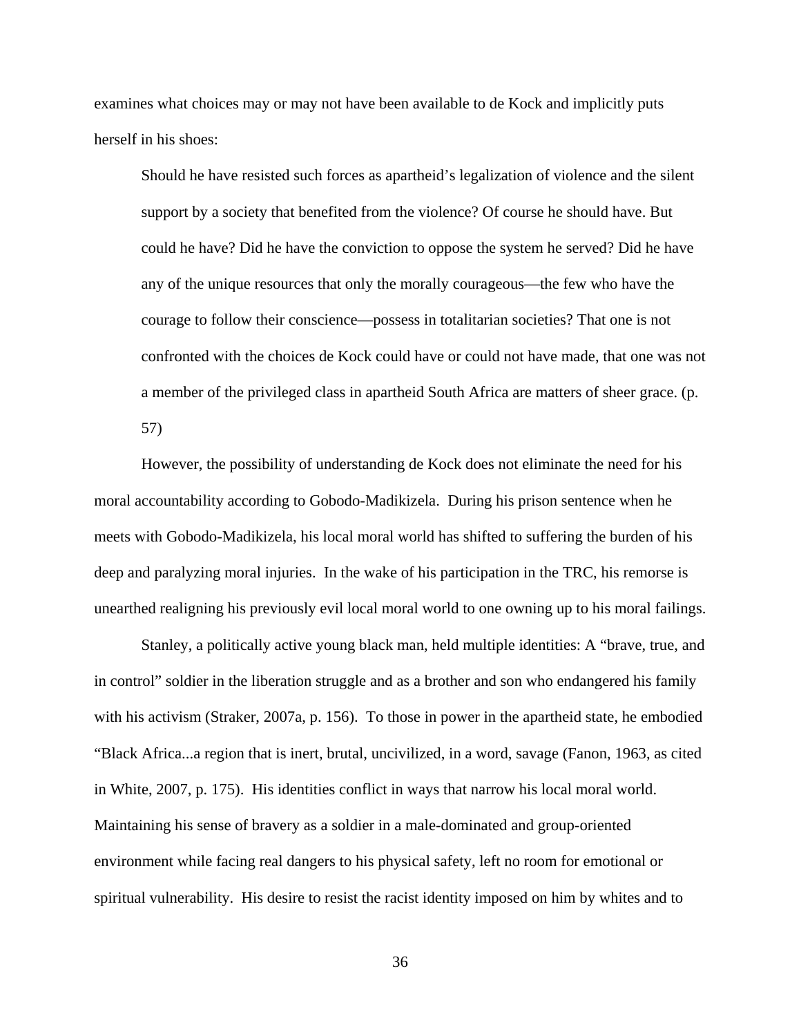examines what choices may or may not have been available to de Kock and implicitly puts herself in his shoes:

> Should he have resisted such forces as apartheid's legalization of violence and the silent support by a society that benefited from the violence? Of course he should have. But could he have? Did he have the conviction to oppose the system he served? Did he have any of the unique resources that only the morally courageous—the few who have the courage to follow their conscience—possess in totalitarian societies? That one is not confronted with the choices de Kock could have or could not have made, that one was not a member of the privileged class in apartheid South Africa are matters of sheer grace. (p. 57)

However, the possibility of understanding de Kock does not eliminate the need for his moral accountability according to Gobodo-Madikizela. During his prison sentence when he meets with Gobodo-Madikizela, his local moral world has shifted to suffering the burden of his deep and paralyzing moral injuries. In the wake of his participation in the TRC, his remorse is unearthed realigning his previously evil local moral world to one owning up to his moral failings.

Stanley, a politically active young black man, held multiple identities: A "brave, true, and in control" soldier in the liberation struggle and as a brother and son who endangered his family with his activism (Straker, 2007a, p. 156). To those in power in the apartheid state, he embodied "Black Africa...a region that is inert, brutal, uncivilized, in a word, savage (Fanon, 1963, as cited in White, 2007, p. 175). His identities conflict in ways that narrow his local moral world. Maintaining his sense of bravery as a soldier in a male-dominated and group-oriented environment while facing real dangers to his physical safety, left no room for emotional or spiritual vulnerability. His desire to resist the racist identity imposed on him by whites and to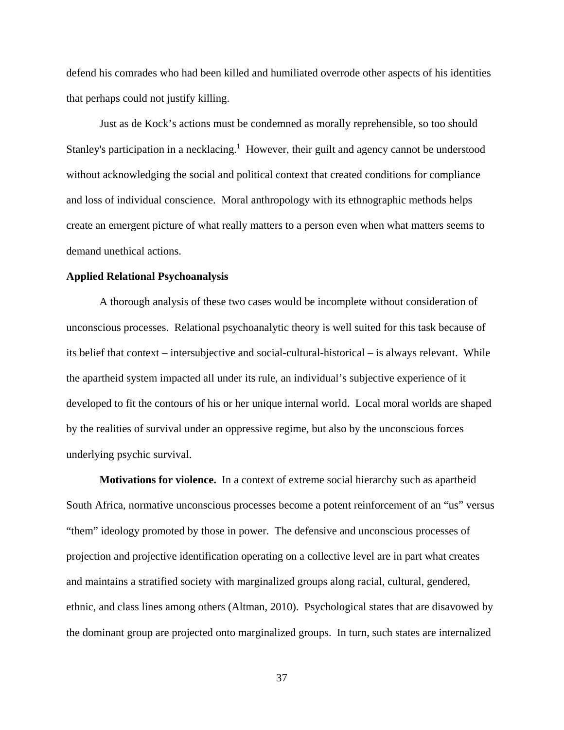defend his comrades who had been killed and humiliated overrode other aspects of his identities that perhaps could not justify killing.

Just as de Kock's actions must be condemned as morally reprehensible, so too should Stanley's participation in a necklacing.[1] However, their guilt and agency cannot be understood without acknowledging the social and political context that created conditions for compliance and loss of individual conscience. Moral anthropology with its ethnographic methods helps create an emergent picture of what really matters to a person even when what matters seems to demand unethical actions.

**Applied Relational Psychoanalysis**

A thorough analysis of these two cases would be incomplete without consideration of unconscious processes. Relational psychoanalytic theory is well suited for this task because of its belief that context – intersubjective and social-cultural-historical – is always relevant. While the apartheid system impacted all under its rule, an individual's subjective experience of it developed to fit the contours of his or her unique internal world. Local moral worlds are shaped by the realities of survival under an oppressive regime, but also by the unconscious forces underlying psychic survival.

**Motivations for violence.** In a context of extreme social hierarchy such as apartheid South Africa, normative unconscious processes become a potent reinforcement of an "us" versus "them" ideology promoted by those in power. The defensive and unconscious processes of projection and projective identification operating on a collective level are in part what creates and maintains a stratified society with marginalized groups along racial, cultural, gendered, ethnic, and class lines among others (Altman, 2010). Psychological states that are disavowed by the dominant group are projected onto marginalized groups. In turn, such states are internalized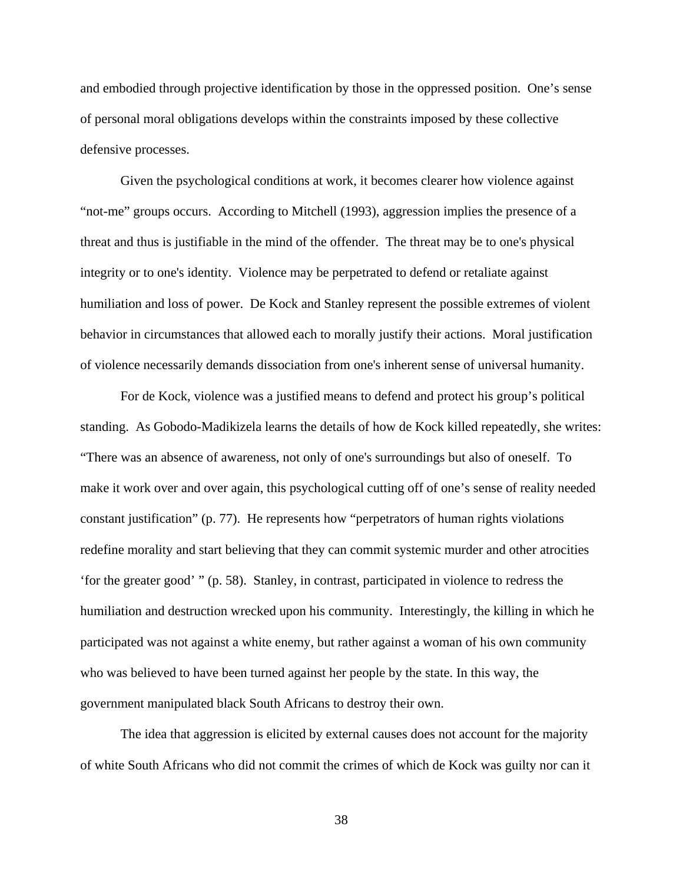and embodied through projective identification by those in the oppressed position. One's sense of personal moral obligations develops within the constraints imposed by these collective defensive processes.

Given the psychological conditions at work, it becomes clearer how violence against "not-me" groups occurs. According to Mitchell (1993), aggression implies the presence of a threat and thus is justifiable in the mind of the offender. The threat may be to one's physical integrity or to one's identity. Violence may be perpetrated to defend or retaliate against humiliation and loss of power. De Kock and Stanley represent the possible extremes of violent behavior in circumstances that allowed each to morally justify their actions. Moral justification of violence necessarily demands dissociation from one's inherent sense of universal humanity.

For de Kock, violence was a justified means to defend and protect his group's political standing. As Gobodo-Madikizela learns the details of how de Kock killed repeatedly, she writes: "There was an absence of awareness, not only of one's surroundings but also of oneself. To make it work over and over again, this psychological cutting off of one's sense of reality needed constant justification" (p. 77). He represents how "perpetrators of human rights violations redefine morality and start believing that they can commit systemic murder and other atrocities 'for the greater good' " (p. 58). Stanley, in contrast, participated in violence to redress the humiliation and destruction wrecked upon his community. Interestingly, the killing in which he participated was not against a white enemy, but rather against a woman of his own community who was believed to have been turned against her people by the state. In this way, the government manipulated black South Africans to destroy their own.

The idea that aggression is elicited by external causes does not account for the majority of white South Africans who did not commit the crimes of which de Kock was guilty nor can it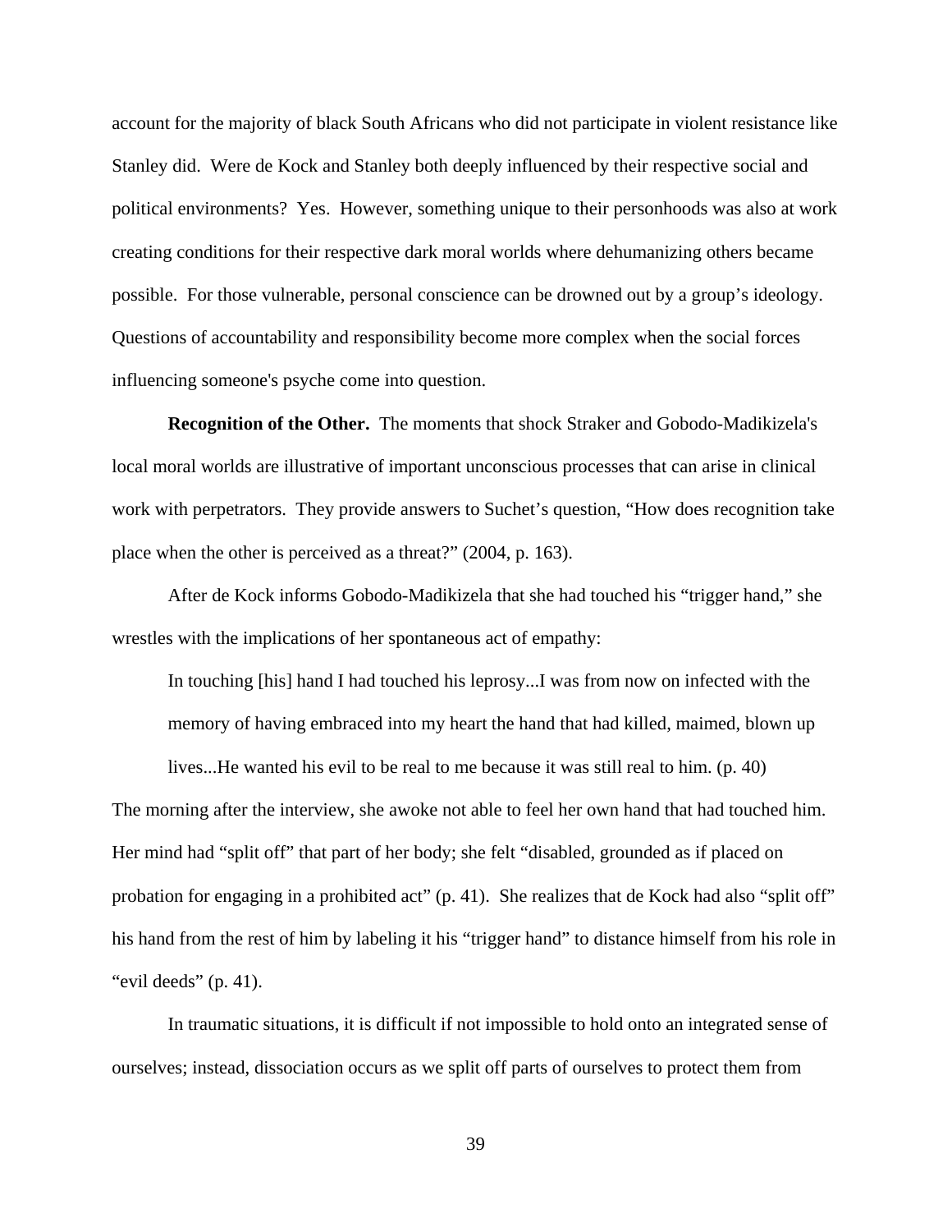account for the majority of black South Africans who did not participate in violent resistance like Stanley did. Were de Kock and Stanley both deeply influenced by their respective social and political environments? Yes. However, something unique to their personhoods was also at work creating conditions for their respective dark moral worlds where dehumanizing others became possible. For those vulnerable, personal conscience can be drowned out by a group's ideology. Questions of accountability and responsibility become more complex when the social forces influencing someone's psyche come into question.

**Recognition of the Other.** The moments that shock Straker and Gobodo-Madikizela's local moral worlds are illustrative of important unconscious processes that can arise in clinical work with perpetrators. They provide answers to Suchet's question, "How does recognition take place when the other is perceived as a threat?" (2004, p. 163).

After de Kock informs Gobodo-Madikizela that she had touched his "trigger hand," she wrestles with the implications of her spontaneous act of empathy:

> In touching [his] hand I had touched his leprosy...I was from now on infected with the memory of having embraced into my heart the hand that had killed, maimed, blown up lives...He wanted his evil to be real to me because it was still real to him. (p. 40)

The morning after the interview, she awoke not able to feel her own hand that had touched him. Her mind had "split off" that part of her body; she felt "disabled, grounded as if placed on probation for engaging in a prohibited act" (p. 41). She realizes that de Kock had also "split off" his hand from the rest of him by labeling it his "trigger hand" to distance himself from his role in "evil deeds" (p. 41).

In traumatic situations, it is difficult if not impossible to hold onto an integrated sense of ourselves; instead, dissociation occurs as we split off parts of ourselves to protect them from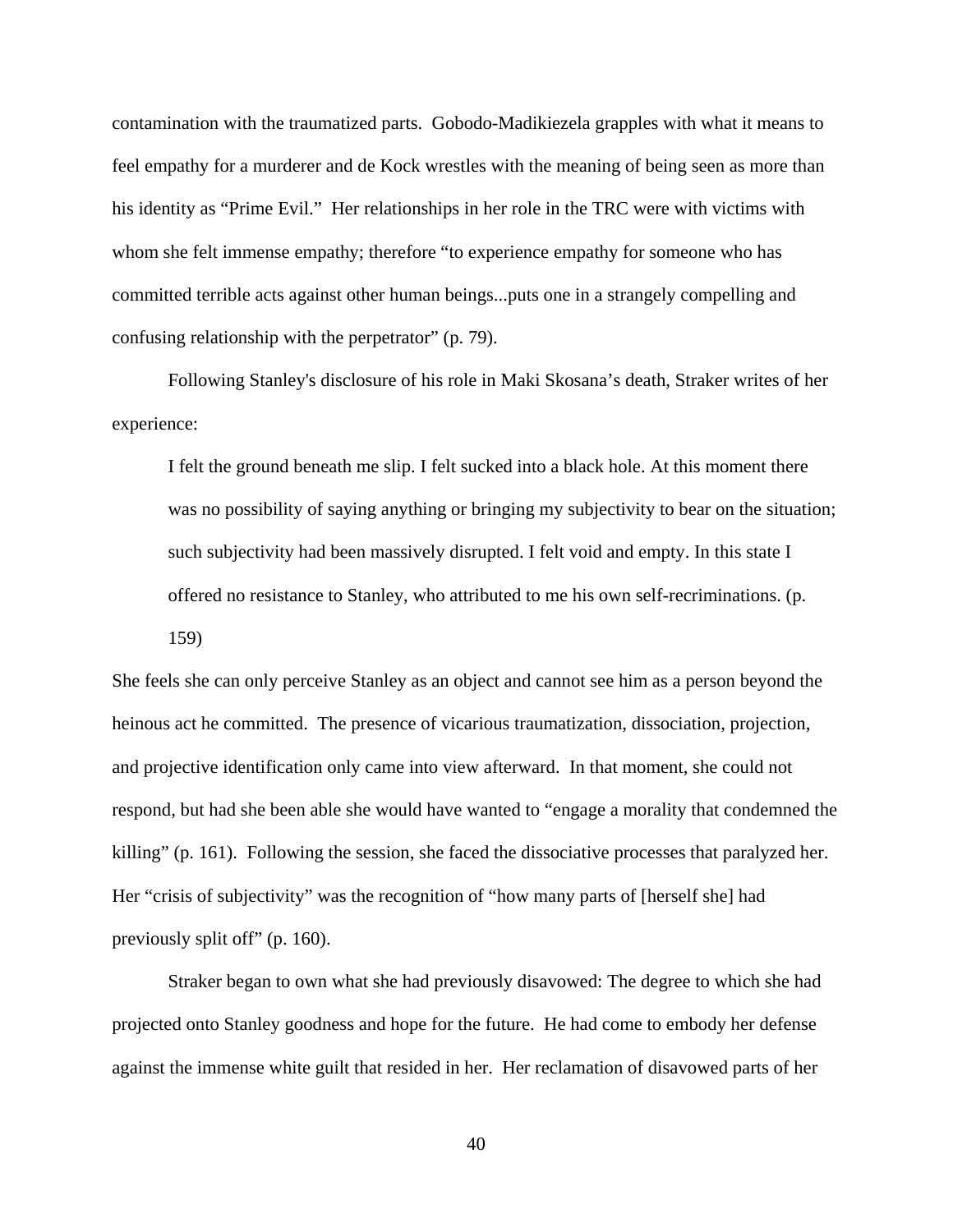contamination with the traumatized parts. Gobodo-Madikiezela grapples with what it means to feel empathy for a murderer and de Kock wrestles with the meaning of being seen as more than his identity as "Prime Evil." Her relationships in her role in the TRC were with victims with whom she felt immense empathy; therefore "to experience empathy for someone who has committed terrible acts against other human beings...puts one in a strangely compelling and confusing relationship with the perpetrator" (p. 79).

Following Stanley's disclosure of his role in Maki Skosana's death, Straker writes of her experience:

> I felt the ground beneath me slip. I felt sucked into a black hole. At this moment there was no possibility of saying anything or bringing my subjectivity to bear on the situation; such subjectivity had been massively disrupted. I felt void and empty. In this state I offered no resistance to Stanley, who attributed to me his own self-recriminations. (p. 159)

She feels she can only perceive Stanley as an object and cannot see him as a person beyond the heinous act he committed. The presence of vicarious traumatization, dissociation, projection, and projective identification only came into view afterward. In that moment, she could not respond, but had she been able she would have wanted to "engage a morality that condemned the killing" (p. 161). Following the session, she faced the dissociative processes that paralyzed her. Her "crisis of subjectivity" was the recognition of "how many parts of [herself she] had previously split off" (p. 160).

Straker began to own what she had previously disavowed: The degree to which she had projected onto Stanley goodness and hope for the future. He had come to embody her defense against the immense white guilt that resided in her. Her reclamation of disavowed parts of her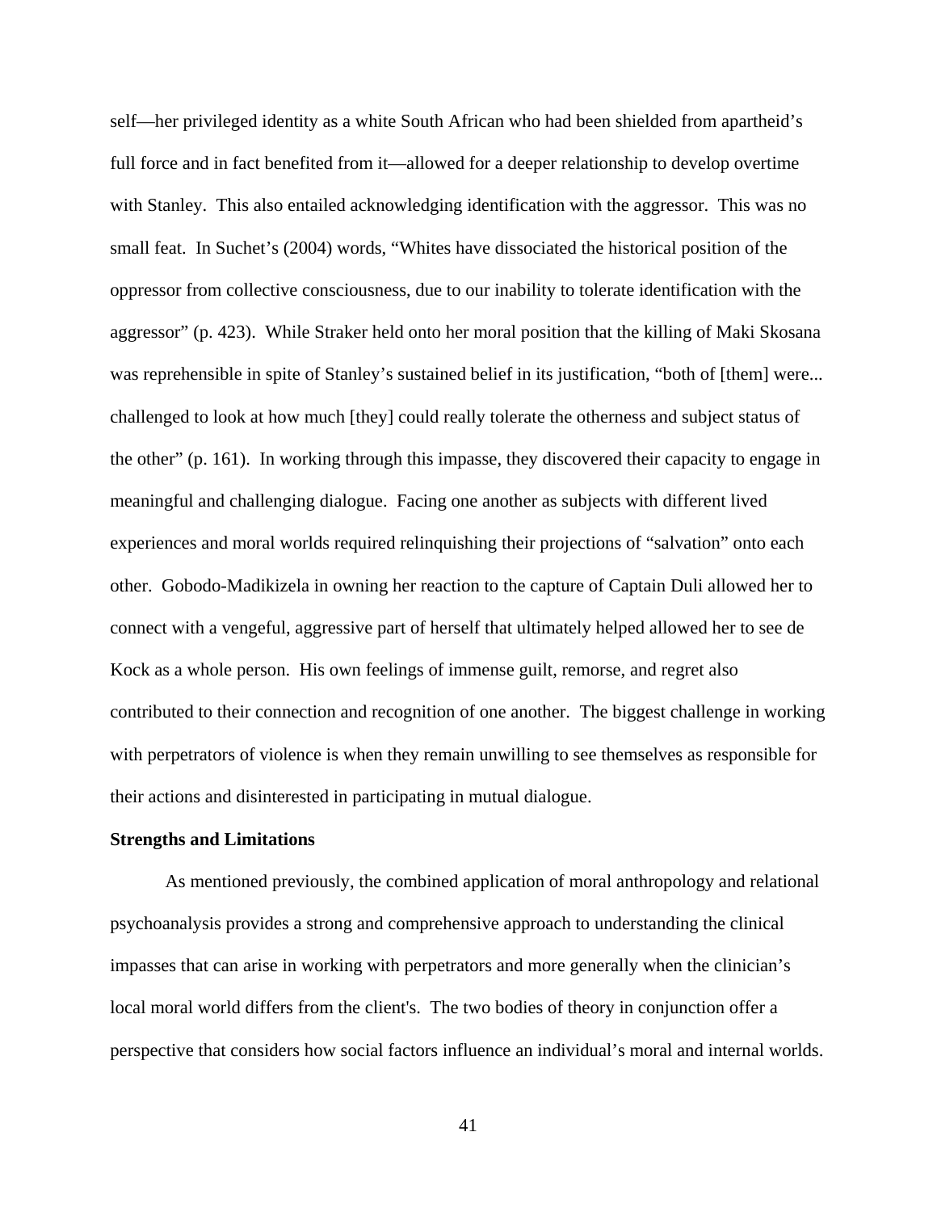self—her privileged identity as a white South African who had been shielded from apartheid's full force and in fact benefited from it—allowed for a deeper relationship to develop overtime with Stanley. This also entailed acknowledging identification with the aggressor. This was no small feat. In Suchet's (2004) words, "Whites have dissociated the historical position of the oppressor from collective consciousness, due to our inability to tolerate identification with the aggressor" (p. 423). While Straker held onto her moral position that the killing of Maki Skosana was reprehensible in spite of Stanley's sustained belief in its justification, "both of [them] were... challenged to look at how much [they] could really tolerate the otherness and subject status of the other" (p. 161). In working through this impasse, they discovered their capacity to engage in meaningful and challenging dialogue. Facing one another as subjects with different lived experiences and moral worlds required relinquishing their projections of "salvation" onto each other. Gobodo-Madikizela in owning her reaction to the capture of Captain Duli allowed her to connect with a vengeful, aggressive part of herself that ultimately helped allowed her to see de Kock as a whole person. His own feelings of immense guilt, remorse, and regret also contributed to their connection and recognition of one another. The biggest challenge in working with perpetrators of violence is when they remain unwilling to see themselves as responsible for their actions and disinterested in participating in mutual dialogue.

**Strengths and Limitations**

As mentioned previously, the combined application of moral anthropology and relational psychoanalysis provides a strong and comprehensive approach to understanding the clinical impasses that can arise in working with perpetrators and more generally when the clinician's local moral world differs from the client's. The two bodies of theory in conjunction offer a perspective that considers how social factors influence an individual's moral and internal worlds.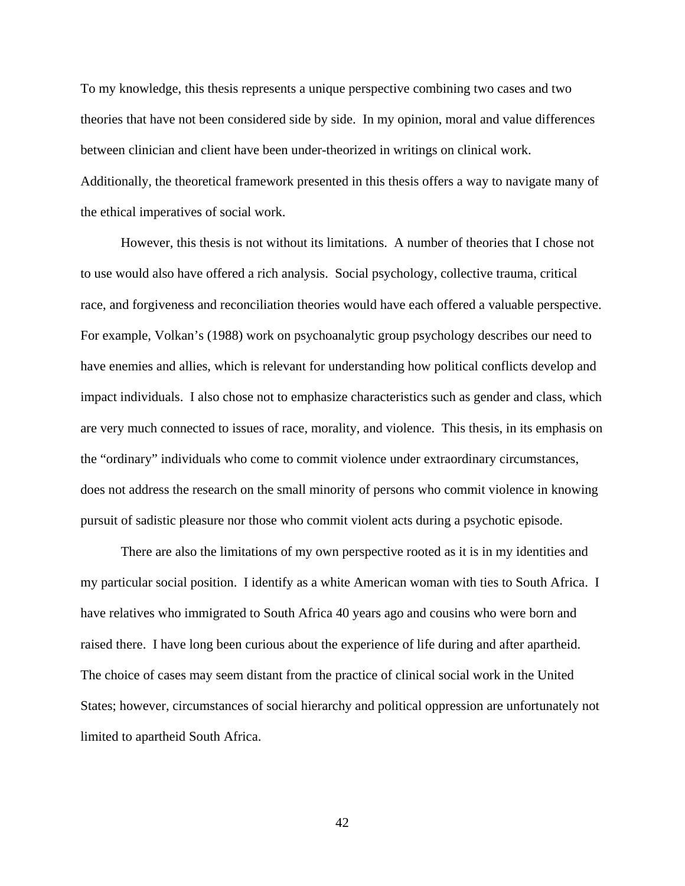To my knowledge, this thesis represents a unique perspective combining two cases and two theories that have not been considered side by side. In my opinion, moral and value differences between clinician and client have been under-theorized in writings on clinical work. Additionally, the theoretical framework presented in this thesis offers a way to navigate many of the ethical imperatives of social work.

However, this thesis is not without its limitations. A number of theories that I chose not to use would also have offered a rich analysis. Social psychology, collective trauma, critical race, and forgiveness and reconciliation theories would have each offered a valuable perspective. For example, Volkan's (1988) work on psychoanalytic group psychology describes our need to have enemies and allies, which is relevant for understanding how political conflicts develop and impact individuals. I also chose not to emphasize characteristics such as gender and class, which are very much connected to issues of race, morality, and violence. This thesis, in its emphasis on the "ordinary" individuals who come to commit violence under extraordinary circumstances, does not address the research on the small minority of persons who commit violence in knowing pursuit of sadistic pleasure nor those who commit violent acts during a psychotic episode.

There are also the limitations of my own perspective rooted as it is in my identities and my particular social position. I identify as a white American woman with ties to South Africa. I have relatives who immigrated to South Africa 40 years ago and cousins who were born and raised there. I have long been curious about the experience of life during and after apartheid. The choice of cases may seem distant from the practice of clinical social work in the United States; however, circumstances of social hierarchy and political oppression are unfortunately not limited to apartheid South Africa.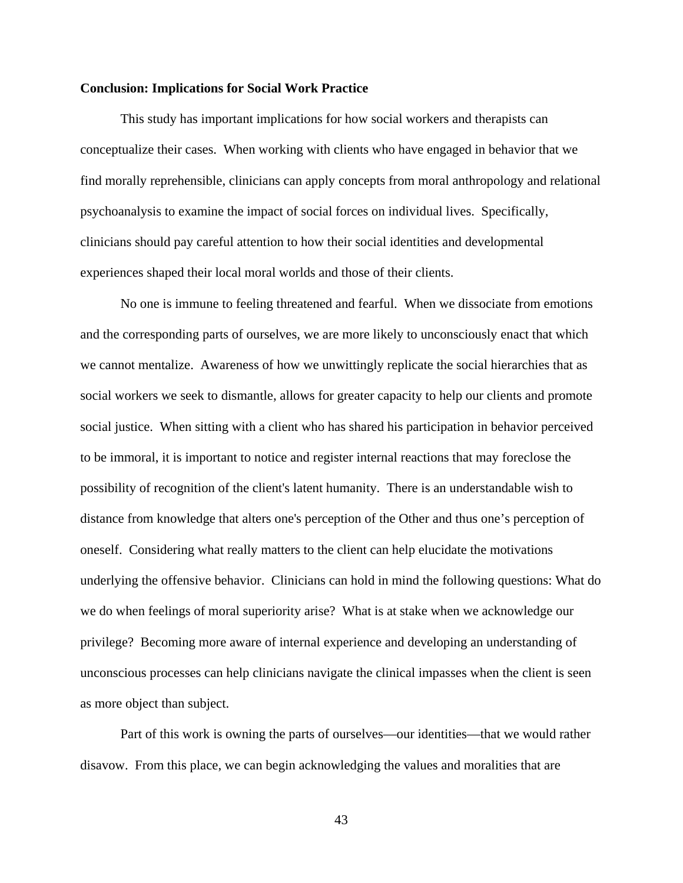**Conclusion: Implications for Social Work Practice**

This study has important implications for how social workers and therapists can conceptualize their cases. When working with clients who have engaged in behavior that we find morally reprehensible, clinicians can apply concepts from moral anthropology and relational psychoanalysis to examine the impact of social forces on individual lives. Specifically, clinicians should pay careful attention to how their social identities and developmental experiences shaped their local moral worlds and those of their clients.

No one is immune to feeling threatened and fearful. When we dissociate from emotions and the corresponding parts of ourselves, we are more likely to unconsciously enact that which we cannot mentalize. Awareness of how we unwittingly replicate the social hierarchies that as social workers we seek to dismantle, allows for greater capacity to help our clients and promote social justice. When sitting with a client who has shared his participation in behavior perceived to be immoral, it is important to notice and register internal reactions that may foreclose the possibility of recognition of the client's latent humanity. There is an understandable wish to distance from knowledge that alters one's perception of the Other and thus one's perception of oneself. Considering what really matters to the client can help elucidate the motivations underlying the offensive behavior. Clinicians can hold in mind the following questions: What do we do when feelings of moral superiority arise? What is at stake when we acknowledge our privilege? Becoming more aware of internal experience and developing an understanding of unconscious processes can help clinicians navigate the clinical impasses when the client is seen as more object than subject.

Part of this work is owning the parts of ourselves—our identities—that we would rather disavow. From this place, we can begin acknowledging the values and moralities that are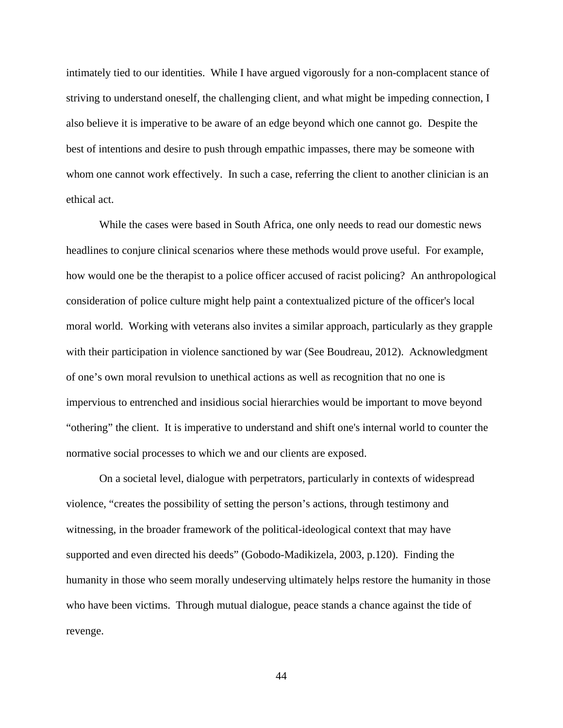intimately tied to our identities. While I have argued vigorously for a non-complacent stance of striving to understand oneself, the challenging client, and what might be impeding connection, I also believe it is imperative to be aware of an edge beyond which one cannot go. Despite the best of intentions and desire to push through empathic impasses, there may be someone with whom one cannot work effectively. In such a case, referring the client to another clinician is an ethical act.

While the cases were based in South Africa, one only needs to read our domestic news headlines to conjure clinical scenarios where these methods would prove useful. For example, how would one be the therapist to a police officer accused of racist policing? An anthropological consideration of police culture might help paint a contextualized picture of the officer's local moral world. Working with veterans also invites a similar approach, particularly as they grapple with their participation in violence sanctioned by war (See Boudreau, 2012). Acknowledgment of one's own moral revulsion to unethical actions as well as recognition that no one is impervious to entrenched and insidious social hierarchies would be important to move beyond "othering" the client. It is imperative to understand and shift one's internal world to counter the normative social processes to which we and our clients are exposed.

On a societal level, dialogue with perpetrators, particularly in contexts of widespread violence, "creates the possibility of setting the person's actions, through testimony and witnessing, in the broader framework of the political-ideological context that may have supported and even directed his deeds" (Gobodo-Madikizela, 2003, p.120). Finding the humanity in those who seem morally undeserving ultimately helps restore the humanity in those who have been victims. Through mutual dialogue, peace stands a chance against the tide of revenge.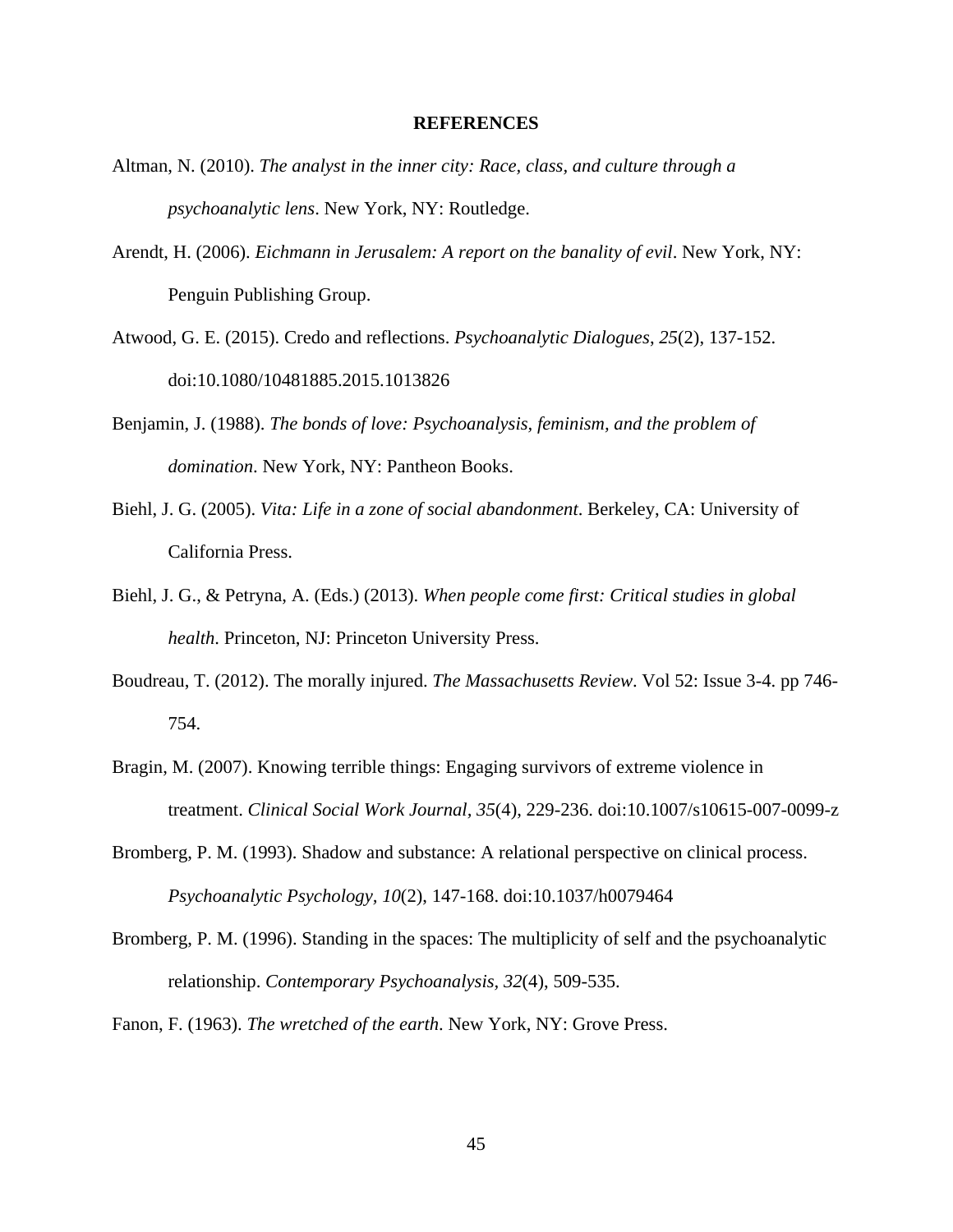# REFERENCES

Altman, N. (2010). *The analyst in the inner city: Race, class, and culture through a psychoanalytic lens*. New York, NY: Routledge.

Arendt, H. (2006). *Eichmann in Jerusalem: A report on the banality of evil*. New York, NY: Penguin Publishing Group.

Atwood, G. E. (2015). Credo and reflections. *Psychoanalytic Dialogues*, *25*(2), 137-152. doi:10.1080/10481885.2015.1013826

Benjamin, J. (1988). *The bonds of love: Psychoanalysis, feminism, and the problem of domination*. New York, NY: Pantheon Books.

Biehl, J. G. (2005). *Vita: Life in a zone of social abandonment*. Berkeley, CA: University of California Press.

Biehl, J. G., & Petryna, A. (Eds.) (2013). *When people come first: Critical studies in global health*. Princeton, NJ: Princeton University Press.

Boudreau, T. (2012). The morally injured. *The Massachusetts Review*. Vol 52: Issue 3-4. pp 746-754.

Bragin, M. (2007). Knowing terrible things: Engaging survivors of extreme violence in treatment. *Clinical Social Work Journal*, *35*(4), 229-236. doi:10.1007/s10615-007-0099-z

Bromberg, P. M. (1993). Shadow and substance: A relational perspective on clinical process. *Psychoanalytic Psychology*, *10*(2), 147-168. doi:10.1037/h0079464

Bromberg, P. M. (1996). Standing in the spaces: The multiplicity of self and the psychoanalytic relationship. *Contemporary Psychoanalysis*, *32*(4), 509-535.

Fanon, F. (1963). *The wretched of the earth*. New York, NY: Grove Press.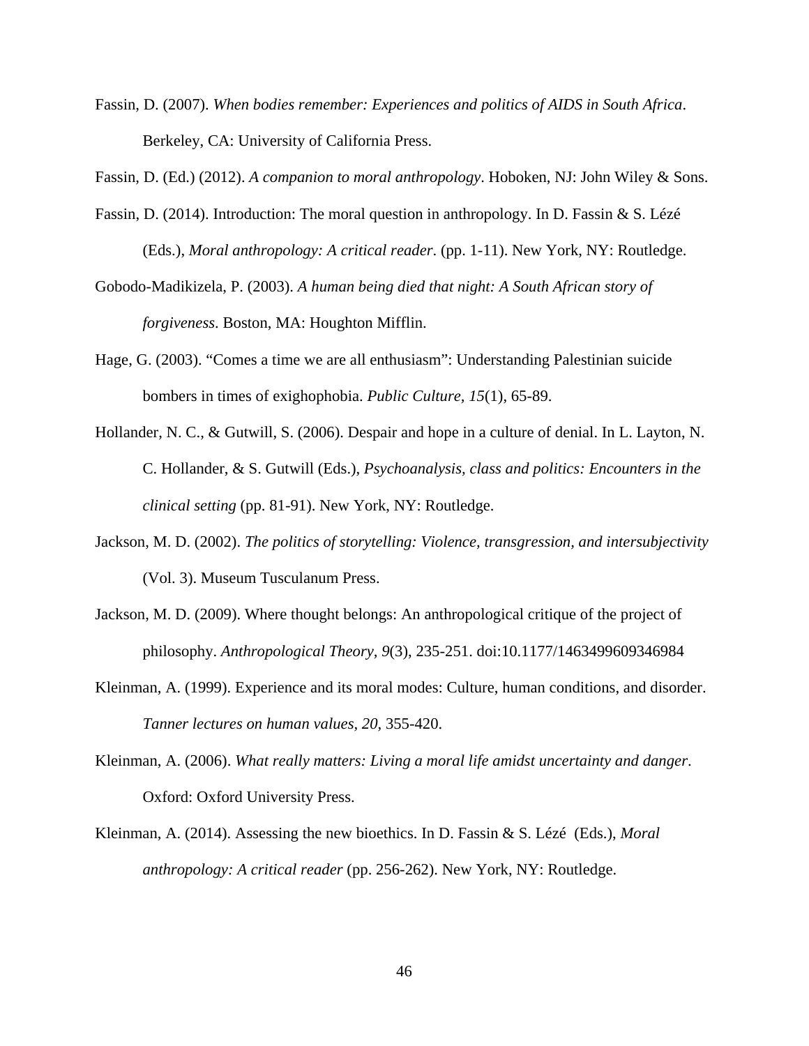Fassin, D. (2007). *When bodies remember: Experiences and politics of AIDS in South Africa*. Berkeley, CA: University of California Press.

Fassin, D. (Ed.) (2012). *A companion to moral anthropology*. Hoboken, NJ: John Wiley & Sons.

Fassin, D. (2014). Introduction: The moral question in anthropology. In D. Fassin & S. Lézé (Eds.), *Moral anthropology: A critical reader*. (pp. 1-11). New York, NY: Routledge.

Gobodo-Madikizela, P. (2003). *A human being died that night: A South African story of forgiveness*. Boston, MA: Houghton Mifflin.

Hage, G. (2003). "Comes a time we are all enthusiasm": Understanding Palestinian suicide bombers in times of exighophobia. *Public Culture, 15*(1), 65-89.

Hollander, N. C., & Gutwill, S. (2006). Despair and hope in a culture of denial. In L. Layton, N. C. Hollander, & S. Gutwill (Eds.), *Psychoanalysis, class and politics: Encounters in the clinical setting* (pp. 81-91). New York, NY: Routledge.

Jackson, M. D. (2002). *The politics of storytelling: Violence, transgression, and intersubjectivity* (Vol. 3). Museum Tusculanum Press.

Jackson, M. D. (2009). Where thought belongs: An anthropological critique of the project of philosophy. *Anthropological Theory, 9*(3), 235-251. doi:10.1177/1463499609346984

Kleinman, A. (1999). Experience and its moral modes: Culture, human conditions, and disorder. *Tanner lectures on human values*, *20*, 355-420.

Kleinman, A. (2006). *What really matters: Living a moral life amidst uncertainty and danger*. Oxford: Oxford University Press.

Kleinman, A. (2014). Assessing the new bioethics. In D. Fassin & S. Lézé (Eds.), *Moral anthropology: A critical reader* (pp. 256-262). New York, NY: Routledge.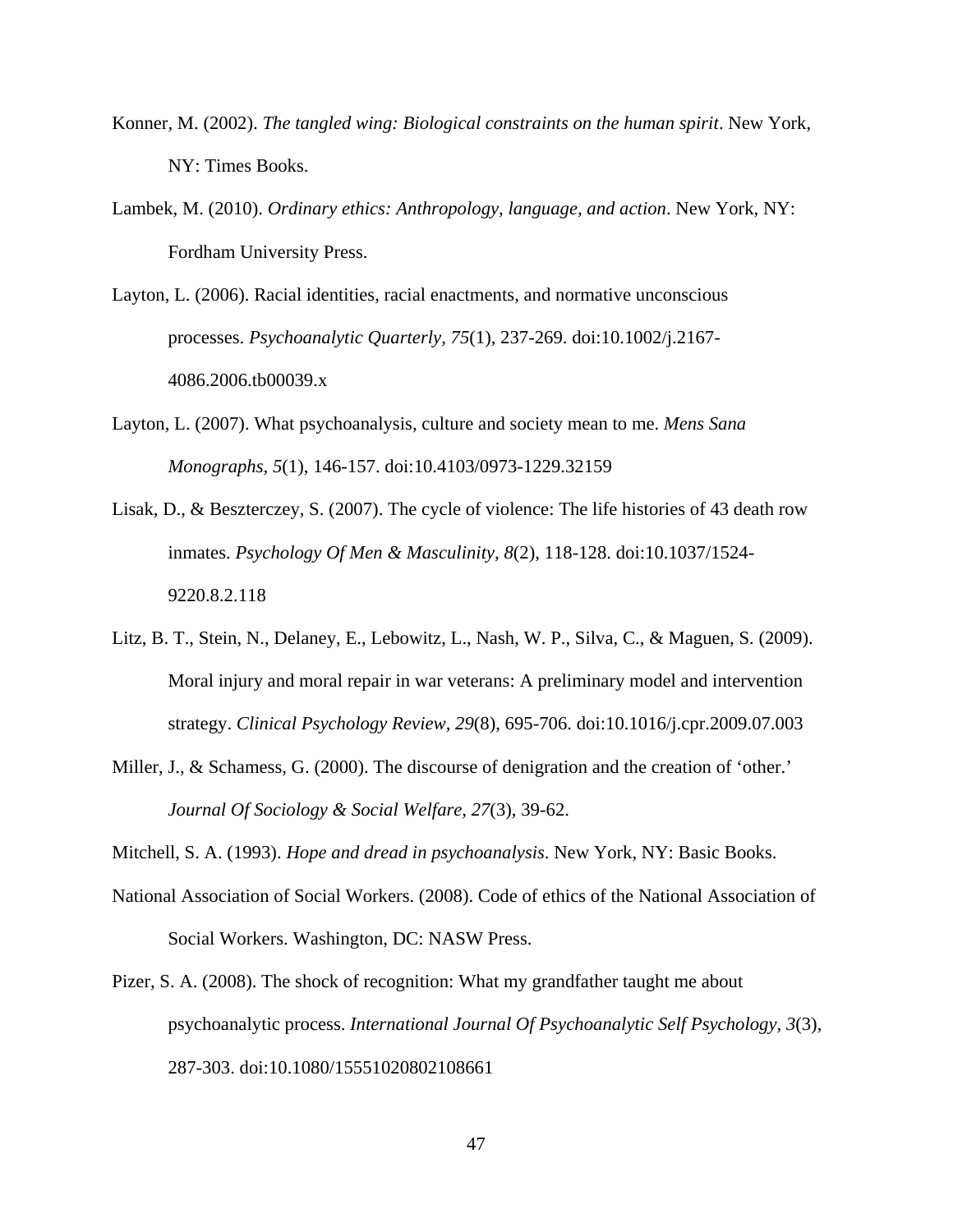Konner, M. (2002). *The tangled wing: Biological constraints on the human spirit*. New York, NY: Times Books.

Lambek, M. (2010). *Ordinary ethics: Anthropology, language, and action*. New York, NY: Fordham University Press.

Layton, L. (2006). Racial identities, racial enactments, and normative unconscious processes. *Psychoanalytic Quarterly, 75*(1), 237-269. doi:10.1002/j.2167-4086.2006.tb00039.x

Layton, L. (2007). What psychoanalysis, culture and society mean to me. *Mens Sana Monographs, 5*(1), 146-157. doi:10.4103/0973-1229.32159

Lisak, D., & Beszterczey, S. (2007). The cycle of violence: The life histories of 43 death row inmates. *Psychology Of Men & Masculinity, 8*(2), 118-128. doi:10.1037/1524-9220.8.2.118

Litz, B. T., Stein, N., Delaney, E., Lebowitz, L., Nash, W. P., Silva, C., & Maguen, S. (2009). Moral injury and moral repair in war veterans: A preliminary model and intervention strategy. *Clinical Psychology Review, 29*(8), 695-706. doi:10.1016/j.cpr.2009.07.003

Miller, J., & Schamess, G. (2000). The discourse of denigration and the creation of 'other.' *Journal Of Sociology & Social Welfare, 27*(3), 39-62.

Mitchell, S. A. (1993). *Hope and dread in psychoanalysis*. New York, NY: Basic Books.

National Association of Social Workers. (2008). Code of ethics of the National Association of Social Workers. Washington, DC: NASW Press.

Pizer, S. A. (2008). The shock of recognition: What my grandfather taught me about psychoanalytic process. *International Journal Of Psychoanalytic Self Psychology, 3*(3), 287-303. doi:10.1080/15551020802108661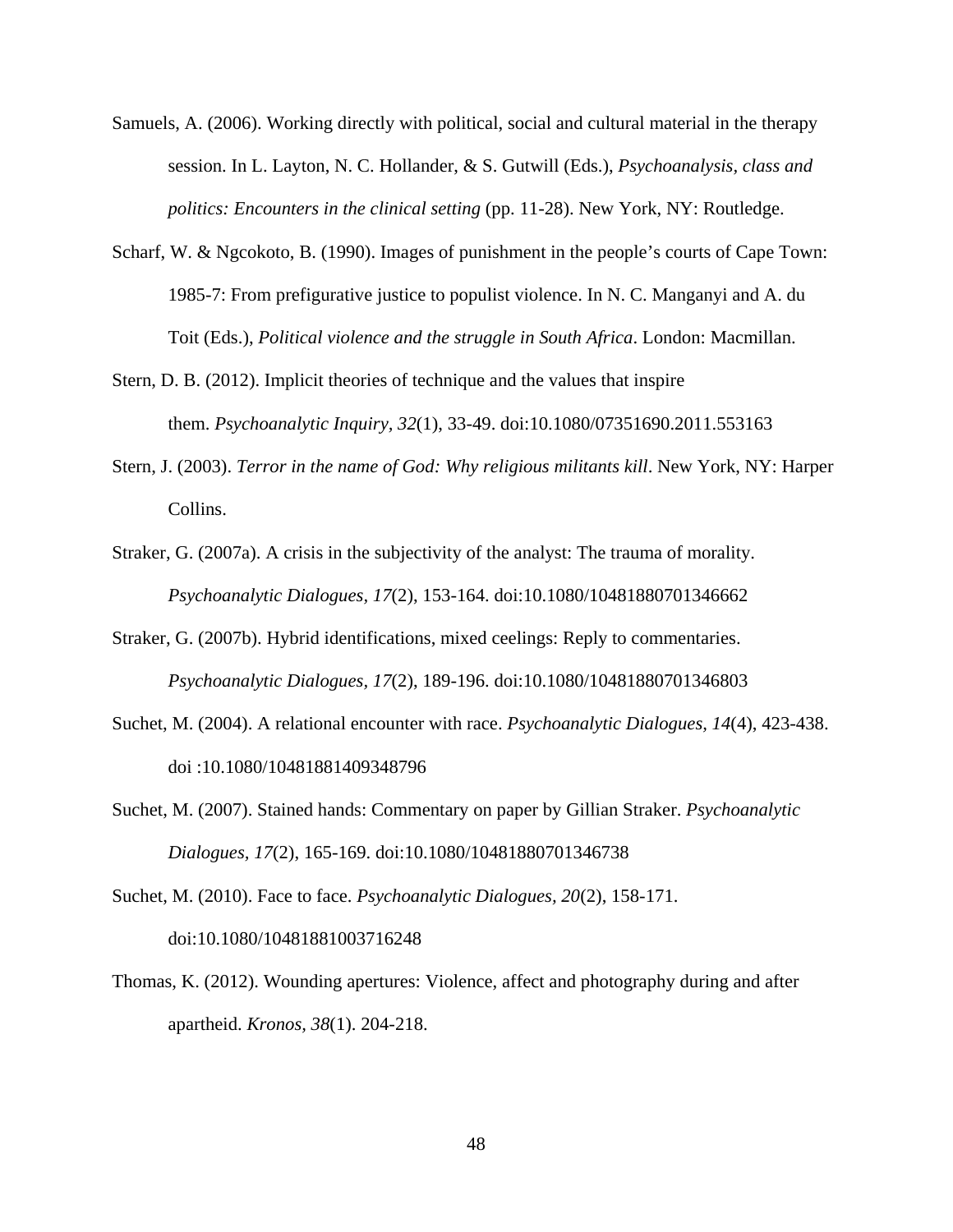Samuels, A. (2006). Working directly with political, social and cultural material in the therapy session. In L. Layton, N. C. Hollander, & S. Gutwill (Eds.), *Psychoanalysis, class and politics: Encounters in the clinical setting* (pp. 11-28). New York, NY: Routledge.

Scharf, W. & Ngcokoto, B. (1990). Images of punishment in the people's courts of Cape Town: 1985-7: From prefigurative justice to populist violence. In N. C. Manganyi and A. du Toit (Eds.), *Political violence and the struggle in South Africa*. London: Macmillan.

Stern, D. B. (2012). Implicit theories of technique and the values that inspire them. *Psychoanalytic Inquiry, 32*(1), 33-49. doi:10.1080/07351690.2011.553163

Stern, J. (2003). *Terror in the name of God: Why religious militants kill*. New York, NY: Harper Collins.

Straker, G. (2007a). A crisis in the subjectivity of the analyst: The trauma of morality. *Psychoanalytic Dialogues, 17*(2), 153-164. doi:10.1080/10481880701346662

Straker, G. (2007b). Hybrid identifications, mixed ceilings: Reply to commentaries. *Psychoanalytic Dialogues, 17*(2), 189-196. doi:10.1080/10481880701346803

Suchet, M. (2004). A relational encounter with race. *Psychoanalytic Dialogues, 14*(4), 423-438. doi :10.1080/10481881409348796

Suchet, M. (2007). Stained hands: Commentary on paper by Gillian Straker. *Psychoanalytic Dialogues, 17*(2), 165-169. doi:10.1080/10481880701346738

Suchet, M. (2010). Face to face. *Psychoanalytic Dialogues, 20*(2), 158-171. doi:10.1080/10481881003716248

Thomas, K. (2012). Wounding apertures: Violence, affect and photography during and after apartheid. *Kronos, 38*(1). 204-218.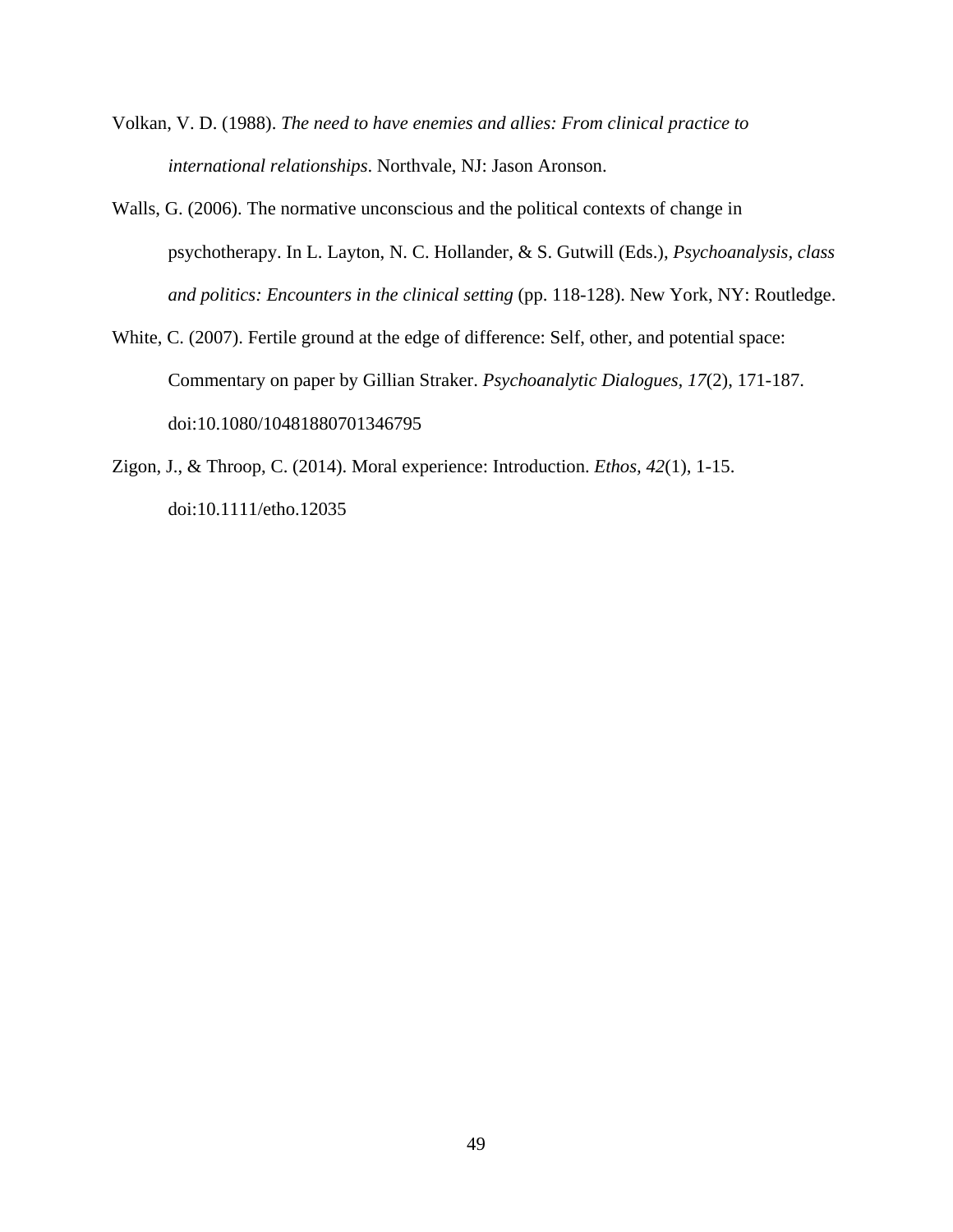Volkan, V. D. (1988). *The need to have enemies and allies: From clinical practice to international relationships*. Northvale, NJ: Jason Aronson.

Walls, G. (2006). The normative unconscious and the political contexts of change in psychotherapy. In L. Layton, N. C. Hollander, & S. Gutwill (Eds.), *Psychoanalysis, class and politics: Encounters in the clinical setting* (pp. 118-128). New York, NY: Routledge.

White, C. (2007). Fertile ground at the edge of difference: Self, other, and potential space: Commentary on paper by Gillian Straker. *Psychoanalytic Dialogues, 17*(2), 171-187. doi:10.1080/10481880701346795

Zigon, J., & Throop, C. (2014). Moral experience: Introduction. *Ethos, 42*(1), 1-15. doi:10.1111/etho.12035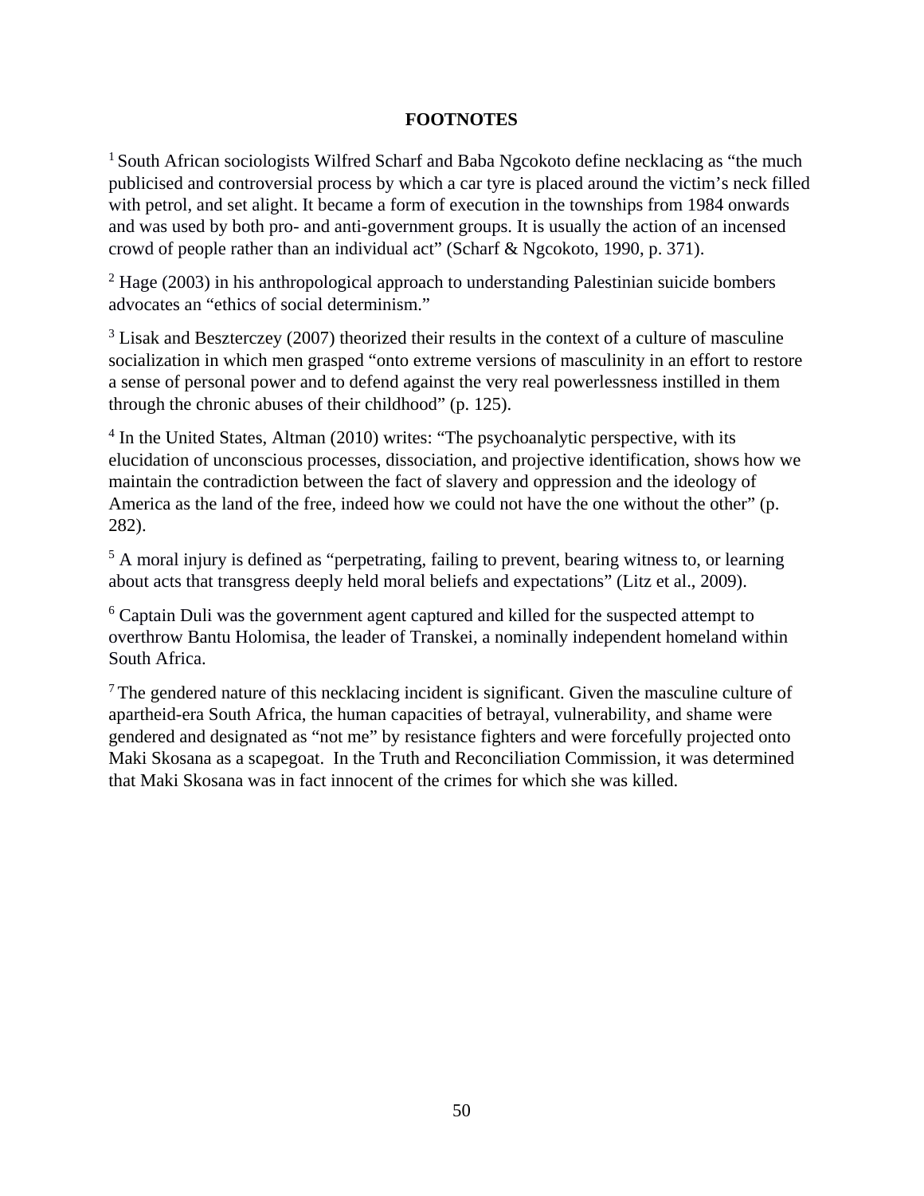**FOOTNOTES**

[1] South African sociologists Wilfred Scharf and Baba Ngcokoto define necklacing as "the much publicised and controversial process by which a car tyre is placed around the victim's neck filled with petrol, and set alight. It became a form of execution in the townships from 1984 onwards and was used by both pro- and anti-government groups. It is usually the action of an incensed crowd of people rather than an individual act" (Scharf & Ngcokoto, 1990, p. 371).

[2] Hage (2003) in his anthropological approach to understanding Palestinian suicide bombers advocates an "ethics of social determinism."

[3] Lisak and Beszterczey (2007) theorized their results in the context of a culture of masculine socialization in which men grasped "onto extreme versions of masculinity in an effort to restore a sense of personal power and to defend against the very real powerlessness instilled in them through the chronic abuses of their childhood" (p. 125).

[4] In the United States, Altman (2010) writes: "The psychoanalytic perspective, with its elucidation of unconscious processes, dissociation, and projective identification, shows how we maintain the contradiction between the fact of slavery and oppression and the ideology of America as the land of the free, indeed how we could not have the one without the other" (p. 282).

[5] A moral injury is defined as "perpetrating, failing to prevent, bearing witness to, or learning about acts that transgress deeply held moral beliefs and expectations" (Litz et al., 2009).

[6] Captain Duli was the government agent captured and killed for the suspected attempt to overthrow Bantu Holomisa, the leader of Transkei, a nominally independent homeland within South Africa.

[7] The gendered nature of this necklacing incident is significant. Given the masculine culture of apartheid-era South Africa, the human capacities of betrayal, vulnerability, and shame were gendered and designated as "not me" by resistance fighters and were forcefully projected onto Maki Skosana as a scapegoat. In the Truth and Reconciliation Commission, it was determined that Maki Skosana was in fact innocent of the crimes for which she was killed.